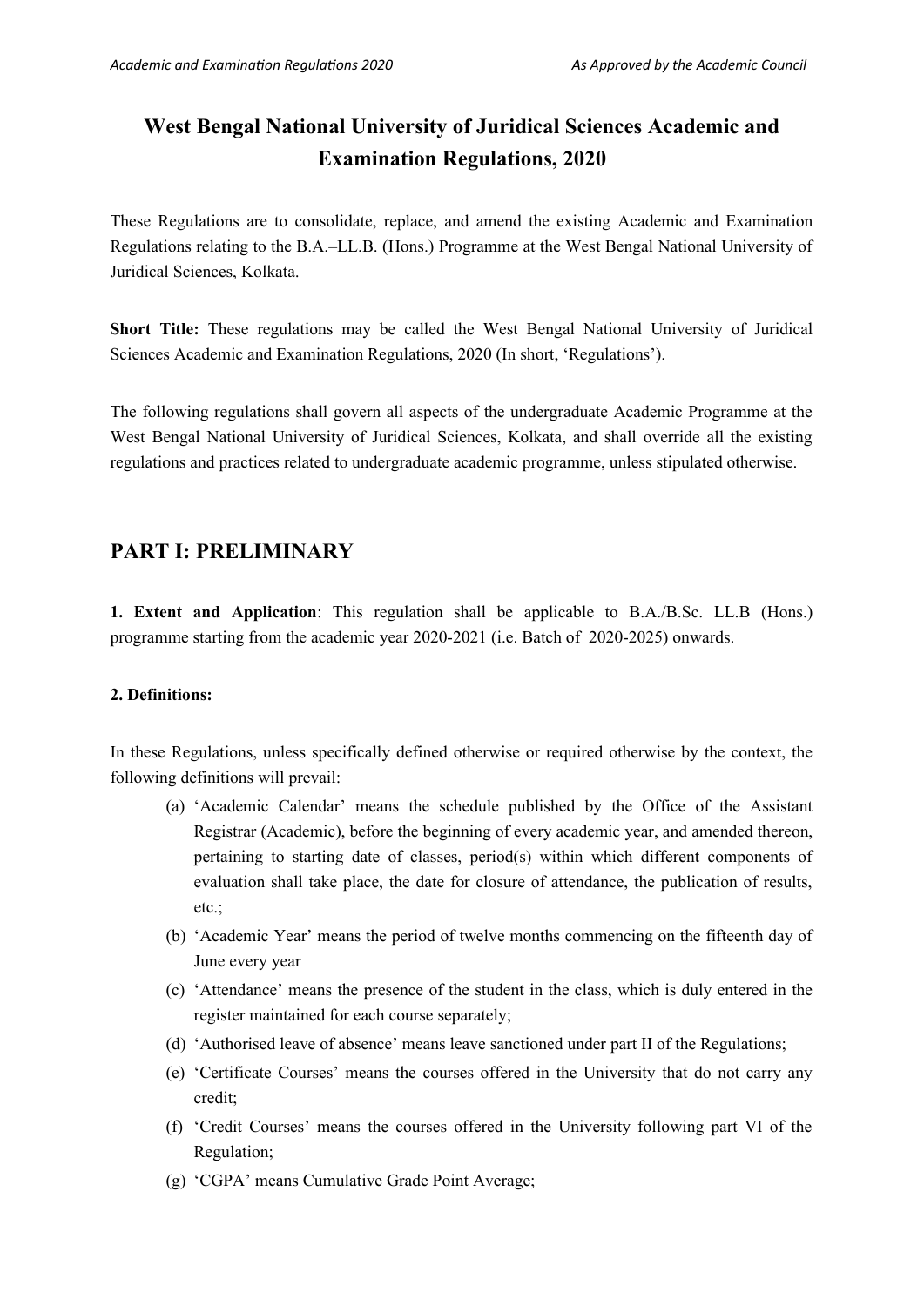# West Bengal National University of Juridical Sciences Academic and Examination Regulations, 2020

These Regulations are to consolidate, replace, and amend the existing Academic and Examination Regulations relating to the B.A.–LL.B. (Hons.) Programme at the West Bengal National University of Juridical Sciences, Kolkata.

**Short Title:** These regulations may be called the West Bengal National University of Juridical Sciences Academic and Examination Regulations, 2020 (In short, 'Regulations').

The following regulations shall govern all aspects of the undergraduate Academic Programme at the West Bengal National University of Juridical Sciences, Kolkata, and shall override all the existing regulations and practices related to undergraduate academic programme, unless stipulated otherwise.

## PART I: PRELIMINARY

**1. Extent and Application**: This regulation shall be applicable to B.A./B.Sc. LL.B (Hons.) programme starting from the academic year 2020-2021 (i.e. Batch of 2020-2025) onwards.

**2. Definitions:**

In these Regulations, unless specifically defined otherwise or required otherwise by the context, the following definitions will prevail:

(a) 'Academic Calendar' means the schedule published by the Office of the Assistant Registrar (Academic), before the beginning of every academic year, and amended thereon, pertaining to starting date of classes, period(s) within which different components of evaluation shall take place, the date for closure of attendance, the publication of results, etc.;

(b) 'Academic Year' means the period of twelve months commencing on the fifteenth day of June every year

(c) 'Attendance' means the presence of the student in the class, which is duly entered in the register maintained for each course separately;

(d) 'Authorised leave of absence' means leave sanctioned under part II of the Regulations;

(e) 'Certificate Courses' means the courses offered in the University that do not carry any credit;

(f) 'Credit Courses' means the courses offered in the University following part VI of the Regulation;

(g) 'CGPA' means Cumulative Grade Point Average;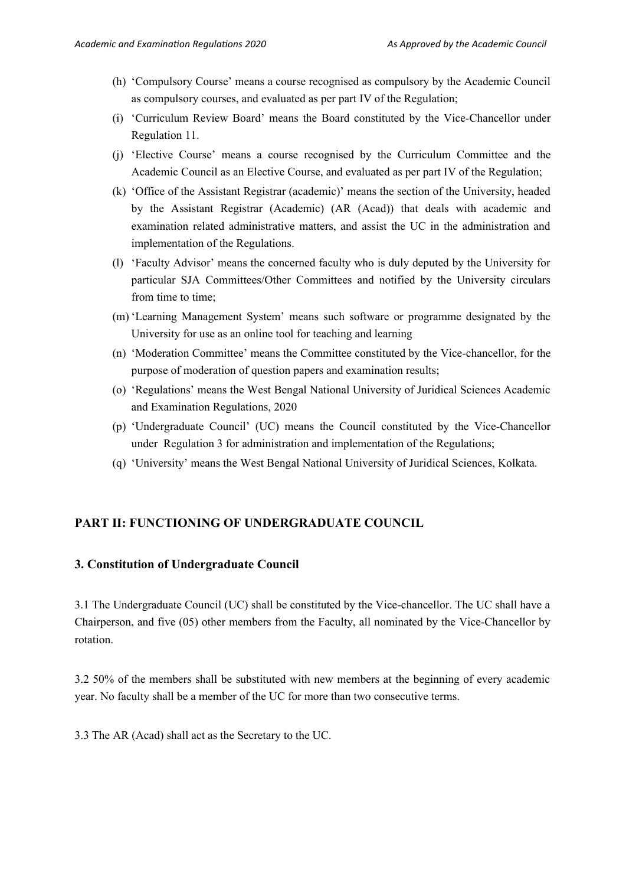(h) 'Compulsory Course' means a course recognised as compulsory by the Academic Council as compulsory courses, and evaluated as per part IV of the Regulation;

(i) 'Curriculum Review Board' means the Board constituted by the Vice-Chancellor under Regulation 11.

(j) 'Elective Course' means a course recognised by the Curriculum Committee and the Academic Council as an Elective Course, and evaluated as per part IV of the Regulation;

(k) 'Office of the Assistant Registrar (academic)' means the section of the University, headed by the Assistant Registrar (Academic) (AR (Acad)) that deals with academic and examination related administrative matters, and assist the UC in the administration and implementation of the Regulations.

(l) 'Faculty Advisor' means the concerned faculty who is duly deputed by the University for particular SJA Committees/Other Committees and notified by the University circulars from time to time;

(m) 'Learning Management System' means such software or programme designated by the University for use as an online tool for teaching and learning

(n) 'Moderation Committee' means the Committee constituted by the Vice-chancellor, for the purpose of moderation of question papers and examination results;

(o) 'Regulations' means the West Bengal National University of Juridical Sciences Academic and Examination Regulations, 2020

(p) 'Undergraduate Council' (UC) means the Council constituted by the Vice-Chancellor under Regulation 3 for administration and implementation of the Regulations;

(q) 'University' means the West Bengal National University of Juridical Sciences, Kolkata.

## PART II: FUNCTIONING OF UNDERGRADUATE COUNCIL

### 3. Constitution of Undergraduate Council

3.1 The Undergraduate Council (UC) shall be constituted by the Vice-chancellor. The UC shall have a Chairperson, and five (05) other members from the Faculty, all nominated by the Vice-Chancellor by rotation.

3.2 50% of the members shall be substituted with new members at the beginning of every academic year. No faculty shall be a member of the UC for more than two consecutive terms.

3.3 The AR (Acad) shall act as the Secretary to the UC.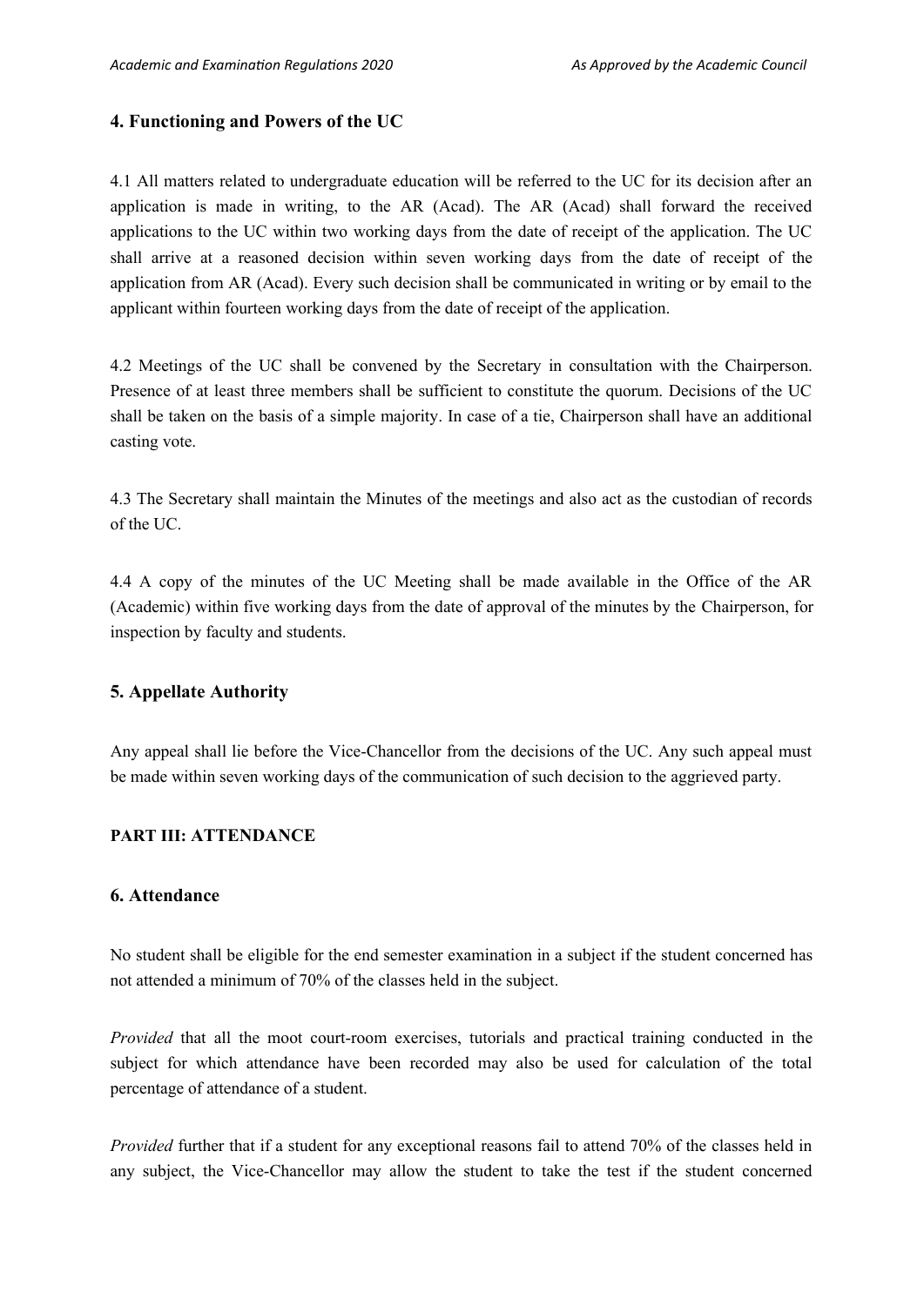### 4. Functioning and Powers of the UC

4.1 All matters related to undergraduate education will be referred to the UC for its decision after an application is made in writing, to the AR (Acad). The AR (Acad) shall forward the received applications to the UC within two working days from the date of receipt of the application. The UC shall arrive at a reasoned decision within seven working days from the date of receipt of the application from AR (Acad). Every such decision shall be communicated in writing or by email to the applicant within fourteen working days from the date of receipt of the application.

4.2 Meetings of the UC shall be convened by the Secretary in consultation with the Chairperson. Presence of at least three members shall be sufficient to constitute the quorum. Decisions of the UC shall be taken on the basis of a simple majority. In case of a tie, Chairperson shall have an additional casting vote.

4.3 The Secretary shall maintain the Minutes of the meetings and also act as the custodian of records of the UC.

4.4 A copy of the minutes of the UC Meeting shall be made available in the Office of the AR (Academic) within five working days from the date of approval of the minutes by the Chairperson, for inspection by faculty and students.

### 5. Appellate Authority

Any appeal shall lie before the Vice-Chancellor from the decisions of the UC. Any such appeal must be made within seven working days of the communication of such decision to the aggrieved party.

## PART III: ATTENDANCE

### 6. Attendance

No student shall be eligible for the end semester examination in a subject if the student concerned has not attended a minimum of 70% of the classes held in the subject.

*Provided* that all the moot court-room exercises, tutorials and practical training conducted in the subject for which attendance have been recorded may also be used for calculation of the total percentage of attendance of a student.

*Provided* further that if a student for any exceptional reasons fail to attend 70% of the classes held in any subject, the Vice-Chancellor may allow the student to take the test if the student concerned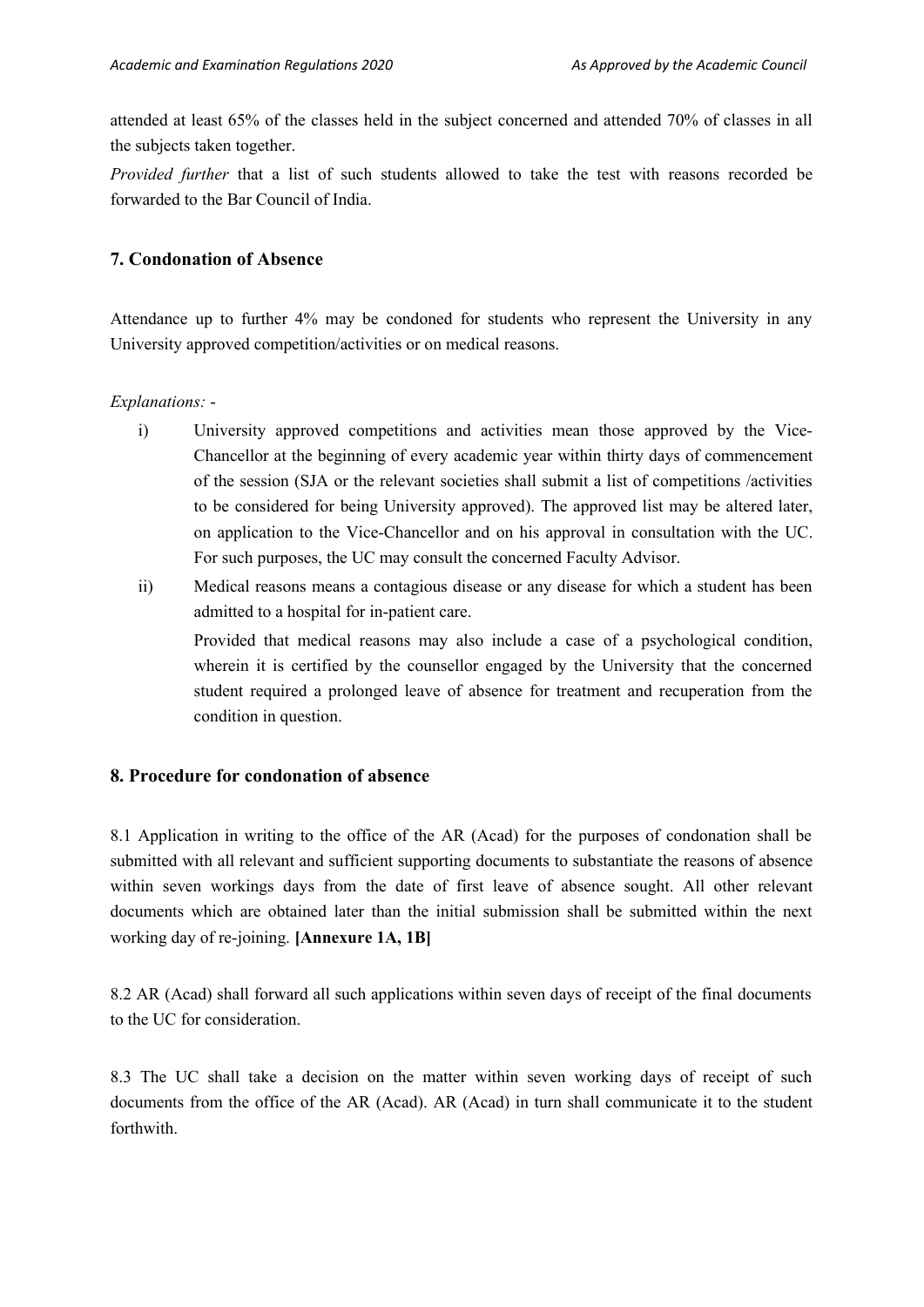attended at least 65% of the classes held in the subject concerned and attended 70% of classes in all the subjects taken together.

*Provided further* that a list of such students allowed to take the test with reasons recorded be forwarded to the Bar Council of India.

## 7. Condonation of Absence

Attendance up to further 4% may be condoned for students who represent the University in any University approved competition/activities or on medical reasons.

*Explanations:* -

i) University approved competitions and activities mean those approved by the Vice-Chancellor at the beginning of every academic year within thirty days of commencement of the session (SJA or the relevant societies shall submit a list of competitions /activities to be considered for being University approved). The approved list may be altered later, on application to the Vice-Chancellor and on his approval in consultation with the UC. For such purposes, the UC may consult the concerned Faculty Advisor.

ii) Medical reasons means a contagious disease or any disease for which a student has been admitted to a hospital for in-patient care.

   Provided that medical reasons may also include a case of a psychological condition, wherein it is certified by the counsellor engaged by the University that the concerned student required a prolonged leave of absence for treatment and recuperation from the condition in question.

## 8. Procedure for condonation of absence

8.1 Application in writing to the office of the AR (Acad) for the purposes of condonation shall be submitted with all relevant and sufficient supporting documents to substantiate the reasons of absence within seven workings days from the date of first leave of absence sought. All other relevant documents which are obtained later than the initial submission shall be submitted within the next working day of re-joining. **[Annexure 1A, 1B]**

8.2 AR (Acad) shall forward all such applications within seven days of receipt of the final documents to the UC for consideration.

8.3 The UC shall take a decision on the matter within seven working days of receipt of such documents from the office of the AR (Acad). AR (Acad) in turn shall communicate it to the student forthwith.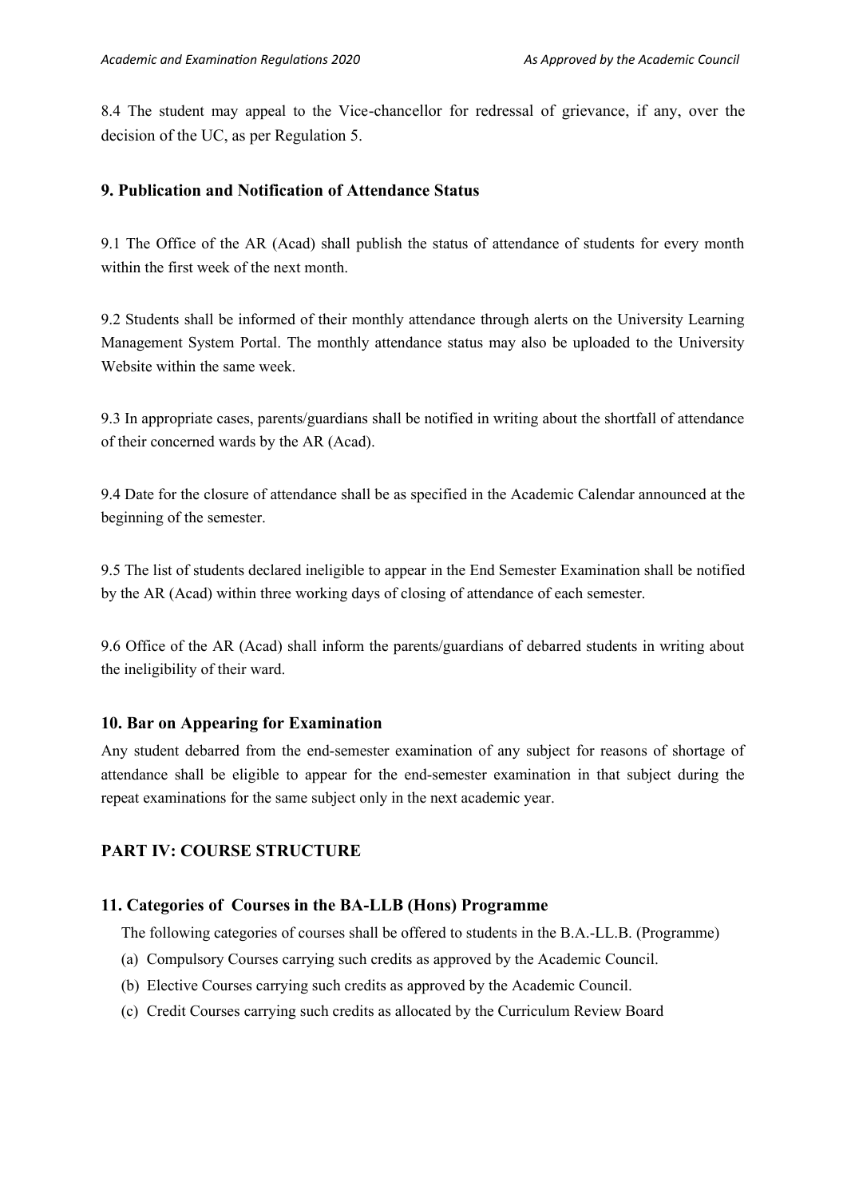8.4 The student may appeal to the Vice-chancellor for redressal of grievance, if any, over the decision of the UC, as per Regulation 5.

## 9. Publication and Notification of Attendance Status

9.1 The Office of the AR (Acad) shall publish the status of attendance of students for every month within the first week of the next month.

9.2 Students shall be informed of their monthly attendance through alerts on the University Learning Management System Portal. The monthly attendance status may also be uploaded to the University Website within the same week.

9.3 In appropriate cases, parents/guardians shall be notified in writing about the shortfall of attendance of their concerned wards by the AR (Acad).

9.4 Date for the closure of attendance shall be as specified in the Academic Calendar announced at the beginning of the semester.

9.5 The list of students declared ineligible to appear in the End Semester Examination shall be notified by the AR (Acad) within three working days of closing of attendance of each semester.

9.6 Office of the AR (Acad) shall inform the parents/guardians of debarred students in writing about the ineligibility of their ward.

## 10. Bar on Appearing for Examination

Any student debarred from the end-semester examination of any subject for reasons of shortage of attendance shall be eligible to appear for the end-semester examination in that subject during the repeat examinations for the same subject only in the next academic year.

# PART IV: COURSE STRUCTURE

## 11. Categories of Courses in the BA-LLB (Hons) Programme

The following categories of courses shall be offered to students in the B.A.-LL.B. (Programme)

(a) Compulsory Courses carrying such credits as approved by the Academic Council.

(b) Elective Courses carrying such credits as approved by the Academic Council.

(c) Credit Courses carrying such credits as allocated by the Curriculum Review Board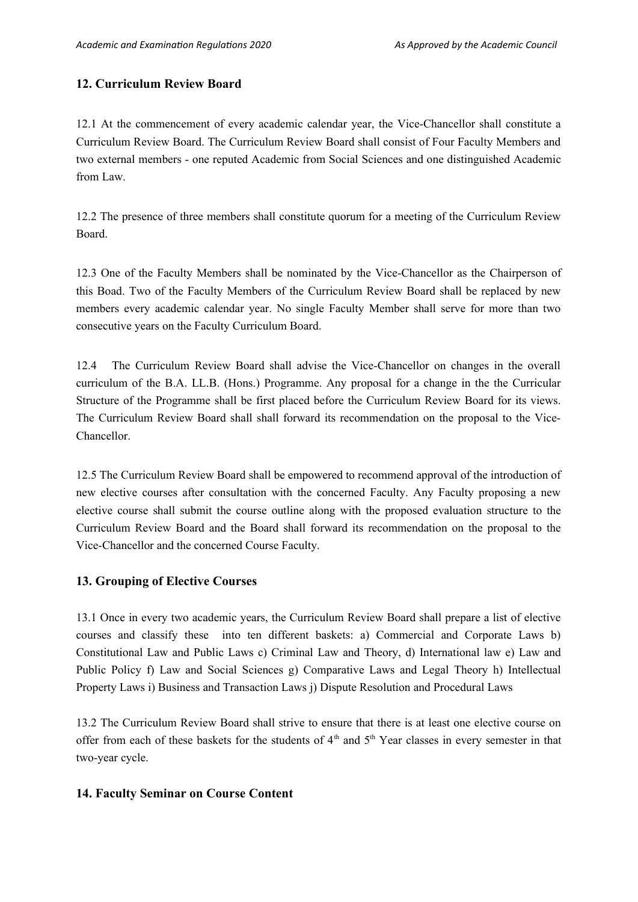## 12. Curriculum Review Board

12.1 At the commencement of every academic calendar year, the Vice-Chancellor shall constitute a Curriculum Review Board. The Curriculum Review Board shall consist of Four Faculty Members and two external members - one reputed Academic from Social Sciences and one distinguished Academic from Law.

12.2 The presence of three members shall constitute quorum for a meeting of the Curriculum Review Board.

12.3 One of the Faculty Members shall be nominated by the Vice-Chancellor as the Chairperson of this Boad. Two of the Faculty Members of the Curriculum Review Board shall be replaced by new members every academic calendar year. No single Faculty Member shall serve for more than two consecutive years on the Faculty Curriculum Board.

12.4 The Curriculum Review Board shall advise the Vice-Chancellor on changes in the overall curriculum of the B.A. LL.B. (Hons.) Programme. Any proposal for a change in the the Curricular Structure of the Programme shall be first placed before the Curriculum Review Board for its views. The Curriculum Review Board shall shall forward its recommendation on the proposal to the Vice-Chancellor.

12.5 The Curriculum Review Board shall be empowered to recommend approval of the introduction of new elective courses after consultation with the concerned Faculty. Any Faculty proposing a new elective course shall submit the course outline along with the proposed evaluation structure to the Curriculum Review Board and the Board shall forward its recommendation on the proposal to the Vice-Chancellor and the concerned Course Faculty.

## 13. Grouping of Elective Courses

13.1 Once in every two academic years, the Curriculum Review Board shall prepare a list of elective courses and classify these into ten different baskets: a) Commercial and Corporate Laws b) Constitutional Law and Public Laws c) Criminal Law and Theory, d) International law e) Law and Public Policy f) Law and Social Sciences g) Comparative Laws and Legal Theory h) Intellectual Property Laws i) Business and Transaction Laws j) Dispute Resolution and Procedural Laws

13.2 The Curriculum Review Board shall strive to ensure that there is at least one elective course on offer from each of these baskets for the students of 4th and 5th Year classes in every semester in that two-year cycle.

## 14. Faculty Seminar on Course Content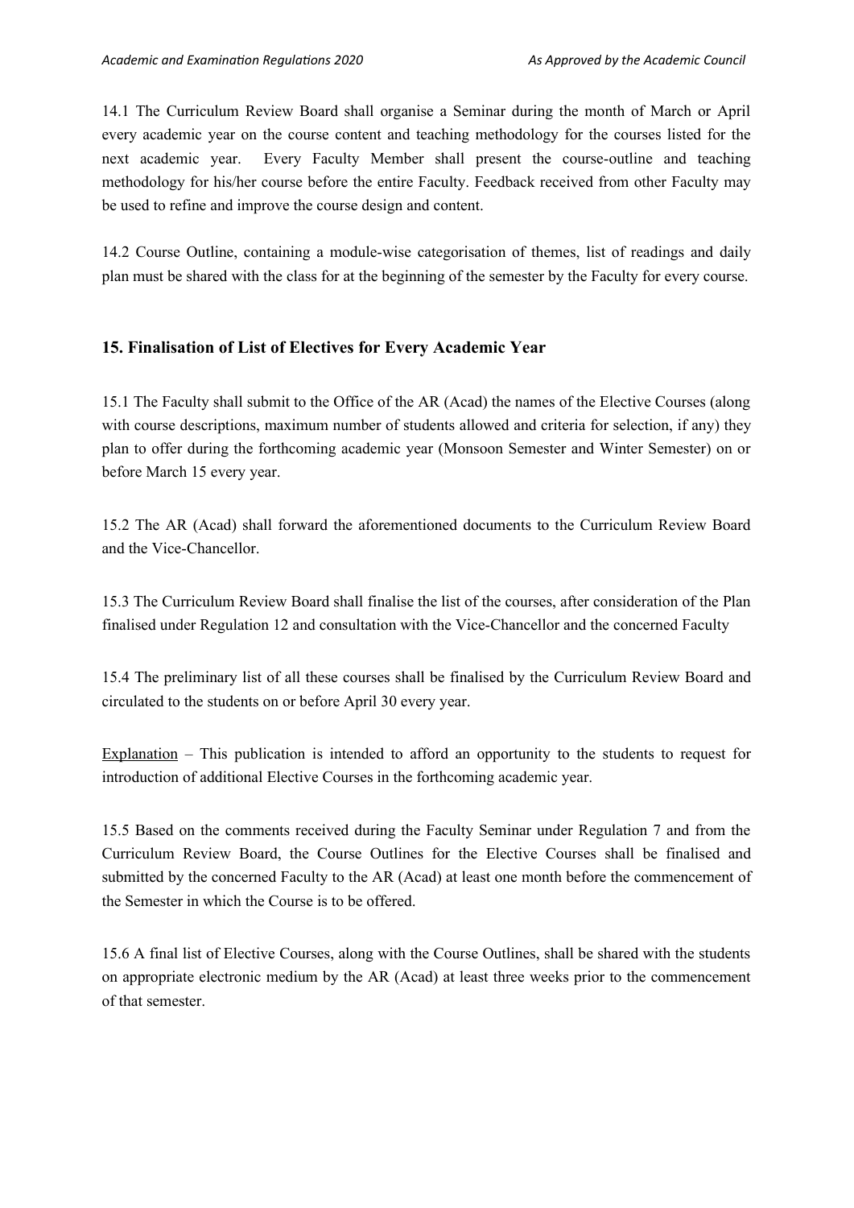14.1 The Curriculum Review Board shall organise a Seminar during the month of March or April every academic year on the course content and teaching methodology for the courses listed for the next academic year. Every Faculty Member shall present the course-outline and teaching methodology for his/her course before the entire Faculty. Feedback received from other Faculty may be used to refine and improve the course design and content.

14.2 Course Outline, containing a module-wise categorisation of themes, list of readings and daily plan must be shared with the class for at the beginning of the semester by the Faculty for every course.

## 15. Finalisation of List of Electives for Every Academic Year

15.1 The Faculty shall submit to the Office of the AR (Acad) the names of the Elective Courses (along with course descriptions, maximum number of students allowed and criteria for selection, if any) they plan to offer during the forthcoming academic year (Monsoon Semester and Winter Semester) on or before March 15 every year.

15.2 The AR (Acad) shall forward the aforementioned documents to the Curriculum Review Board and the Vice-Chancellor.

15.3 The Curriculum Review Board shall finalise the list of the courses, after consideration of the Plan finalised under Regulation 12 and consultation with the Vice-Chancellor and the concerned Faculty

15.4 The preliminary list of all these courses shall be finalised by the Curriculum Review Board and circulated to the students on or before April 30 every year.

<u>Explanation</u> – This publication is intended to afford an opportunity to the students to request for introduction of additional Elective Courses in the forthcoming academic year.

15.5 Based on the comments received during the Faculty Seminar under Regulation 7 and from the Curriculum Review Board, the Course Outlines for the Elective Courses shall be finalised and submitted by the concerned Faculty to the AR (Acad) at least one month before the commencement of the Semester in which the Course is to be offered.

15.6 A final list of Elective Courses, along with the Course Outlines, shall be shared with the students on appropriate electronic medium by the AR (Acad) at least three weeks prior to the commencement of that semester.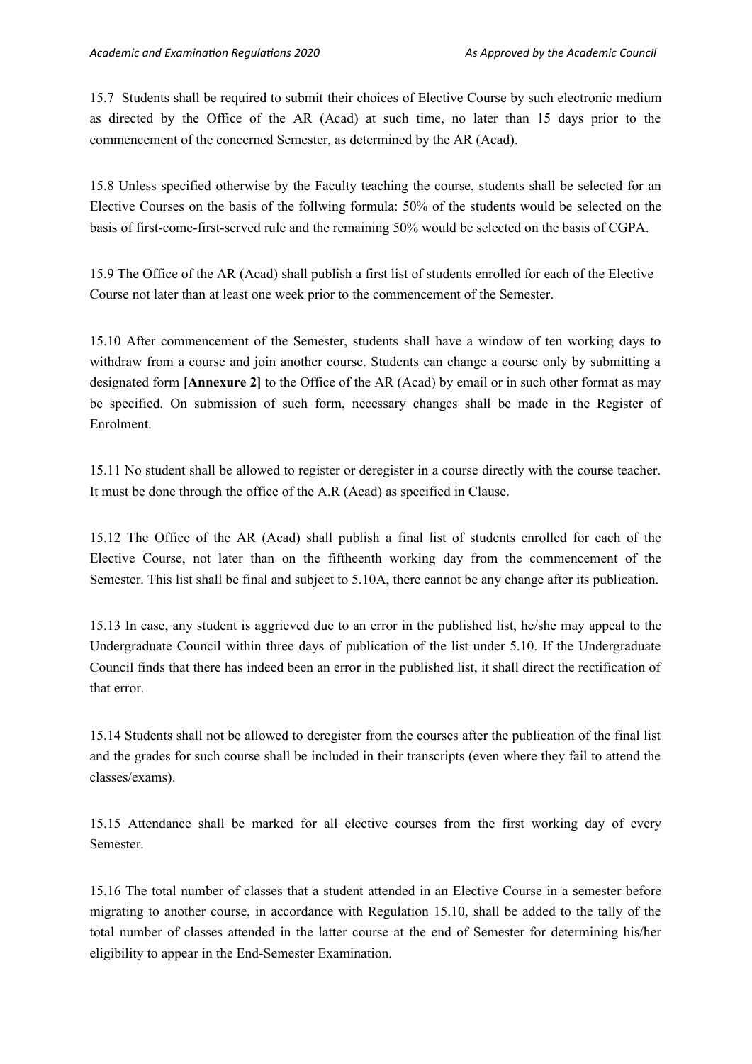15.7 Students shall be required to submit their choices of Elective Course by such electronic medium as directed by the Office of the AR (Acad) at such time, no later than 15 days prior to the commencement of the concerned Semester, as determined by the AR (Acad).

15.8 Unless specified otherwise by the Faculty teaching the course, students shall be selected for an Elective Courses on the basis of the follwing formula: 50% of the students would be selected on the basis of first-come-first-served rule and the remaining 50% would be selected on the basis of CGPA.

15.9 The Office of the AR (Acad) shall publish a first list of students enrolled for each of the Elective Course not later than at least one week prior to the commencement of the Semester.

15.10 After commencement of the Semester, students shall have a window of ten working days to withdraw from a course and join another course. Students can change a course only by submitting a designated form **[Annexure 2]** to the Office of the AR (Acad) by email or in such other format as may be specified. On submission of such form, necessary changes shall be made in the Register of Enrolment.

15.11 No student shall be allowed to register or deregister in a course directly with the course teacher. It must be done through the office of the A.R (Acad) as specified in Clause.

15.12 The Office of the AR (Acad) shall publish a final list of students enrolled for each of the Elective Course, not later than on the fiftheenth working day from the commencement of the Semester. This list shall be final and subject to 5.10A, there cannot be any change after its publication.

15.13 In case, any student is aggrieved due to an error in the published list, he/she may appeal to the Undergraduate Council within three days of publication of the list under 5.10. If the Undergraduate Council finds that there has indeed been an error in the published list, it shall direct the rectification of that error.

15.14 Students shall not be allowed to deregister from the courses after the publication of the final list and the grades for such course shall be included in their transcripts (even where they fail to attend the classes/exams).

15.15 Attendance shall be marked for all elective courses from the first working day of every Semester.

15.16 The total number of classes that a student attended in an Elective Course in a semester before migrating to another course, in accordance with Regulation 15.10, shall be added to the tally of the total number of classes attended in the latter course at the end of Semester for determining his/her eligibility to appear in the End-Semester Examination.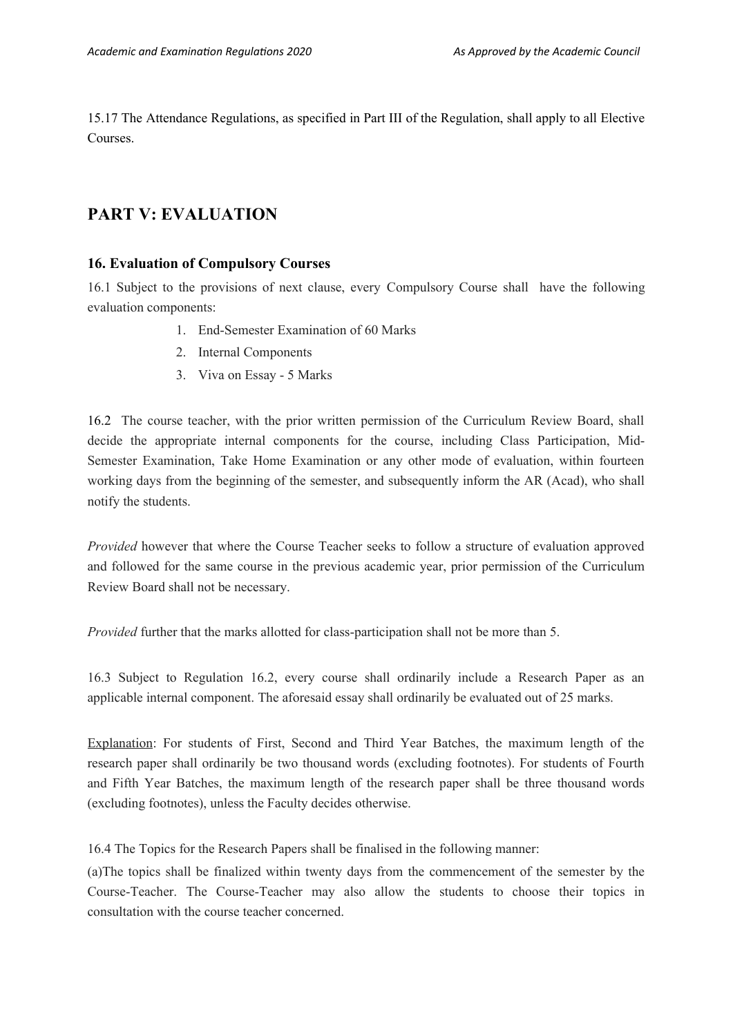15.17 The Attendance Regulations, as specified in Part III of the Regulation, shall apply to all Elective Courses.

# PART V: EVALUATION

### 16. Evaluation of Compulsory Courses

16.1 Subject to the provisions of next clause, every Compulsory Course shall have the following evaluation components:

1. End-Semester Examination of 60 Marks
2. Internal Components
3. Viva on Essay - 5 Marks

16.2 The course teacher, with the prior written permission of the Curriculum Review Board, shall decide the appropriate internal components for the course, including Class Participation, Mid-Semester Examination, Take Home Examination or any other mode of evaluation, within fourteen working days from the beginning of the semester, and subsequently inform the AR (Acad), who shall notify the students.

*Provided* however that where the Course Teacher seeks to follow a structure of evaluation approved and followed for the same course in the previous academic year, prior permission of the Curriculum Review Board shall not be necessary.

*Provided* further that the marks allotted for class-participation shall not be more than 5.

16.3 Subject to Regulation 16.2, every course shall ordinarily include a Research Paper as an applicable internal component. The aforesaid essay shall ordinarily be evaluated out of 25 marks.

<u>Explanation</u>: For students of First, Second and Third Year Batches, the maximum length of the research paper shall ordinarily be two thousand words (excluding footnotes). For students of Fourth and Fifth Year Batches, the maximum length of the research paper shall be three thousand words (excluding footnotes), unless the Faculty decides otherwise.

16.4 The Topics for the Research Papers shall be finalised in the following manner:

(a)The topics shall be finalized within twenty days from the commencement of the semester by the Course-Teacher. The Course-Teacher may also allow the students to choose their topics in consultation with the course teacher concerned.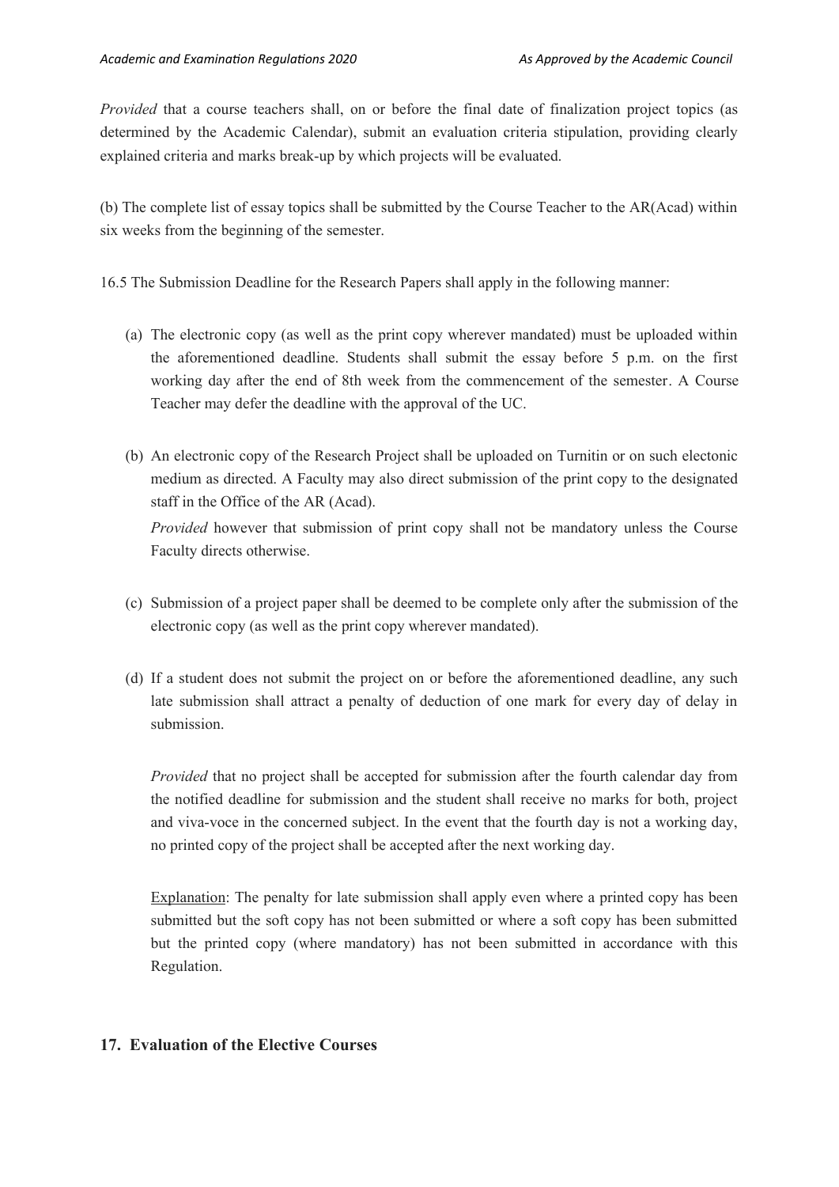*Provided* that a course teachers shall, on or before the final date of finalization project topics (as determined by the Academic Calendar), submit an evaluation criteria stipulation, providing clearly explained criteria and marks break-up by which projects will be evaluated.

(b) The complete list of essay topics shall be submitted by the Course Teacher to the AR(Acad) within six weeks from the beginning of the semester.

16.5 The Submission Deadline for the Research Papers shall apply in the following manner:

(a) The electronic copy (as well as the print copy wherever mandated) must be uploaded within the aforementioned deadline. Students shall submit the essay before 5 p.m. on the first working day after the end of 8th week from the commencement of the semester. A Course Teacher may defer the deadline with the approval of the UC.

(b) An electronic copy of the Research Project shall be uploaded on Turnitin or on such electonic medium as directed. A Faculty may also direct submission of the print copy to the designated staff in the Office of the AR (Acad).

*Provided* however that submission of print copy shall not be mandatory unless the Course Faculty directs otherwise.

(c) Submission of a project paper shall be deemed to be complete only after the submission of the electronic copy (as well as the print copy wherever mandated).

(d) If a student does not submit the project on or before the aforementioned deadline, any such late submission shall attract a penalty of deduction of one mark for every day of delay in submission.

*Provided* that no project shall be accepted for submission after the fourth calendar day from the notified deadline for submission and the student shall receive no marks for both, project and viva-voce in the concerned subject. In the event that the fourth day is not a working day, no printed copy of the project shall be accepted after the next working day.

Explanation: The penalty for late submission shall apply even where a printed copy has been submitted but the soft copy has not been submitted or where a soft copy has been submitted but the printed copy (where mandatory) has not been submitted in accordance with this Regulation.

## 17. Evaluation of the Elective Courses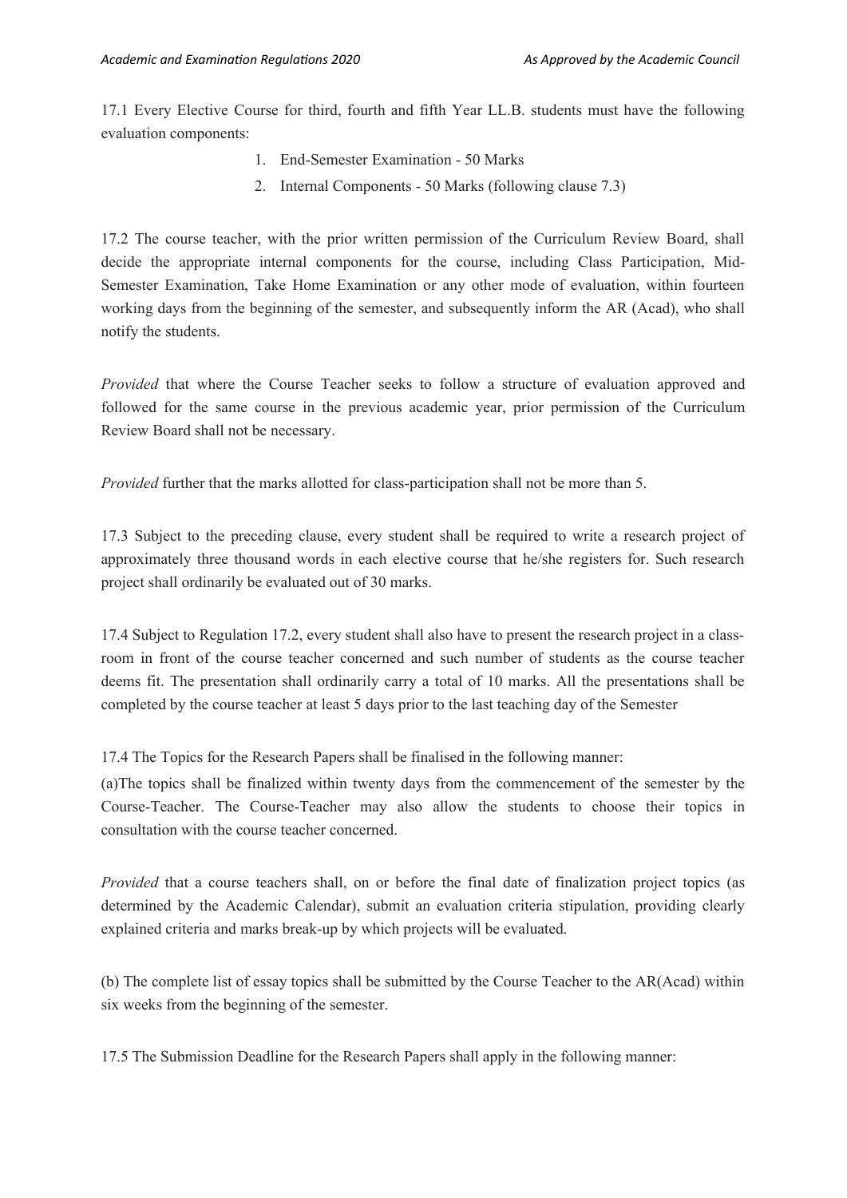17.1 Every Elective Course for third, fourth and fifth Year LL.B. students must have the following evaluation components:

1. End-Semester Examination - 50 Marks
2. Internal Components - 50 Marks (following clause 7.3)

17.2 The course teacher, with the prior written permission of the Curriculum Review Board, shall decide the appropriate internal components for the course, including Class Participation, Mid-Semester Examination, Take Home Examination or any other mode of evaluation, within fourteen working days from the beginning of the semester, and subsequently inform the AR (Acad), who shall notify the students.

*Provided* that where the Course Teacher seeks to follow a structure of evaluation approved and followed for the same course in the previous academic year, prior permission of the Curriculum Review Board shall not be necessary.

*Provided* further that the marks allotted for class-participation shall not be more than 5.

17.3 Subject to the preceding clause, every student shall be required to write a research project of approximately three thousand words in each elective course that he/she registers for. Such research project shall ordinarily be evaluated out of 30 marks.

17.4 Subject to Regulation 17.2, every student shall also have to present the research project in a class-room in front of the course teacher concerned and such number of students as the course teacher deems fit. The presentation shall ordinarily carry a total of 10 marks. All the presentations shall be completed by the course teacher at least 5 days prior to the last teaching day of the Semester

17.4 The Topics for the Research Papers shall be finalised in the following manner:

(a)The topics shall be finalized within twenty days from the commencement of the semester by the Course-Teacher. The Course-Teacher may also allow the students to choose their topics in consultation with the course teacher concerned.

*Provided* that a course teachers shall, on or before the final date of finalization project topics (as determined by the Academic Calendar), submit an evaluation criteria stipulation, providing clearly explained criteria and marks break-up by which projects will be evaluated.

(b) The complete list of essay topics shall be submitted by the Course Teacher to the AR(Acad) within six weeks from the beginning of the semester.

17.5 The Submission Deadline for the Research Papers shall apply in the following manner: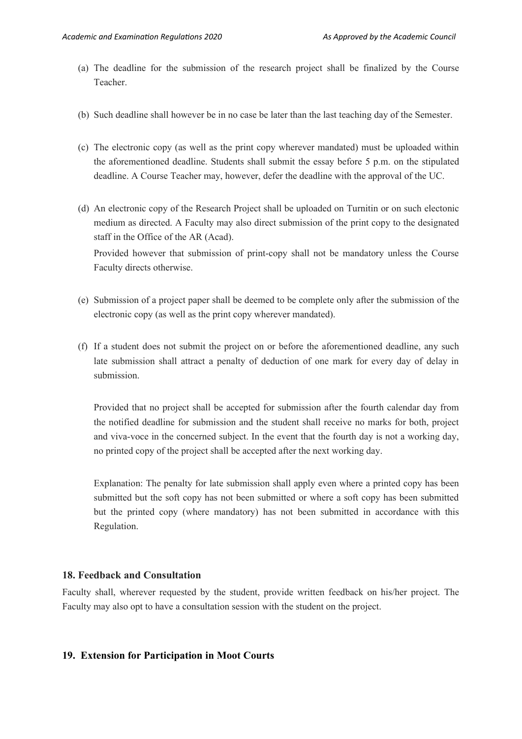(a) The deadline for the submission of the research project shall be finalized by the Course Teacher.

(b) Such deadline shall however be in no case be later than the last teaching day of the Semester.

(c) The electronic copy (as well as the print copy wherever mandated) must be uploaded within the aforementioned deadline. Students shall submit the essay before 5 p.m. on the stipulated deadline. A Course Teacher may, however, defer the deadline with the approval of the UC.

(d) An electronic copy of the Research Project shall be uploaded on Turnitin or on such electonic medium as directed. A Faculty may also direct submission of the print copy to the designated staff in the Office of the AR (Acad).

Provided however that submission of print-copy shall not be mandatory unless the Course Faculty directs otherwise.

(e) Submission of a project paper shall be deemed to be complete only after the submission of the electronic copy (as well as the print copy wherever mandated).

(f) If a student does not submit the project on or before the aforementioned deadline, any such late submission shall attract a penalty of deduction of one mark for every day of delay in submission.

Provided that no project shall be accepted for submission after the fourth calendar day from the notified deadline for submission and the student shall receive no marks for both, project and viva-voce in the concerned subject. In the event that the fourth day is not a working day, no printed copy of the project shall be accepted after the next working day.

Explanation: The penalty for late submission shall apply even where a printed copy has been submitted but the soft copy has not been submitted or where a soft copy has been submitted but the printed copy (where mandatory) has not been submitted in accordance with this Regulation.

## 18. Feedback and Consultation

Faculty shall, wherever requested by the student, provide written feedback on his/her project. The Faculty may also opt to have a consultation session with the student on the project.

## 19. Extension for Participation in Moot Courts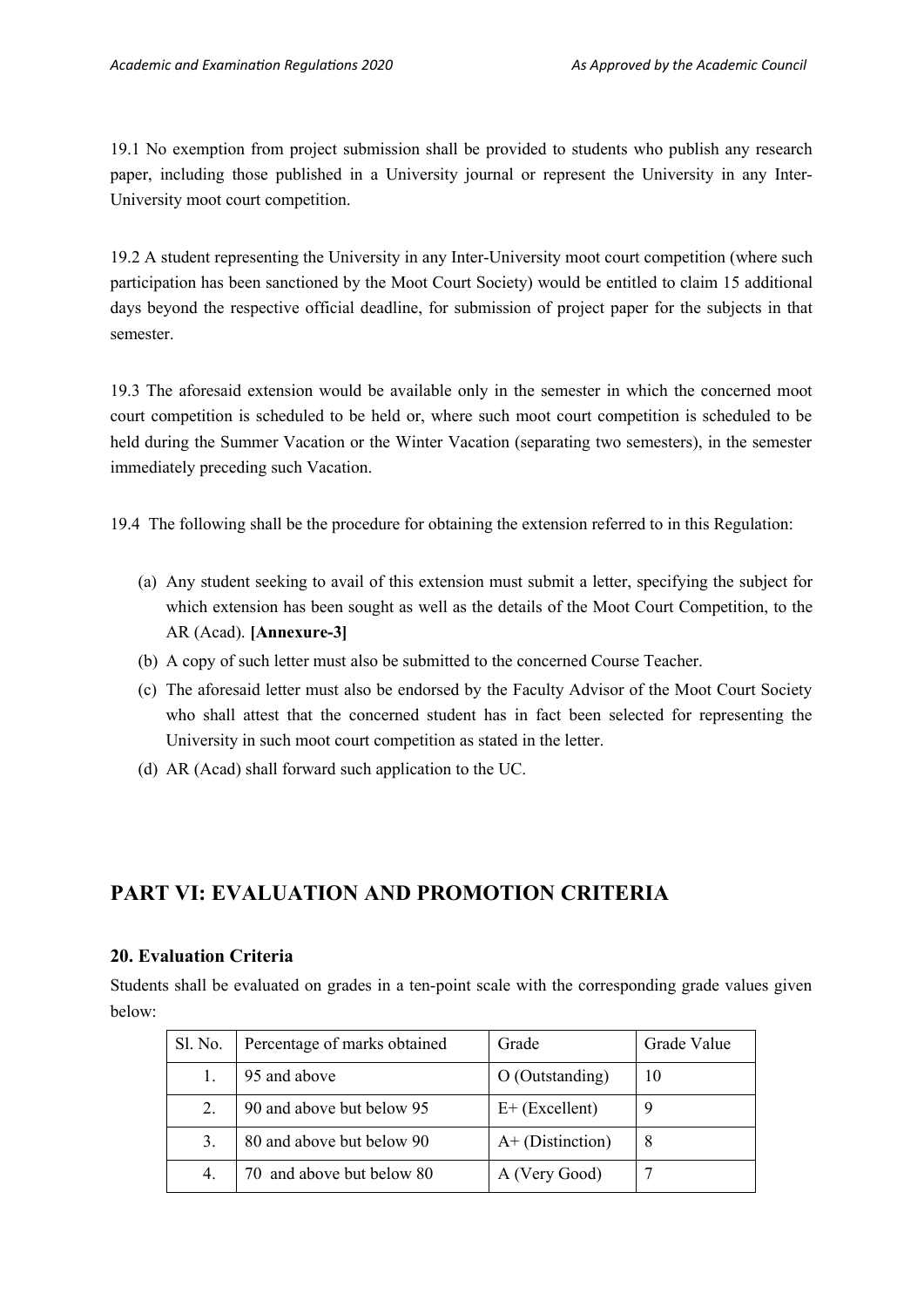19.1 No exemption from project submission shall be provided to students who publish any research paper, including those published in a University journal or represent the University in any Inter-University moot court competition.

19.2 A student representing the University in any Inter-University moot court competition (where such participation has been sanctioned by the Moot Court Society) would be entitled to claim 15 additional days beyond the respective official deadline, for submission of project paper for the subjects in that semester.

19.3 The aforesaid extension would be available only in the semester in which the concerned moot court competition is scheduled to be held or, where such moot court competition is scheduled to be held during the Summer Vacation or the Winter Vacation (separating two semesters), in the semester immediately preceding such Vacation.

19.4 The following shall be the procedure for obtaining the extension referred to in this Regulation:

(a) Any student seeking to avail of this extension must submit a letter, specifying the subject for which extension has been sought as well as the details of the Moot Court Competition, to the AR (Acad). **[Annexure-3]**

(b) A copy of such letter must also be submitted to the concerned Course Teacher.

(c) The aforesaid letter must also be endorsed by the Faculty Advisor of the Moot Court Society who shall attest that the concerned student has in fact been selected for representing the University in such moot court competition as stated in the letter.

(d) AR (Acad) shall forward such application to the UC.

# PART VI: EVALUATION AND PROMOTION CRITERIA

### 20. Evaluation Criteria

Students shall be evaluated on grades in a ten-point scale with the corresponding grade values given below:

| Sl. No. | Percentage of marks obtained | Grade | Grade Value |
|---|---|---|---|
| 1. | 95 and above | O (Outstanding) | 10 |
| 2. | 90 and above but below 95 | E+ (Excellent) | 9 |
| 3. | 80 and above but below 90 | A+ (Distinction) | 8 |
| 4. | 70 and above but below 80 | A (Very Good) | 7 |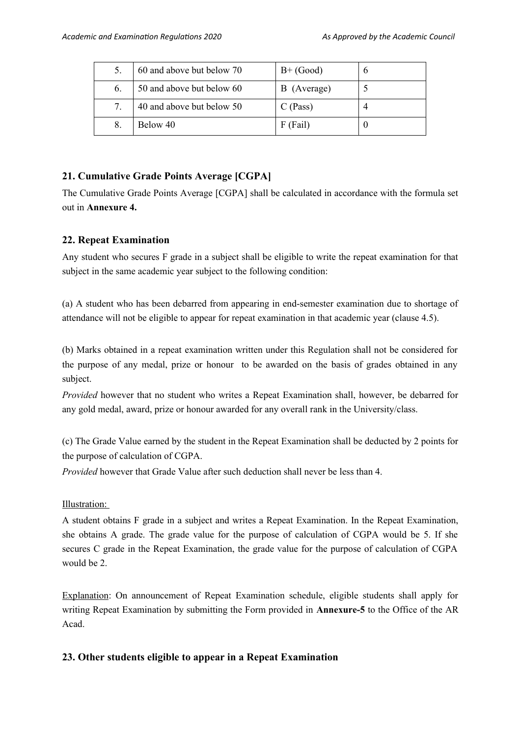| 5. | 60 and above but below 70 | B+ (Good) | 6 |
| --- | --- | --- | --- |
| 6. | 50 and above but below 60 | B (Average) | 5 |
| 7. | 40 and above but below 50 | C (Pass) | 4 |
| 8. | Below 40 | F (Fail) | 0 |

## 21. Cumulative Grade Points Average [CGPA]

The Cumulative Grade Points Average [CGPA] shall be calculated in accordance with the formula set out in **Annexure 4.**

## 22. Repeat Examination

Any student who secures F grade in a subject shall be eligible to write the repeat examination for that subject in the same academic year subject to the following condition:

(a) A student who has been debarred from appearing in end-semester examination due to shortage of attendance will not be eligible to appear for repeat examination in that academic year (clause 4.5).

(b) Marks obtained in a repeat examination written under this Regulation shall not be considered for the purpose of any medal, prize or honour to be awarded on the basis of grades obtained in any subject.

*Provided* however that no student who writes a Repeat Examination shall, however, be debarred for any gold medal, award, prize or honour awarded for any overall rank in the University/class.

(c) The Grade Value earned by the student in the Repeat Examination shall be deducted by 2 points for the purpose of calculation of CGPA.

*Provided* however that Grade Value after such deduction shall never be less than 4.

Illustration:

A student obtains F grade in a subject and writes a Repeat Examination. In the Repeat Examination, she obtains A grade. The grade value for the purpose of calculation of CGPA would be 5. If she secures C grade in the Repeat Examination, the grade value for the purpose of calculation of CGPA would be 2.

Explanation: On announcement of Repeat Examination schedule, eligible students shall apply for writing Repeat Examination by submitting the Form provided in **Annexure-5** to the Office of the AR Acad.

## 23. Other students eligible to appear in a Repeat Examination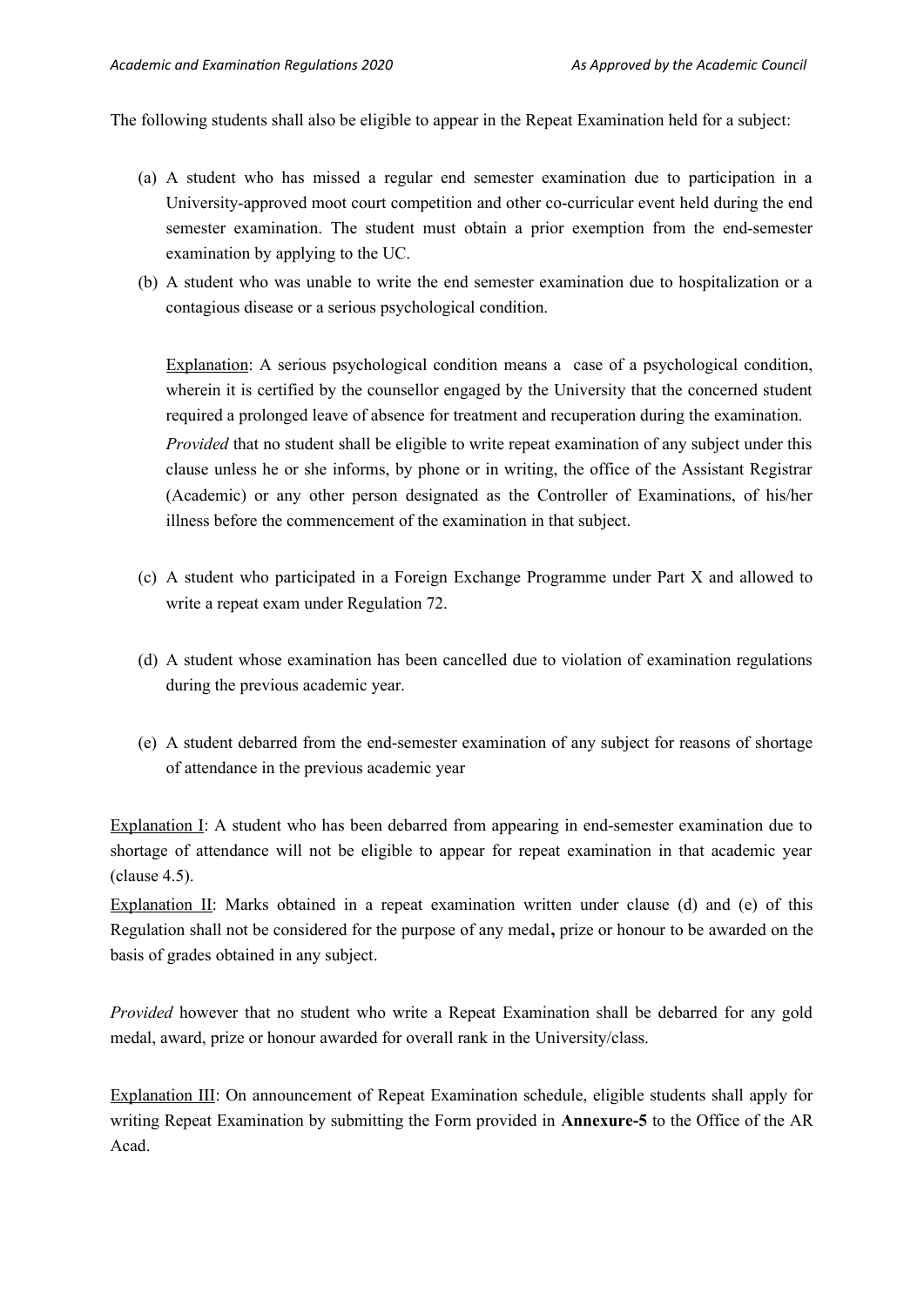The following students shall also be eligible to appear in the Repeat Examination held for a subject:

(a) A student who has missed a regular end semester examination due to participation in a University-approved moot court competition and other co-curricular event held during the end semester examination. The student must obtain a prior exemption from the end-semester examination by applying to the UC.

(b) A student who was unable to write the end semester examination due to hospitalization or a contagious disease or a serious psychological condition.

  Explanation: A serious psychological condition means a case of a psychological condition, wherein it is certified by the counsellor engaged by the University that the concerned student required a prolonged leave of absence for treatment and recuperation during the examination.

  *Provided* that no student shall be eligible to write repeat examination of any subject under this clause unless he or she informs, by phone or in writing, the office of the Assistant Registrar (Academic) or any other person designated as the Controller of Examinations, of his/her illness before the commencement of the examination in that subject.

(c) A student who participated in a Foreign Exchange Programme under Part X and allowed to write a repeat exam under Regulation 72.

(d) A student whose examination has been cancelled due to violation of examination regulations during the previous academic year.

(e) A student debarred from the end-semester examination of any subject for reasons of shortage of attendance in the previous academic year

Explanation I: A student who has been debarred from appearing in end-semester examination due to shortage of attendance will not be eligible to appear for repeat examination in that academic year (clause 4.5).

Explanation II: Marks obtained in a repeat examination written under clause (d) and (e) of this Regulation shall not be considered for the purpose of any medal**,** prize or honour to be awarded on the basis of grades obtained in any subject.

*Provided* however that no student who write a Repeat Examination shall be debarred for any gold medal, award, prize or honour awarded for overall rank in the University/class.

Explanation III: On announcement of Repeat Examination schedule, eligible students shall apply for writing Repeat Examination by submitting the Form provided in **Annexure-5** to the Office of the AR Acad.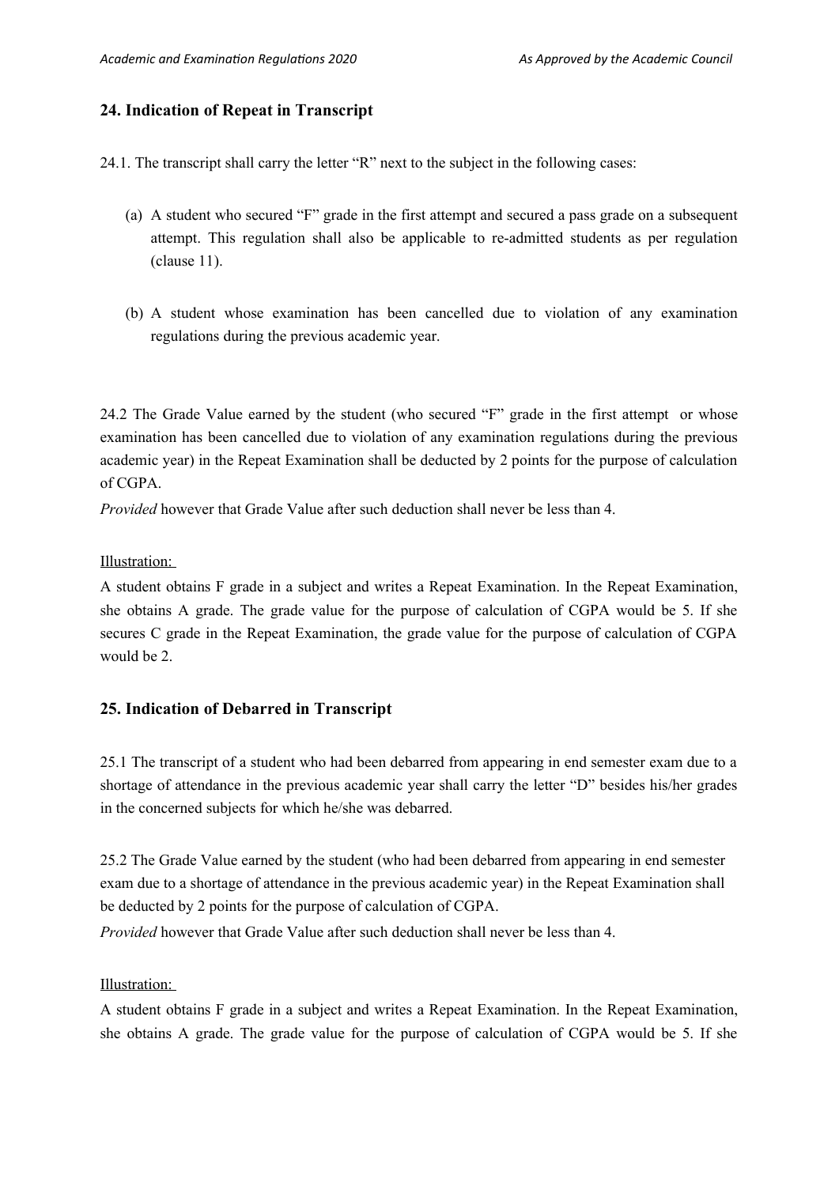## 24. Indication of Repeat in Transcript

24.1. The transcript shall carry the letter "R" next to the subject in the following cases:

(a) A student who secured "F" grade in the first attempt and secured a pass grade on a subsequent attempt. This regulation shall also be applicable to re-admitted students as per regulation (clause 11).

(b) A student whose examination has been cancelled due to violation of any examination regulations during the previous academic year.

24.2 The Grade Value earned by the student (who secured "F" grade in the first attempt or whose examination has been cancelled due to violation of any examination regulations during the previous academic year) in the Repeat Examination shall be deducted by 2 points for the purpose of calculation of CGPA.

*Provided* however that Grade Value after such deduction shall never be less than 4.

Illustration:

A student obtains F grade in a subject and writes a Repeat Examination. In the Repeat Examination, she obtains A grade. The grade value for the purpose of calculation of CGPA would be 5. If she secures C grade in the Repeat Examination, the grade value for the purpose of calculation of CGPA would be 2.

## 25. Indication of Debarred in Transcript

25.1 The transcript of a student who had been debarred from appearing in end semester exam due to a shortage of attendance in the previous academic year shall carry the letter "D" besides his/her grades in the concerned subjects for which he/she was debarred.

25.2 The Grade Value earned by the student (who had been debarred from appearing in end semester exam due to a shortage of attendance in the previous academic year) in the Repeat Examination shall be deducted by 2 points for the purpose of calculation of CGPA.

*Provided* however that Grade Value after such deduction shall never be less than 4.

Illustration:

A student obtains F grade in a subject and writes a Repeat Examination. In the Repeat Examination, she obtains A grade. The grade value for the purpose of calculation of CGPA would be 5. If she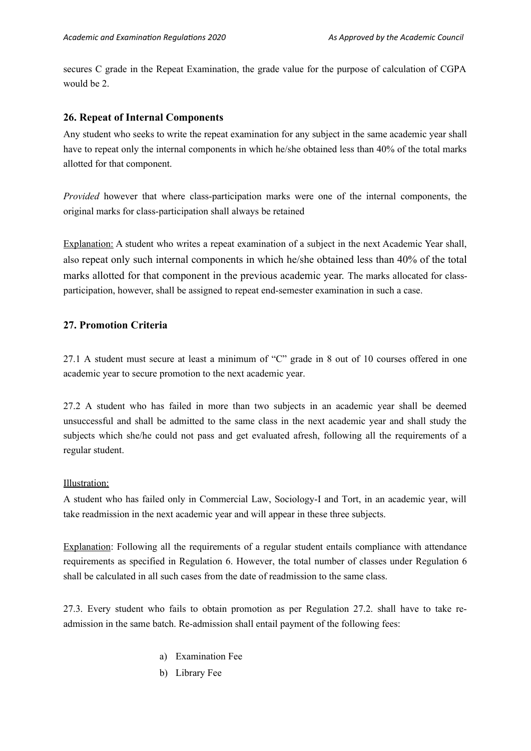secures C grade in the Repeat Examination, the grade value for the purpose of calculation of CGPA would be 2.

## 26. Repeat of Internal Components

Any student who seeks to write the repeat examination for any subject in the same academic year shall have to repeat only the internal components in which he/she obtained less than 40% of the total marks allotted for that component.

*Provided* however that where class-participation marks were one of the internal components, the original marks for class-participation shall always be retained

Explanation: A student who writes a repeat examination of a subject in the next Academic Year shall, also repeat only such internal components in which he/she obtained less than 40% of the total marks allotted for that component in the previous academic year. The marks allocated for class-participation, however, shall be assigned to repeat end-semester examination in such a case.

## 27. Promotion Criteria

27.1 A student must secure at least a minimum of "C" grade in 8 out of 10 courses offered in one academic year to secure promotion to the next academic year.

27.2 A student who has failed in more than two subjects in an academic year shall be deemed unsuccessful and shall be admitted to the same class in the next academic year and shall study the subjects which she/he could not pass and get evaluated afresh, following all the requirements of a regular student.

Illustration:

A student who has failed only in Commercial Law, Sociology-I and Tort, in an academic year, will take readmission in the next academic year and will appear in these three subjects.

Explanation: Following all the requirements of a regular student entails compliance with attendance requirements as specified in Regulation 6. However, the total number of classes under Regulation 6 shall be calculated in all such cases from the date of readmission to the same class.

27.3. Every student who fails to obtain promotion as per Regulation 27.2. shall have to take re-admission in the same batch. Re-admission shall entail payment of the following fees:

a) Examination Fee
b) Library Fee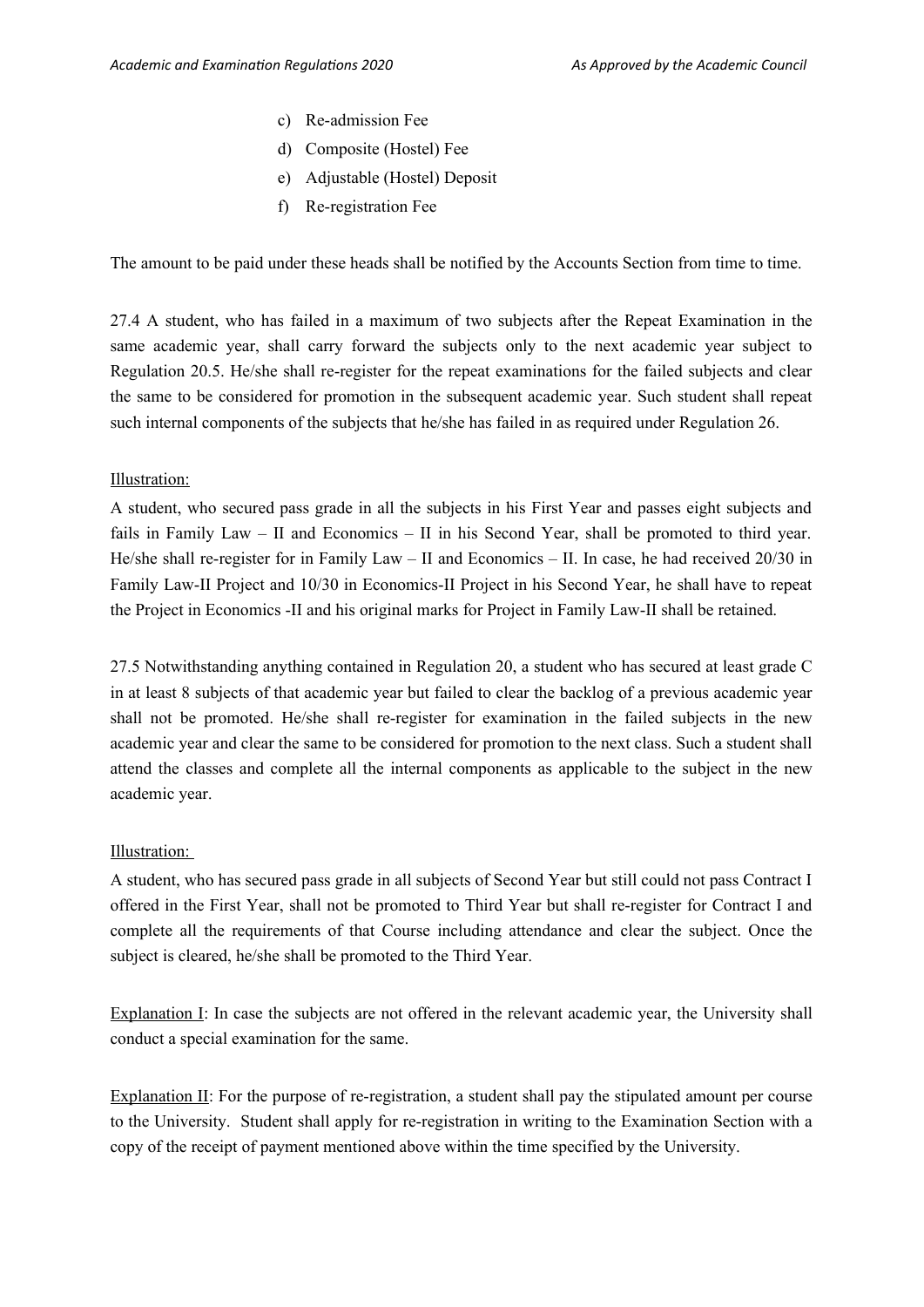c) Re-admission Fee
d) Composite (Hostel) Fee
e) Adjustable (Hostel) Deposit
f) Re-registration Fee

The amount to be paid under these heads shall be notified by the Accounts Section from time to time.

27.4 A student, who has failed in a maximum of two subjects after the Repeat Examination in the same academic year, shall carry forward the subjects only to the next academic year subject to Regulation 20.5. He/she shall re-register for the repeat examinations for the failed subjects and clear the same to be considered for promotion in the subsequent academic year. Such student shall repeat such internal components of the subjects that he/she has failed in as required under Regulation 26.

Illustration:

A student, who secured pass grade in all the subjects in his First Year and passes eight subjects and fails in Family Law – II and Economics – II in his Second Year, shall be promoted to third year. He/she shall re-register for in Family Law – II and Economics – II. In case, he had received 20/30 in Family Law-II Project and 10/30 in Economics-II Project in his Second Year, he shall have to repeat the Project in Economics -II and his original marks for Project in Family Law-II shall be retained.

27.5 Notwithstanding anything contained in Regulation 20, a student who has secured at least grade C in at least 8 subjects of that academic year but failed to clear the backlog of a previous academic year shall not be promoted. He/she shall re-register for examination in the failed subjects in the new academic year and clear the same to be considered for promotion to the next class. Such a student shall attend the classes and complete all the internal components as applicable to the subject in the new academic year.

Illustration:

A student, who has secured pass grade in all subjects of Second Year but still could not pass Contract I offered in the First Year, shall not be promoted to Third Year but shall re-register for Contract I and complete all the requirements of that Course including attendance and clear the subject. Once the subject is cleared, he/she shall be promoted to the Third Year.

Explanation I: In case the subjects are not offered in the relevant academic year, the University shall conduct a special examination for the same.

Explanation II: For the purpose of re-registration, a student shall pay the stipulated amount per course to the University. Student shall apply for re-registration in writing to the Examination Section with a copy of the receipt of payment mentioned above within the time specified by the University.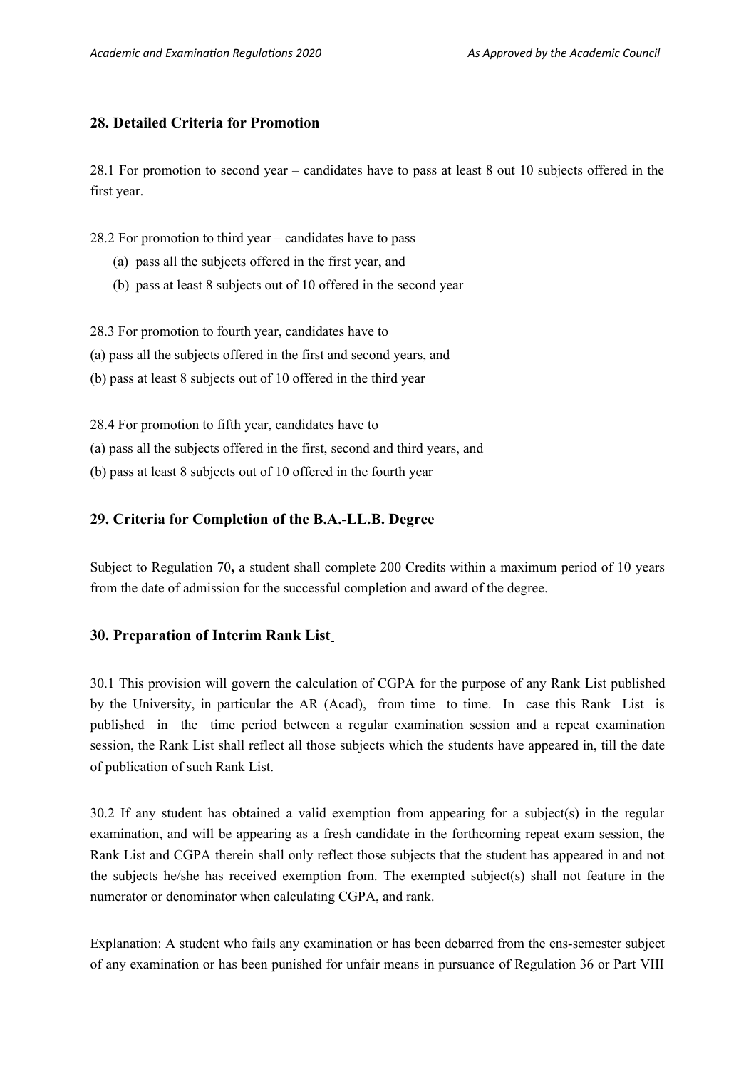## 28. Detailed Criteria for Promotion

28.1 For promotion to second year – candidates have to pass at least 8 out 10 subjects offered in the first year.

28.2 For promotion to third year – candidates have to pass

(a) pass all the subjects offered in the first year, and

(b) pass at least 8 subjects out of 10 offered in the second year

28.3 For promotion to fourth year, candidates have to

(a) pass all the subjects offered in the first and second years, and

(b) pass at least 8 subjects out of 10 offered in the third year

28.4 For promotion to fifth year, candidates have to

(a) pass all the subjects offered in the first, second and third years, and

(b) pass at least 8 subjects out of 10 offered in the fourth year

## 29. Criteria for Completion of the B.A.-LL.B. Degree

Subject to Regulation 70**,** a student shall complete 200 Credits within a maximum period of 10 years from the date of admission for the successful completion and award of the degree.

## 30. Preparation of Interim Rank List

30.1 This provision will govern the calculation of CGPA for the purpose of any Rank List published by the University, in particular the AR (Acad), from time to time. In case this Rank List is published in the time period between a regular examination session and a repeat examination session, the Rank List shall reflect all those subjects which the students have appeared in, till the date of publication of such Rank List.

30.2 If any student has obtained a valid exemption from appearing for a subject(s) in the regular examination, and will be appearing as a fresh candidate in the forthcoming repeat exam session, the Rank List and CGPA therein shall only reflect those subjects that the student has appeared in and not the subjects he/she has received exemption from. The exempted subject(s) shall not feature in the numerator or denominator when calculating CGPA, and rank.

<u>Explanation</u>: A student who fails any examination or has been debarred from the ens-semester subject of any examination or has been punished for unfair means in pursuance of Regulation 36 or Part VIII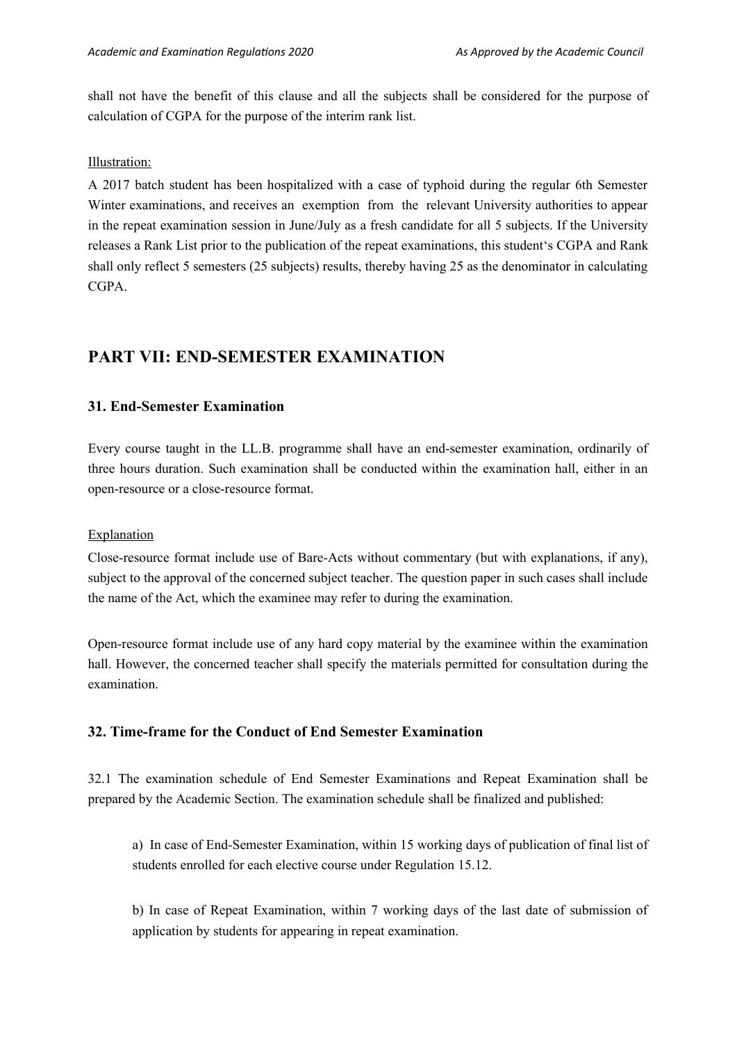shall not have the benefit of this clause and all the subjects shall be considered for the purpose of calculation of CGPA for the purpose of the interim rank list.

Illustration:

A 2017 batch student has been hospitalized with a case of typhoid during the regular 6th Semester Winter examinations, and receives an exemption from the relevant University authorities to appear in the repeat examination session in June/July as a fresh candidate for all 5 subjects. If the University releases a Rank List prior to the publication of the repeat examinations, this student's CGPA and Rank shall only reflect 5 semesters (25 subjects) results, thereby having 25 as the denominator in calculating CGPA.

## PART VII: END-SEMESTER EXAMINATION

### 31. End-Semester Examination

Every course taught in the LL.B. programme shall have an end-semester examination, ordinarily of three hours duration. Such examination shall be conducted within the examination hall, either in an open-resource or a close-resource format.

Explanation

Close-resource format include use of Bare-Acts without commentary (but with explanations, if any), subject to the approval of the concerned subject teacher. The question paper in such cases shall include the name of the Act, which the examinee may refer to during the examination.

Open-resource format include use of any hard copy material by the examinee within the examination hall. However, the concerned teacher shall specify the materials permitted for consultation during the examination.

### 32. Time-frame for the Conduct of End Semester Examination

32.1 The examination schedule of End Semester Examinations and Repeat Examination shall be prepared by the Academic Section. The examination schedule shall be finalized and published:

a) In case of End-Semester Examination, within 15 working days of publication of final list of students enrolled for each elective course under Regulation 15.12.

b) In case of Repeat Examination, within 7 working days of the last date of submission of application by students for appearing in repeat examination.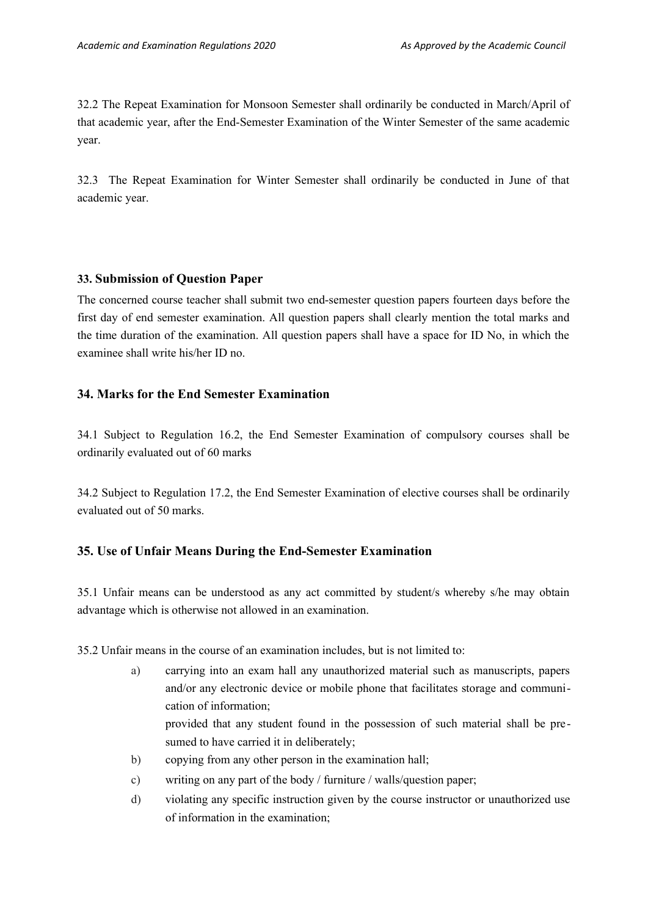32.2 The Repeat Examination for Monsoon Semester shall ordinarily be conducted in March/April of that academic year, after the End-Semester Examination of the Winter Semester of the same academic year.

32.3 The Repeat Examination for Winter Semester shall ordinarily be conducted in June of that academic year.

## 33. Submission of Question Paper

The concerned course teacher shall submit two end-semester question papers fourteen days before the first day of end semester examination. All question papers shall clearly mention the total marks and the time duration of the examination. All question papers shall have a space for ID No, in which the examinee shall write his/her ID no.

## 34. Marks for the End Semester Examination

34.1 Subject to Regulation 16.2, the End Semester Examination of compulsory courses shall be ordinarily evaluated out of 60 marks

34.2 Subject to Regulation 17.2, the End Semester Examination of elective courses shall be ordinarily evaluated out of 50 marks.

## 35. Use of Unfair Means During the End-Semester Examination

35.1 Unfair means can be understood as any act committed by student/s whereby s/he may obtain advantage which is otherwise not allowed in an examination.

35.2 Unfair means in the course of an examination includes, but is not limited to:

a) carrying into an exam hall any unauthorized material such as manuscripts, papers and/or any electronic device or mobile phone that facilitates storage and communication of information;
   provided that any student found in the possession of such material shall be presumed to have carried it in deliberately;
b) copying from any other person in the examination hall;
c) writing on any part of the body / furniture / walls/question paper;
d) violating any specific instruction given by the course instructor or unauthorized use of information in the examination;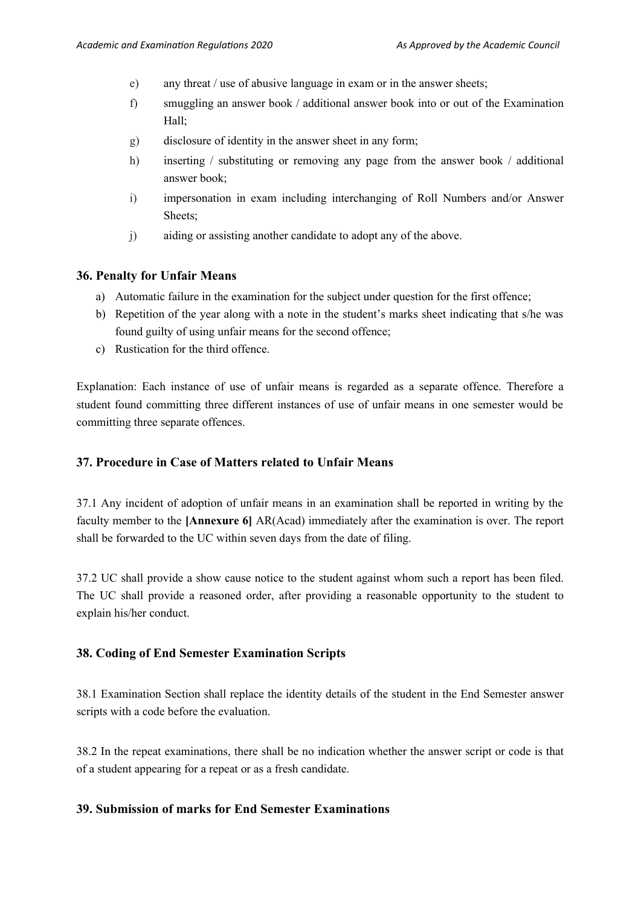e) any threat / use of abusive language in exam or in the answer sheets;

f) smuggling an answer book / additional answer book into or out of the Examination Hall;

g) disclosure of identity in the answer sheet in any form;

h) inserting / substituting or removing any page from the answer book / additional answer book;

i) impersonation in exam including interchanging of Roll Numbers and/or Answer Sheets;

j) aiding or assisting another candidate to adopt any of the above.

## 36. Penalty for Unfair Means

a) Automatic failure in the examination for the subject under question for the first offence;

b) Repetition of the year along with a note in the student's marks sheet indicating that s/he was found guilty of using unfair means for the second offence;

c) Rustication for the third offence.

Explanation: Each instance of use of unfair means is regarded as a separate offence. Therefore a student found committing three different instances of use of unfair means in one semester would be committing three separate offences.

## 37. Procedure in Case of Matters related to Unfair Means

37.1 Any incident of adoption of unfair means in an examination shall be reported in writing by the faculty member to the **[Annexure 6]** AR(Acad) immediately after the examination is over. The report shall be forwarded to the UC within seven days from the date of filing.

37.2 UC shall provide a show cause notice to the student against whom such a report has been filed. The UC shall provide a reasoned order, after providing a reasonable opportunity to the student to explain his/her conduct.

## 38. Coding of End Semester Examination Scripts

38.1 Examination Section shall replace the identity details of the student in the End Semester answer scripts with a code before the evaluation.

38.2 In the repeat examinations, there shall be no indication whether the answer script or code is that of a student appearing for a repeat or as a fresh candidate.

## 39. Submission of marks for End Semester Examinations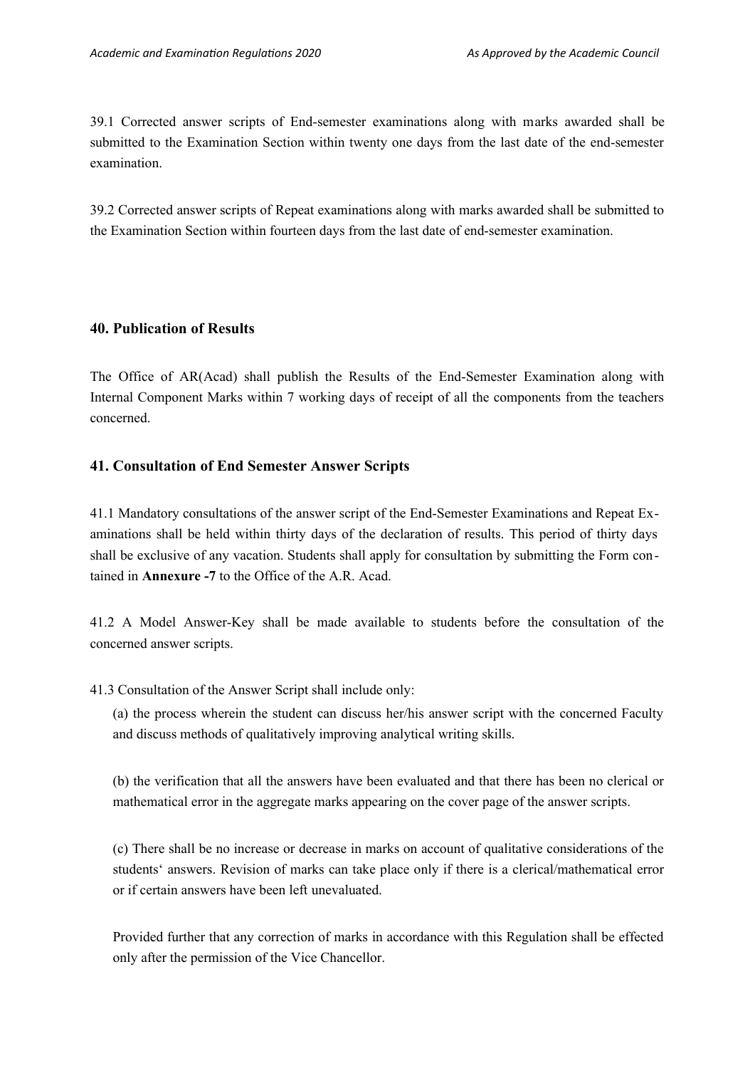39.1 Corrected answer scripts of End-semester examinations along with marks awarded shall be submitted to the Examination Section within twenty one days from the last date of the end-semester examination.

39.2 Corrected answer scripts of Repeat examinations along with marks awarded shall be submitted to the Examination Section within fourteen days from the last date of end-semester examination.

## 40. Publication of Results

The Office of AR(Acad) shall publish the Results of the End-Semester Examination along with Internal Component Marks within 7 working days of receipt of all the components from the teachers concerned.

## 41. Consultation of End Semester Answer Scripts

41.1 Mandatory consultations of the answer script of the End-Semester Examinations and Repeat Examinations shall be held within thirty days of the declaration of results. This period of thirty days shall be exclusive of any vacation. Students shall apply for consultation by submitting the Form contained in **Annexure -7** to the Office of the A.R. Acad.

41.2 A Model Answer-Key shall be made available to students before the consultation of the concerned answer scripts.

41.3 Consultation of the Answer Script shall include only:

(a) the process wherein the student can discuss her/his answer script with the concerned Faculty and discuss methods of qualitatively improving analytical writing skills.

(b) the verification that all the answers have been evaluated and that there has been no clerical or mathematical error in the aggregate marks appearing on the cover page of the answer scripts.

(c) There shall be no increase or decrease in marks on account of qualitative considerations of the students' answers. Revision of marks can take place only if there is a clerical/mathematical error or if certain answers have been left unevaluated.

Provided further that any correction of marks in accordance with this Regulation shall be effected only after the permission of the Vice Chancellor.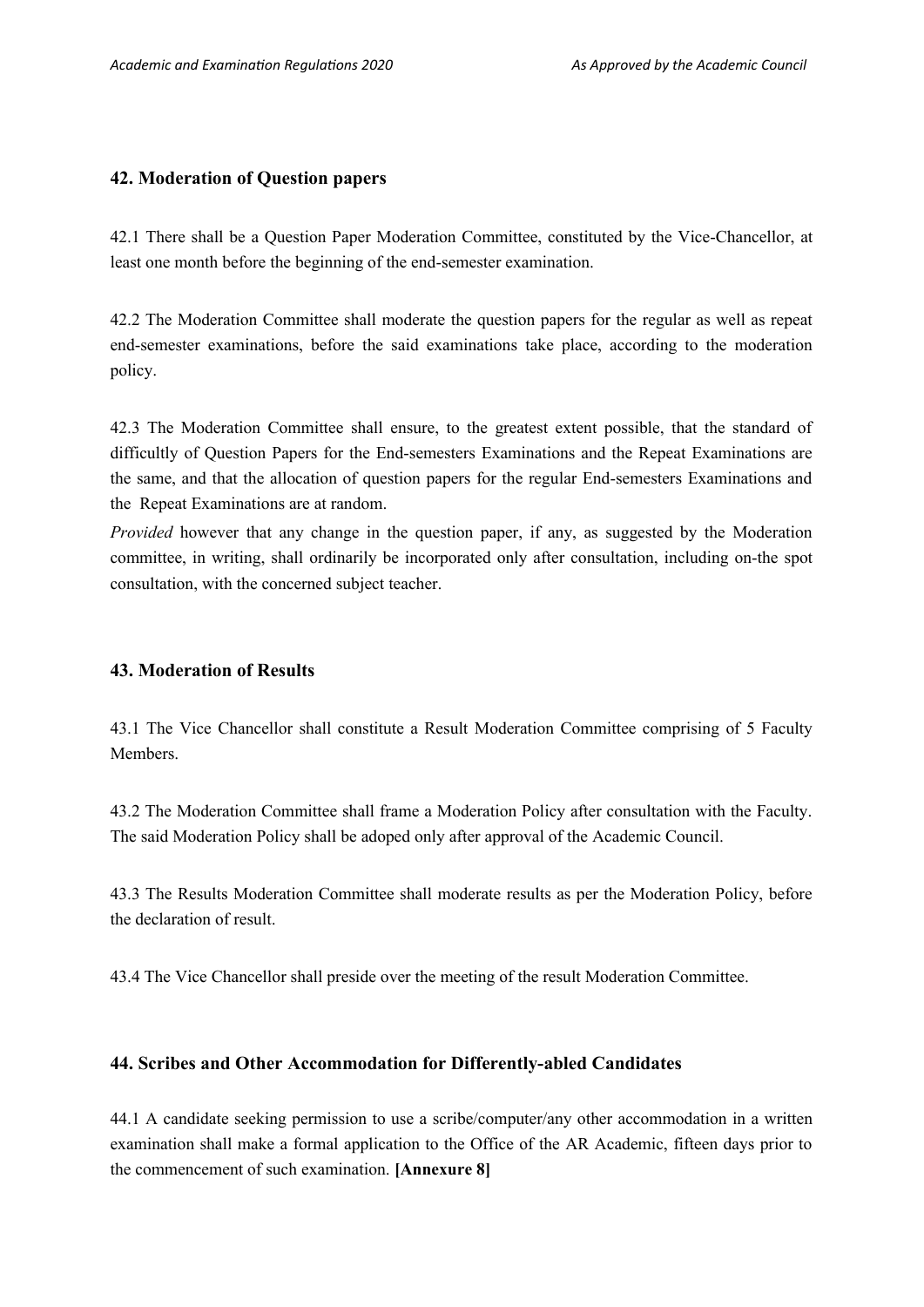## 42. Moderation of Question papers

42.1 There shall be a Question Paper Moderation Committee, constituted by the Vice-Chancellor, at least one month before the beginning of the end-semester examination.

42.2 The Moderation Committee shall moderate the question papers for the regular as well as repeat end-semester examinations, before the said examinations take place, according to the moderation policy.

42.3 The Moderation Committee shall ensure, to the greatest extent possible, that the standard of difficultly of Question Papers for the End-semesters Examinations and the Repeat Examinations are the same, and that the allocation of question papers for the regular End-semesters Examinations and the Repeat Examinations are at random.

*Provided* however that any change in the question paper, if any, as suggested by the Moderation committee, in writing, shall ordinarily be incorporated only after consultation, including on-the spot consultation, with the concerned subject teacher.

## 43. Moderation of Results

43.1 The Vice Chancellor shall constitute a Result Moderation Committee comprising of 5 Faculty Members.

43.2 The Moderation Committee shall frame a Moderation Policy after consultation with the Faculty. The said Moderation Policy shall be adoped only after approval of the Academic Council.

43.3 The Results Moderation Committee shall moderate results as per the Moderation Policy, before the declaration of result.

43.4 The Vice Chancellor shall preside over the meeting of the result Moderation Committee.

## 44. Scribes and Other Accommodation for Differently-abled Candidates

44.1 A candidate seeking permission to use a scribe/computer/any other accommodation in a written examination shall make a formal application to the Office of the AR Academic, fifteen days prior to the commencement of such examination. **[Annexure 8]**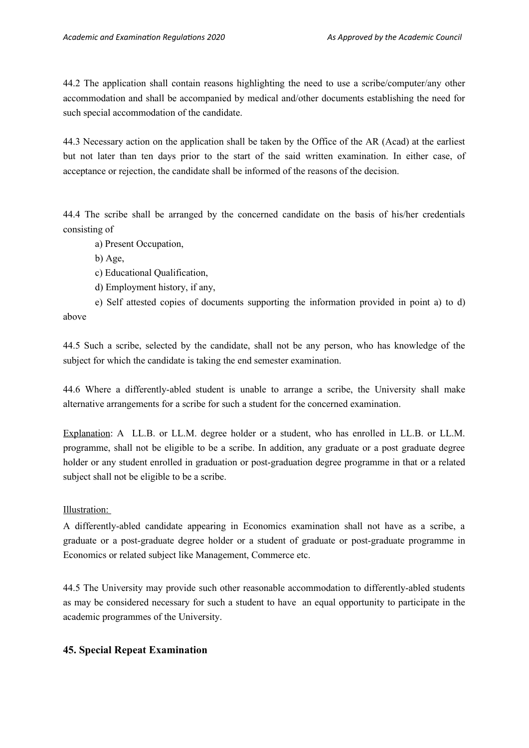44.2 The application shall contain reasons highlighting the need to use a scribe/computer/any other accommodation and shall be accompanied by medical and/other documents establishing the need for such special accommodation of the candidate.

44.3 Necessary action on the application shall be taken by the Office of the AR (Acad) at the earliest but not later than ten days prior to the start of the said written examination. In either case, of acceptance or rejection, the candidate shall be informed of the reasons of the decision.

44.4 The scribe shall be arranged by the concerned candidate on the basis of his/her credentials consisting of

a) Present Occupation,

b) Age,

c) Educational Qualification,

d) Employment history, if any,

e) Self attested copies of documents supporting the information provided in point a) to d) above

44.5 Such a scribe, selected by the candidate, shall not be any person, who has knowledge of the subject for which the candidate is taking the end semester examination.

44.6 Where a differently-abled student is unable to arrange a scribe, the University shall make alternative arrangements for a scribe for such a student for the concerned examination.

<u>Explanation</u>: A LL.B. or LL.M. degree holder or a student, who has enrolled in LL.B. or LL.M. programme, shall not be eligible to be a scribe. In addition, any graduate or a post graduate degree holder or any student enrolled in graduation or post-graduation degree programme in that or a related subject shall not be eligible to be a scribe.

<u>Illustration:</u>

A differently-abled candidate appearing in Economics examination shall not have as a scribe, a graduate or a post-graduate degree holder or a student of graduate or post-graduate programme in Economics or related subject like Management, Commerce etc.

44.5 The University may provide such other reasonable accommodation to differently-abled students as may be considered necessary for such a student to have an equal opportunity to participate in the academic programmes of the University.

## 45. Special Repeat Examination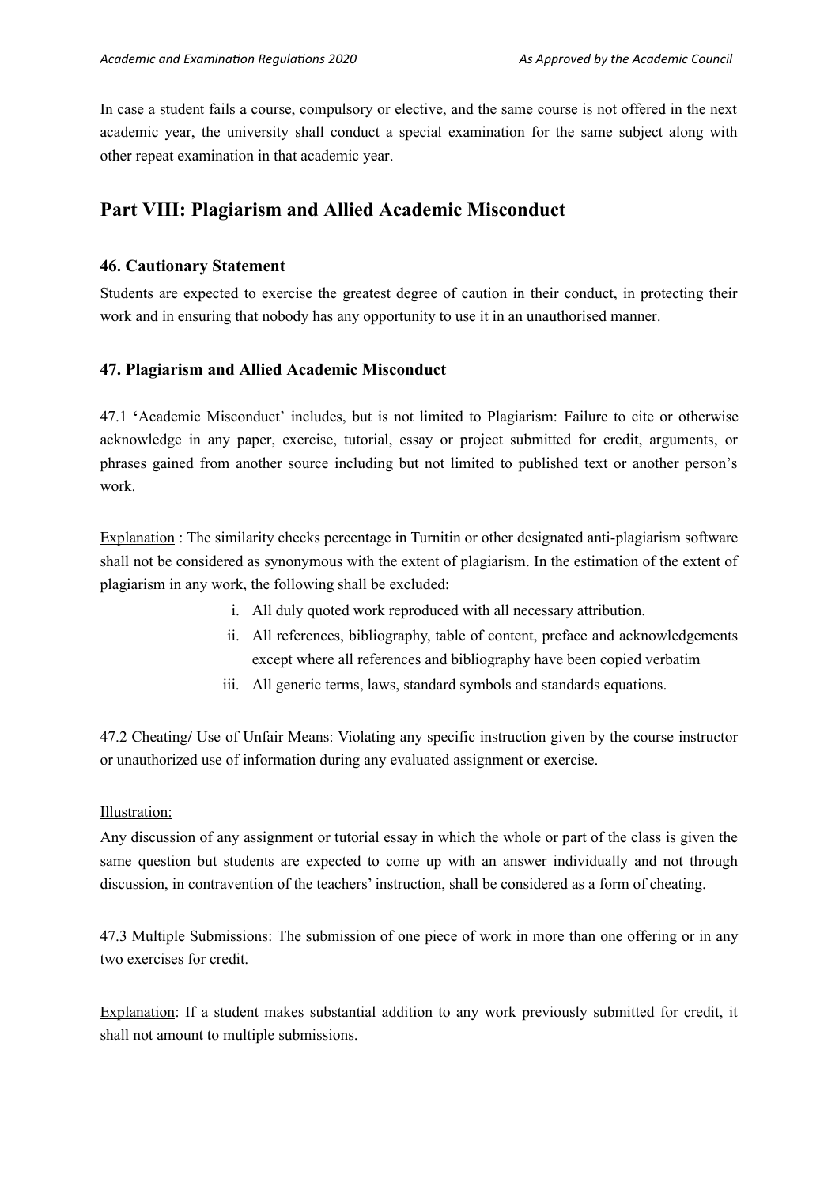In case a student fails a course, compulsory or elective, and the same course is not offered in the next academic year, the university shall conduct a special examination for the same subject along with other repeat examination in that academic year.

## Part VIII: Plagiarism and Allied Academic Misconduct

### 46. Cautionary Statement

Students are expected to exercise the greatest degree of caution in their conduct, in protecting their work and in ensuring that nobody has any opportunity to use it in an unauthorised manner.

### 47. Plagiarism and Allied Academic Misconduct

47.1 'Academic Misconduct' includes, but is not limited to Plagiarism: Failure to cite or otherwise acknowledge in any paper, exercise, tutorial, essay or project submitted for credit, arguments, or phrases gained from another source including but not limited to published text or another person's work.

Explanation : The similarity checks percentage in Turnitin or other designated anti-plagiarism software shall not be considered as synonymous with the extent of plagiarism. In the estimation of the extent of plagiarism in any work, the following shall be excluded:

i. All duly quoted work reproduced with all necessary attribution.
ii. All references, bibliography, table of content, preface and acknowledgements except where all references and bibliography have been copied verbatim
iii. All generic terms, laws, standard symbols and standards equations.

47.2 Cheating/ Use of Unfair Means: Violating any specific instruction given by the course instructor or unauthorized use of information during any evaluated assignment or exercise.

Illustration:
Any discussion of any assignment or tutorial essay in which the whole or part of the class is given the same question but students are expected to come up with an answer individually and not through discussion, in contravention of the teachers' instruction, shall be considered as a form of cheating.

47.3 Multiple Submissions: The submission of one piece of work in more than one offering or in any two exercises for credit.

Explanation: If a student makes substantial addition to any work previously submitted for credit, it shall not amount to multiple submissions.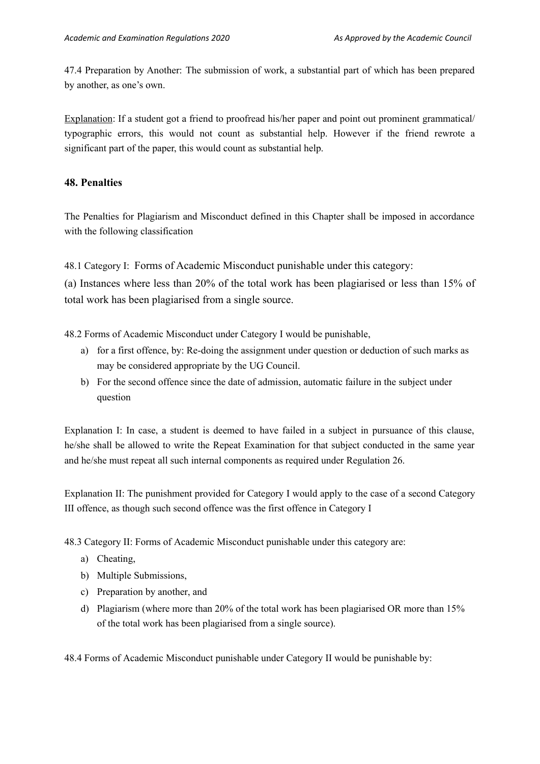47.4 Preparation by Another: The submission of work, a substantial part of which has been prepared by another, as one's own.

Explanation: If a student got a friend to proofread his/her paper and point out prominent grammatical/ typographic errors, this would not count as substantial help. However if the friend rewrote a significant part of the paper, this would count as substantial help.

### 48. Penalties

The Penalties for Plagiarism and Misconduct defined in this Chapter shall be imposed in accordance with the following classification

48.1 Category I: Forms of Academic Misconduct punishable under this category:

(a) Instances where less than 20% of the total work has been plagiarised or less than 15% of total work has been plagiarised from a single source.

48.2 Forms of Academic Misconduct under Category I would be punishable,

a) for a first offence, by: Re-doing the assignment under question or deduction of such marks as may be considered appropriate by the UG Council.
b) For the second offence since the date of admission, automatic failure in the subject under question

Explanation I: In case, a student is deemed to have failed in a subject in pursuance of this clause, he/she shall be allowed to write the Repeat Examination for that subject conducted in the same year and he/she must repeat all such internal components as required under Regulation 26.

Explanation II: The punishment provided for Category I would apply to the case of a second Category III offence, as though such second offence was the first offence in Category I

48.3 Category II: Forms of Academic Misconduct punishable under this category are:

a) Cheating,
b) Multiple Submissions,
c) Preparation by another, and
d) Plagiarism (where more than 20% of the total work has been plagiarised OR more than 15% of the total work has been plagiarised from a single source).

48.4 Forms of Academic Misconduct punishable under Category II would be punishable by: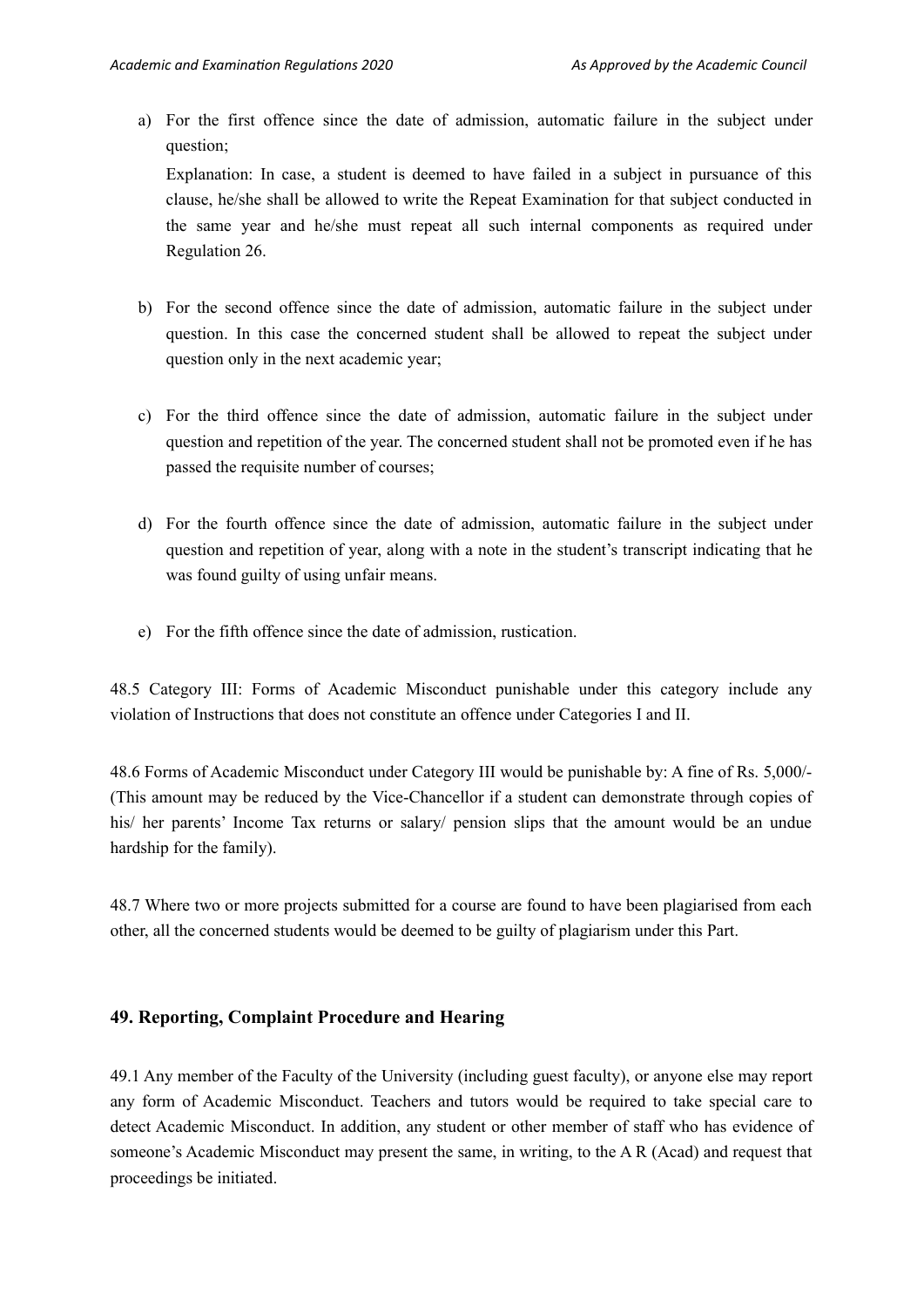a) For the first offence since the date of admission, automatic failure in the subject under question;

   Explanation: In case, a student is deemed to have failed in a subject in pursuance of this clause, he/she shall be allowed to write the Repeat Examination for that subject conducted in the same year and he/she must repeat all such internal components as required under Regulation 26.

b) For the second offence since the date of admission, automatic failure in the subject under question. In this case the concerned student shall be allowed to repeat the subject under question only in the next academic year;

c) For the third offence since the date of admission, automatic failure in the subject under question and repetition of the year. The concerned student shall not be promoted even if he has passed the requisite number of courses;

d) For the fourth offence since the date of admission, automatic failure in the subject under question and repetition of year, along with a note in the student's transcript indicating that he was found guilty of using unfair means.

e) For the fifth offence since the date of admission, rustication.

48.5 Category III: Forms of Academic Misconduct punishable under this category include any violation of Instructions that does not constitute an offence under Categories I and II.

48.6 Forms of Academic Misconduct under Category III would be punishable by: A fine of Rs. 5,000/- (This amount may be reduced by the Vice-Chancellor if a student can demonstrate through copies of his/ her parents' Income Tax returns or salary/ pension slips that the amount would be an undue hardship for the family).

48.7 Where two or more projects submitted for a course are found to have been plagiarised from each other, all the concerned students would be deemed to be guilty of plagiarism under this Part.

## 49. Reporting, Complaint Procedure and Hearing

49.1 Any member of the Faculty of the University (including guest faculty), or anyone else may report any form of Academic Misconduct. Teachers and tutors would be required to take special care to detect Academic Misconduct. In addition, any student or other member of staff who has evidence of someone's Academic Misconduct may present the same, in writing, to the A R (Acad) and request that proceedings be initiated.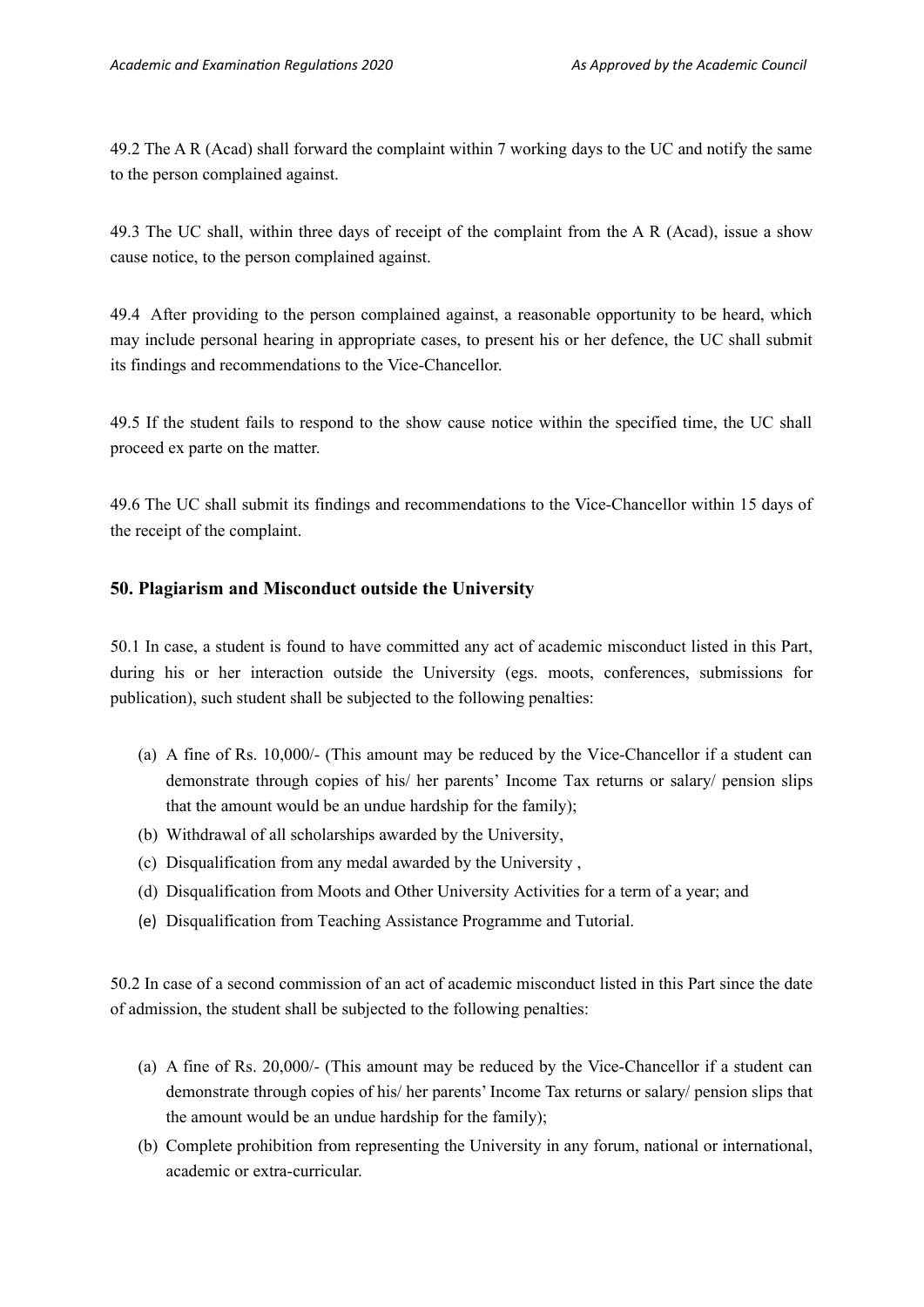49.2 The A R (Acad) shall forward the complaint within 7 working days to the UC and notify the same to the person complained against.

49.3 The UC shall, within three days of receipt of the complaint from the A R (Acad), issue a show cause notice, to the person complained against.

49.4 After providing to the person complained against, a reasonable opportunity to be heard, which may include personal hearing in appropriate cases, to present his or her defence, the UC shall submit its findings and recommendations to the Vice-Chancellor.

49.5 If the student fails to respond to the show cause notice within the specified time, the UC shall proceed ex parte on the matter.

49.6 The UC shall submit its findings and recommendations to the Vice-Chancellor within 15 days of the receipt of the complaint.

### 50. Plagiarism and Misconduct outside the University

50.1 In case, a student is found to have committed any act of academic misconduct listed in this Part, during his or her interaction outside the University (egs. moots, conferences, submissions for publication), such student shall be subjected to the following penalties:

(a) A fine of Rs. 10,000/- (This amount may be reduced by the Vice-Chancellor if a student can demonstrate through copies of his/ her parents' Income Tax returns or salary/ pension slips that the amount would be an undue hardship for the family);
(b) Withdrawal of all scholarships awarded by the University,
(c) Disqualification from any medal awarded by the University ,
(d) Disqualification from Moots and Other University Activities for a term of a year; and
(e) Disqualification from Teaching Assistance Programme and Tutorial.

50.2 In case of a second commission of an act of academic misconduct listed in this Part since the date of admission, the student shall be subjected to the following penalties:

(a) A fine of Rs. 20,000/- (This amount may be reduced by the Vice-Chancellor if a student can demonstrate through copies of his/ her parents' Income Tax returns or salary/ pension slips that the amount would be an undue hardship for the family);
(b) Complete prohibition from representing the University in any forum, national or international, academic or extra-curricular.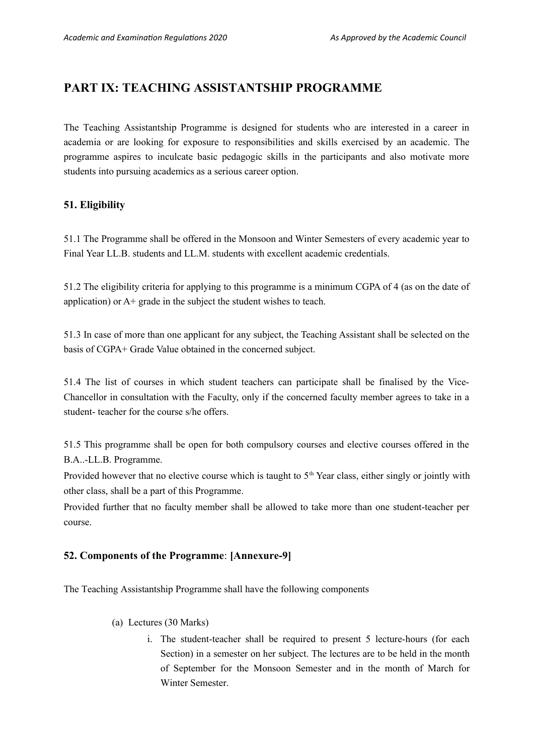## PART IX: TEACHING ASSISTANTSHIP PROGRAMME

The Teaching Assistantship Programme is designed for students who are interested in a career in academia or are looking for exposure to responsibilities and skills exercised by an academic. The programme aspires to inculcate basic pedagogic skills in the participants and also motivate more students into pursuing academics as a serious career option.

### 51. Eligibility

51.1 The Programme shall be offered in the Monsoon and Winter Semesters of every academic year to Final Year LL.B. students and LL.M. students with excellent academic credentials.

51.2 The eligibility criteria for applying to this programme is a minimum CGPA of 4 (as on the date of application) or A+ grade in the subject the student wishes to teach.

51.3 In case of more than one applicant for any subject, the Teaching Assistant shall be selected on the basis of CGPA+ Grade Value obtained in the concerned subject.

51.4 The list of courses in which student teachers can participate shall be finalised by the Vice-Chancellor in consultation with the Faculty, only if the concerned faculty member agrees to take in a student- teacher for the course s/he offers.

51.5 This programme shall be open for both compulsory courses and elective courses offered in the B.A..-LL.B. Programme.

Provided however that no elective course which is taught to 5th Year class, either singly or jointly with other class, shall be a part of this Programme.

Provided further that no faculty member shall be allowed to take more than one student-teacher per course.

### 52. Components of the Programme: [Annexure-9]

The Teaching Assistantship Programme shall have the following components

(a) Lectures (30 Marks)

i. The student-teacher shall be required to present 5 lecture-hours (for each Section) in a semester on her subject. The lectures are to be held in the month of September for the Monsoon Semester and in the month of March for Winter Semester.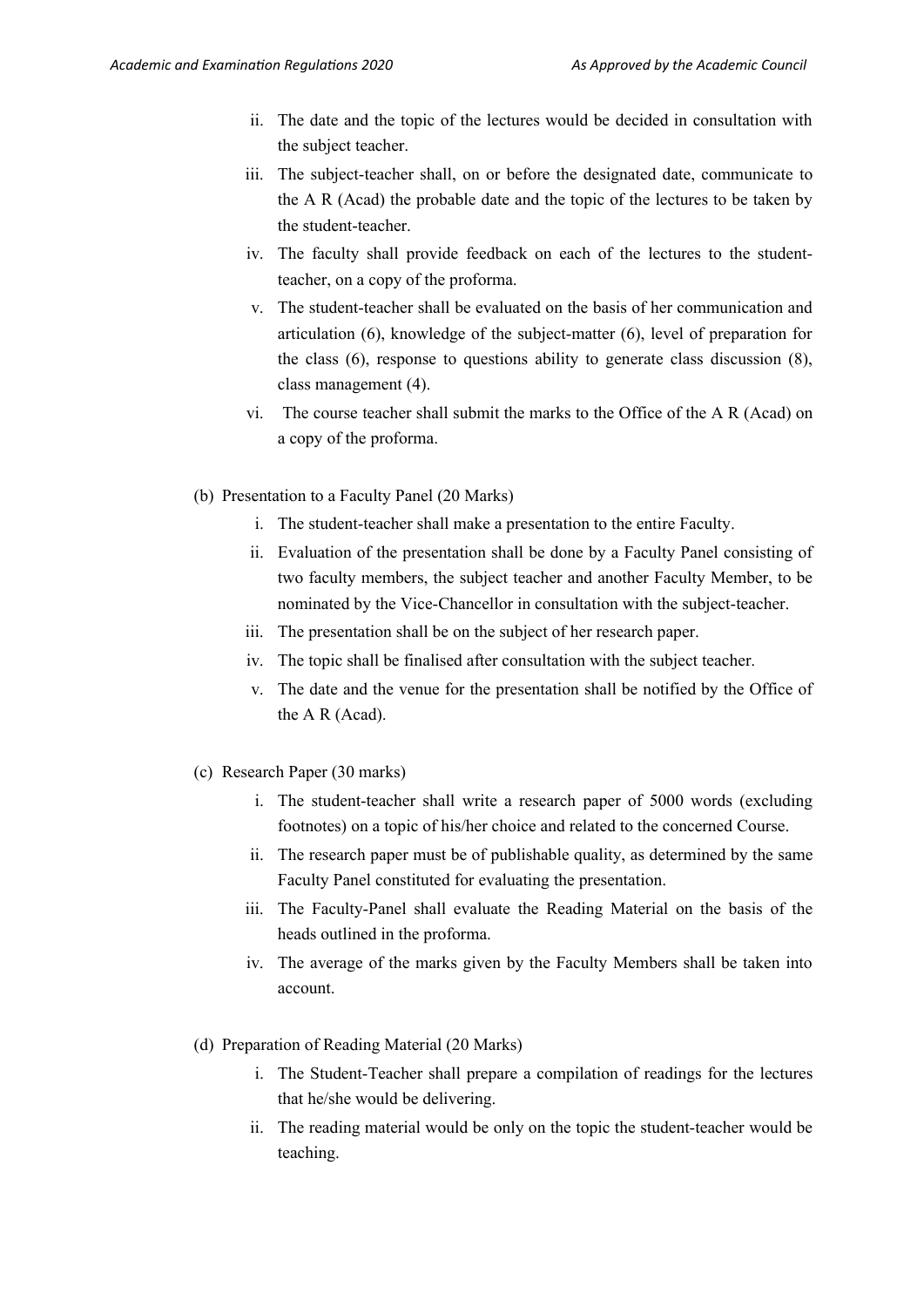ii. The date and the topic of the lectures would be decided in consultation with the subject teacher.

iii. The subject-teacher shall, on or before the designated date, communicate to the A R (Acad) the probable date and the topic of the lectures to be taken by the student-teacher.

iv. The faculty shall provide feedback on each of the lectures to the student-teacher, on a copy of the proforma.

v. The student-teacher shall be evaluated on the basis of her communication and articulation (6), knowledge of the subject-matter (6), level of preparation for the class (6), response to questions ability to generate class discussion (8), class management (4).

vi. The course teacher shall submit the marks to the Office of the A R (Acad) on a copy of the proforma.

(b) Presentation to a Faculty Panel (20 Marks)

i. The student-teacher shall make a presentation to the entire Faculty.

ii. Evaluation of the presentation shall be done by a Faculty Panel consisting of two faculty members, the subject teacher and another Faculty Member, to be nominated by the Vice-Chancellor in consultation with the subject-teacher.

iii. The presentation shall be on the subject of her research paper.

iv. The topic shall be finalised after consultation with the subject teacher.

v. The date and the venue for the presentation shall be notified by the Office of the A R (Acad).

(c) Research Paper (30 marks)

i. The student-teacher shall write a research paper of 5000 words (excluding footnotes) on a topic of his/her choice and related to the concerned Course.

ii. The research paper must be of publishable quality, as determined by the same Faculty Panel constituted for evaluating the presentation.

iii. The Faculty-Panel shall evaluate the Reading Material on the basis of the heads outlined in the proforma.

iv. The average of the marks given by the Faculty Members shall be taken into account.

(d) Preparation of Reading Material (20 Marks)

i. The Student-Teacher shall prepare a compilation of readings for the lectures that he/she would be delivering.

ii. The reading material would be only on the topic the student-teacher would be teaching.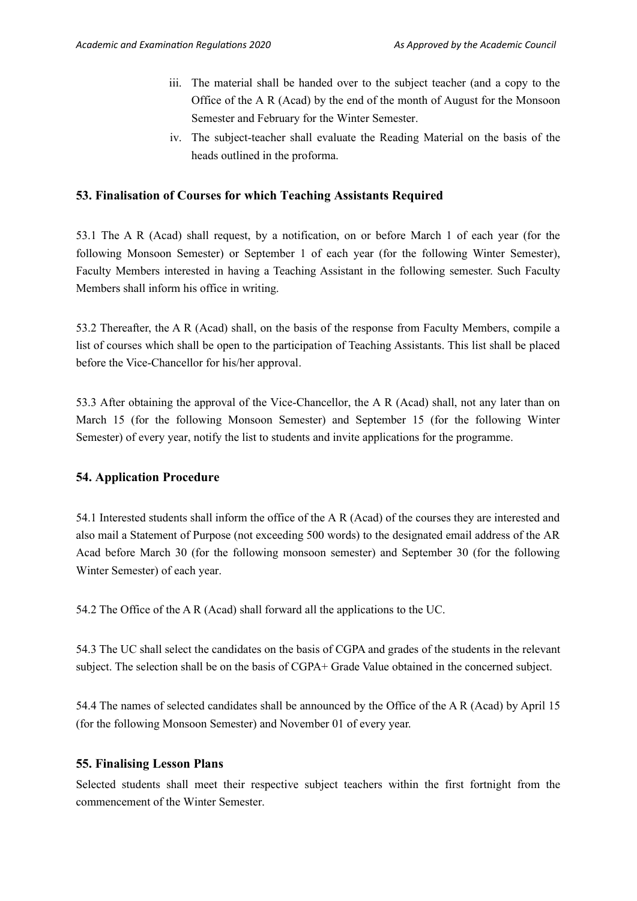iii. The material shall be handed over to the subject teacher (and a copy to the Office of the A R (Acad) by the end of the month of August for the Monsoon Semester and February for the Winter Semester.

iv. The subject-teacher shall evaluate the Reading Material on the basis of the heads outlined in the proforma.

## 53. Finalisation of Courses for which Teaching Assistants Required

53.1 The A R (Acad) shall request, by a notification, on or before March 1 of each year (for the following Monsoon Semester) or September 1 of each year (for the following Winter Semester), Faculty Members interested in having a Teaching Assistant in the following semester. Such Faculty Members shall inform his office in writing.

53.2 Thereafter, the A R (Acad) shall, on the basis of the response from Faculty Members, compile a list of courses which shall be open to the participation of Teaching Assistants. This list shall be placed before the Vice-Chancellor for his/her approval.

53.3 After obtaining the approval of the Vice-Chancellor, the A R (Acad) shall, not any later than on March 15 (for the following Monsoon Semester) and September 15 (for the following Winter Semester) of every year, notify the list to students and invite applications for the programme.

## 54. Application Procedure

54.1 Interested students shall inform the office of the A R (Acad) of the courses they are interested and also mail a Statement of Purpose (not exceeding 500 words) to the designated email address of the AR Acad before March 30 (for the following monsoon semester) and September 30 (for the following Winter Semester) of each year.

54.2 The Office of the A R (Acad) shall forward all the applications to the UC.

54.3 The UC shall select the candidates on the basis of CGPA and grades of the students in the relevant subject. The selection shall be on the basis of CGPA+ Grade Value obtained in the concerned subject.

54.4 The names of selected candidates shall be announced by the Office of the A R (Acad) by April 15 (for the following Monsoon Semester) and November 01 of every year.

## 55. Finalising Lesson Plans

Selected students shall meet their respective subject teachers within the first fortnight from the commencement of the Winter Semester.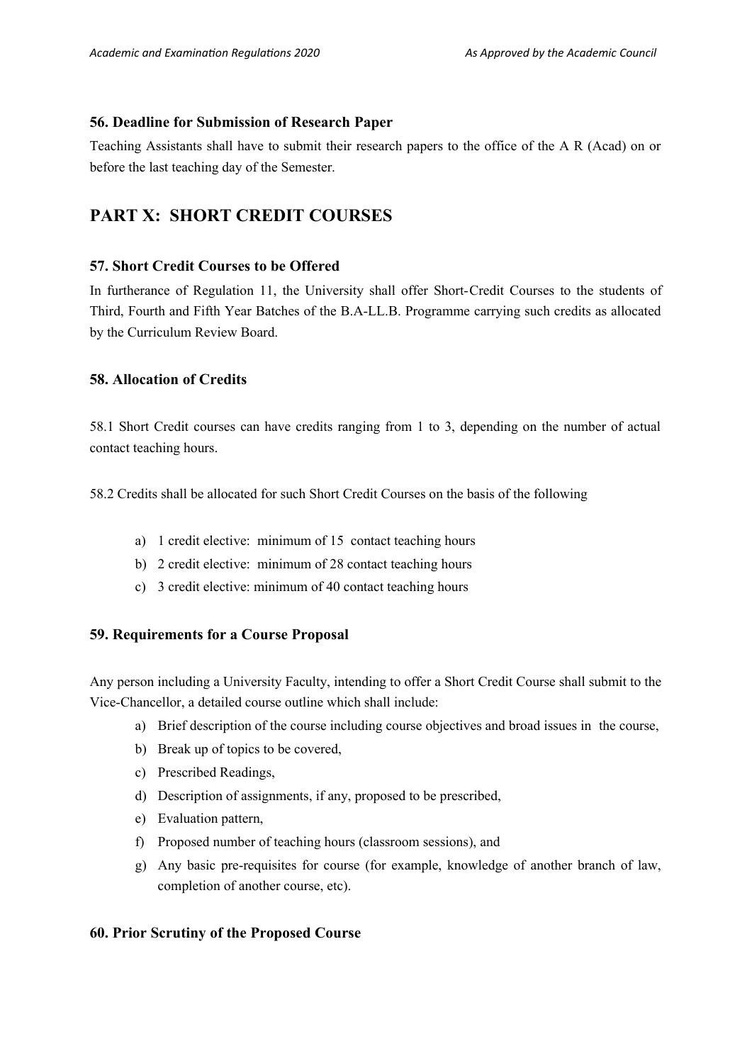### 56. Deadline for Submission of Research Paper

Teaching Assistants shall have to submit their research papers to the office of the A R (Acad) on or before the last teaching day of the Semester.

## PART X: SHORT CREDIT COURSES

### 57. Short Credit Courses to be Offered

In furtherance of Regulation 11, the University shall offer Short-Credit Courses to the students of Third, Fourth and Fifth Year Batches of the B.A-LL.B. Programme carrying such credits as allocated by the Curriculum Review Board.

### 58. Allocation of Credits

58.1 Short Credit courses can have credits ranging from 1 to 3, depending on the number of actual contact teaching hours.

58.2 Credits shall be allocated for such Short Credit Courses on the basis of the following

a) 1 credit elective: minimum of 15 contact teaching hours
b) 2 credit elective: minimum of 28 contact teaching hours
c) 3 credit elective: minimum of 40 contact teaching hours

### 59. Requirements for a Course Proposal

Any person including a University Faculty, intending to offer a Short Credit Course shall submit to the Vice-Chancellor, a detailed course outline which shall include:

a) Brief description of the course including course objectives and broad issues in the course,
b) Break up of topics to be covered,
c) Prescribed Readings,
d) Description of assignments, if any, proposed to be prescribed,
e) Evaluation pattern,
f) Proposed number of teaching hours (classroom sessions), and
g) Any basic pre-requisites for course (for example, knowledge of another branch of law, completion of another course, etc).

### 60. Prior Scrutiny of the Proposed Course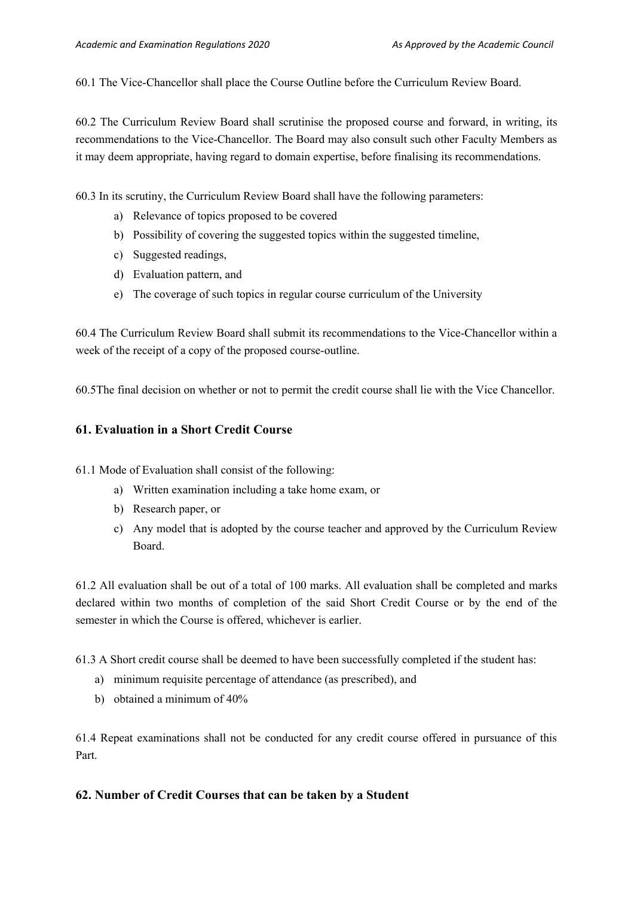60.1 The Vice-Chancellor shall place the Course Outline before the Curriculum Review Board.

60.2 The Curriculum Review Board shall scrutinise the proposed course and forward, in writing, its recommendations to the Vice-Chancellor. The Board may also consult such other Faculty Members as it may deem appropriate, having regard to domain expertise, before finalising its recommendations.

60.3 In its scrutiny, the Curriculum Review Board shall have the following parameters:

a) Relevance of topics proposed to be covered
b) Possibility of covering the suggested topics within the suggested timeline,
c) Suggested readings,
d) Evaluation pattern, and
e) The coverage of such topics in regular course curriculum of the University

60.4 The Curriculum Review Board shall submit its recommendations to the Vice-Chancellor within a week of the receipt of a copy of the proposed course-outline.

60.5The final decision on whether or not to permit the credit course shall lie with the Vice Chancellor.

## 61. Evaluation in a Short Credit Course

61.1 Mode of Evaluation shall consist of the following:

a) Written examination including a take home exam, or
b) Research paper, or
c) Any model that is adopted by the course teacher and approved by the Curriculum Review Board.

61.2 All evaluation shall be out of a total of 100 marks. All evaluation shall be completed and marks declared within two months of completion of the said Short Credit Course or by the end of the semester in which the Course is offered, whichever is earlier.

61.3 A Short credit course shall be deemed to have been successfully completed if the student has:

a) minimum requisite percentage of attendance (as prescribed), and
b) obtained a minimum of 40%

61.4 Repeat examinations shall not be conducted for any credit course offered in pursuance of this Part.

## 62. Number of Credit Courses that can be taken by a Student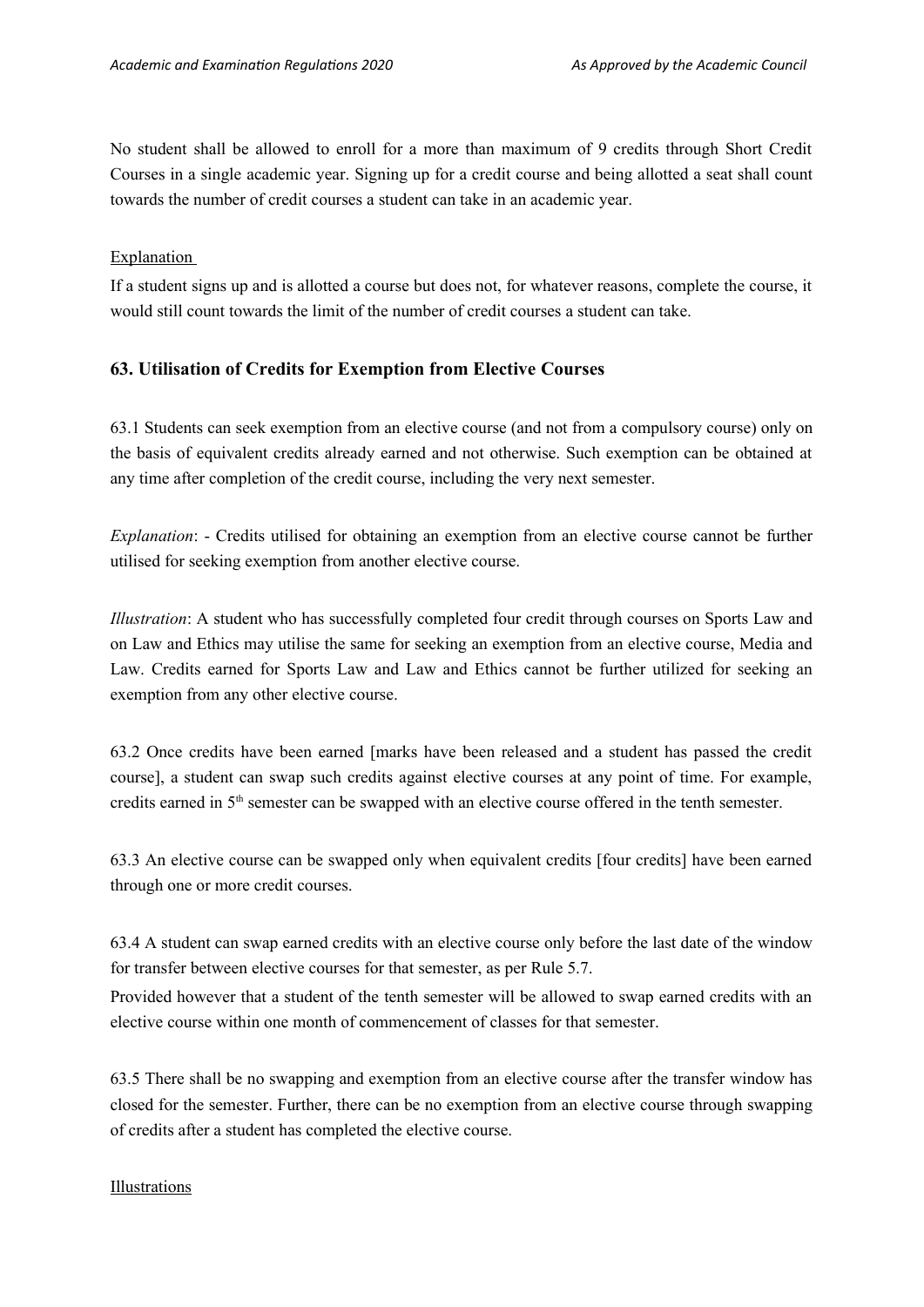No student shall be allowed to enroll for a more than maximum of 9 credits through Short Credit Courses in a single academic year. Signing up for a credit course and being allotted a seat shall count towards the number of credit courses a student can take in an academic year.

Explanation

If a student signs up and is allotted a course but does not, for whatever reasons, complete the course, it would still count towards the limit of the number of credit courses a student can take.

### 63. Utilisation of Credits for Exemption from Elective Courses

63.1 Students can seek exemption from an elective course (and not from a compulsory course) only on the basis of equivalent credits already earned and not otherwise. Such exemption can be obtained at any time after completion of the credit course, including the very next semester.

*Explanation*: - Credits utilised for obtaining an exemption from an elective course cannot be further utilised for seeking exemption from another elective course.

*Illustration*: A student who has successfully completed four credit through courses on Sports Law and on Law and Ethics may utilise the same for seeking an exemption from an elective course, Media and Law. Credits earned for Sports Law and Law and Ethics cannot be further utilized for seeking an exemption from any other elective course.

63.2 Once credits have been earned [marks have been released and a student has passed the credit course], a student can swap such credits against elective courses at any point of time. For example, credits earned in 5th semester can be swapped with an elective course offered in the tenth semester.

63.3 An elective course can be swapped only when equivalent credits [four credits] have been earned through one or more credit courses.

63.4 A student can swap earned credits with an elective course only before the last date of the window for transfer between elective courses for that semester, as per Rule 5.7.

Provided however that a student of the tenth semester will be allowed to swap earned credits with an elective course within one month of commencement of classes for that semester.

63.5 There shall be no swapping and exemption from an elective course after the transfer window has closed for the semester. Further, there can be no exemption from an elective course through swapping of credits after a student has completed the elective course.

Illustrations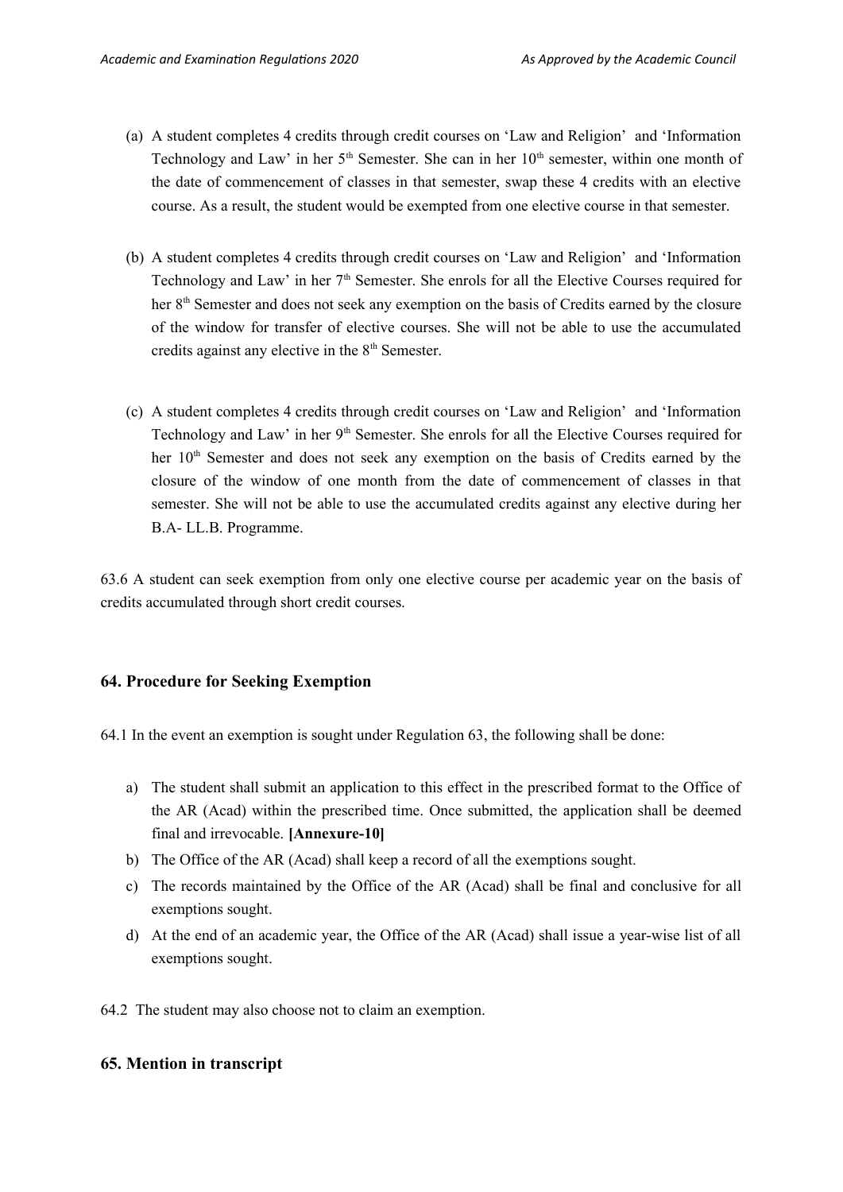(a) A student completes 4 credits through credit courses on 'Law and Religion' and 'Information Technology and Law' in her 5th Semester. She can in her 10th semester, within one month of the date of commencement of classes in that semester, swap these 4 credits with an elective course. As a result, the student would be exempted from one elective course in that semester.

(b) A student completes 4 credits through credit courses on 'Law and Religion' and 'Information Technology and Law' in her 7th Semester. She enrols for all the Elective Courses required for her 8th Semester and does not seek any exemption on the basis of Credits earned by the closure of the window for transfer of elective courses. She will not be able to use the accumulated credits against any elective in the 8th Semester.

(c) A student completes 4 credits through credit courses on 'Law and Religion' and 'Information Technology and Law' in her 9th Semester. She enrols for all the Elective Courses required for her 10th Semester and does not seek any exemption on the basis of Credits earned by the closure of the window of one month from the date of commencement of classes in that semester. She will not be able to use the accumulated credits against any elective during her B.A- LL.B. Programme.

63.6 A student can seek exemption from only one elective course per academic year on the basis of credits accumulated through short credit courses.

## 64. Procedure for Seeking Exemption

64.1 In the event an exemption is sought under Regulation 63, the following shall be done:

a) The student shall submit an application to this effect in the prescribed format to the Office of the AR (Acad) within the prescribed time. Once submitted, the application shall be deemed final and irrevocable. **[Annexure-10]**
b) The Office of the AR (Acad) shall keep a record of all the exemptions sought.
c) The records maintained by the Office of the AR (Acad) shall be final and conclusive for all exemptions sought.
d) At the end of an academic year, the Office of the AR (Acad) shall issue a year-wise list of all exemptions sought.

64.2 The student may also choose not to claim an exemption.

## 65. Mention in transcript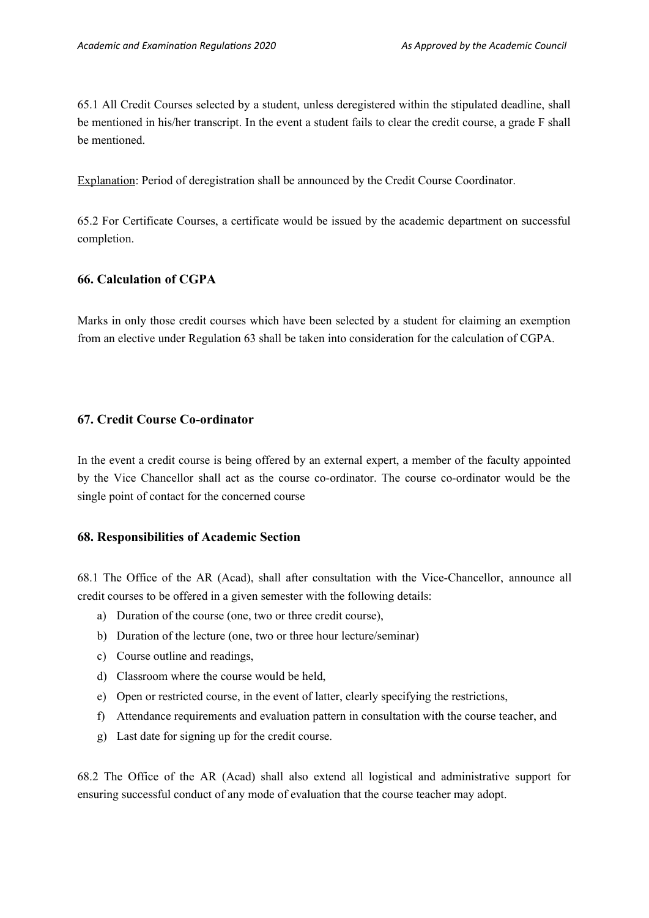65.1 All Credit Courses selected by a student, unless deregistered within the stipulated deadline, shall be mentioned in his/her transcript. In the event a student fails to clear the credit course, a grade F shall be mentioned.

Explanation: Period of deregistration shall be announced by the Credit Course Coordinator.

65.2 For Certificate Courses, a certificate would be issued by the academic department on successful completion.

### 66. Calculation of CGPA

Marks in only those credit courses which have been selected by a student for claiming an exemption from an elective under Regulation 63 shall be taken into consideration for the calculation of CGPA.

### 67. Credit Course Co-ordinator

In the event a credit course is being offered by an external expert, a member of the faculty appointed by the Vice Chancellor shall act as the course co-ordinator. The course co-ordinator would be the single point of contact for the concerned course

### 68. Responsibilities of Academic Section

68.1 The Office of the AR (Acad), shall after consultation with the Vice-Chancellor, announce all credit courses to be offered in a given semester with the following details:

a) Duration of the course (one, two or three credit course),
b) Duration of the lecture (one, two or three hour lecture/seminar)
c) Course outline and readings,
d) Classroom where the course would be held,
e) Open or restricted course, in the event of latter, clearly specifying the restrictions,
f) Attendance requirements and evaluation pattern in consultation with the course teacher, and
g) Last date for signing up for the credit course.

68.2 The Office of the AR (Acad) shall also extend all logistical and administrative support for ensuring successful conduct of any mode of evaluation that the course teacher may adopt.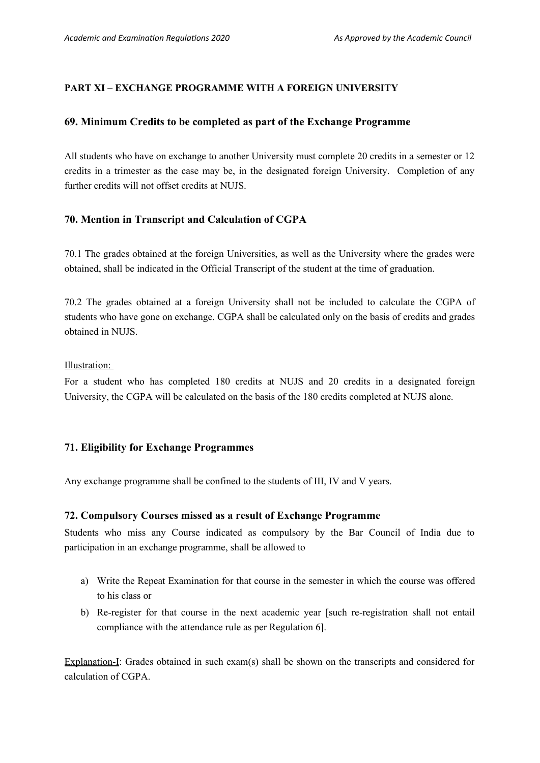**PART XI – EXCHANGE PROGRAMME WITH A FOREIGN UNIVERSITY**

## 69. Minimum Credits to be completed as part of the Exchange Programme

All students who have on exchange to another University must complete 20 credits in a semester or 12 credits in a trimester as the case may be, in the designated foreign University. Completion of any further credits will not offset credits at NUJS.

## 70. Mention in Transcript and Calculation of CGPA

70.1 The grades obtained at the foreign Universities, as well as the University where the grades were obtained, shall be indicated in the Official Transcript of the student at the time of graduation.

70.2 The grades obtained at a foreign University shall not be included to calculate the CGPA of students who have gone on exchange. CGPA shall be calculated only on the basis of credits and grades obtained in NUJS.

<u>Illustration:</u>
For a student who has completed 180 credits at NUJS and 20 credits in a designated foreign University, the CGPA will be calculated on the basis of the 180 credits completed at NUJS alone.

## 71. Eligibility for Exchange Programmes

Any exchange programme shall be confined to the students of III, IV and V years.

## 72. Compulsory Courses missed as a result of Exchange Programme

Students who miss any Course indicated as compulsory by the Bar Council of India due to participation in an exchange programme, shall be allowed to

a) Write the Repeat Examination for that course in the semester in which the course was offered to his class or
b) Re-register for that course in the next academic year [such re-registration shall not entail compliance with the attendance rule as per Regulation 6].

<u>Explanation-I</u>: Grades obtained in such exam(s) shall be shown on the transcripts and considered for calculation of CGPA.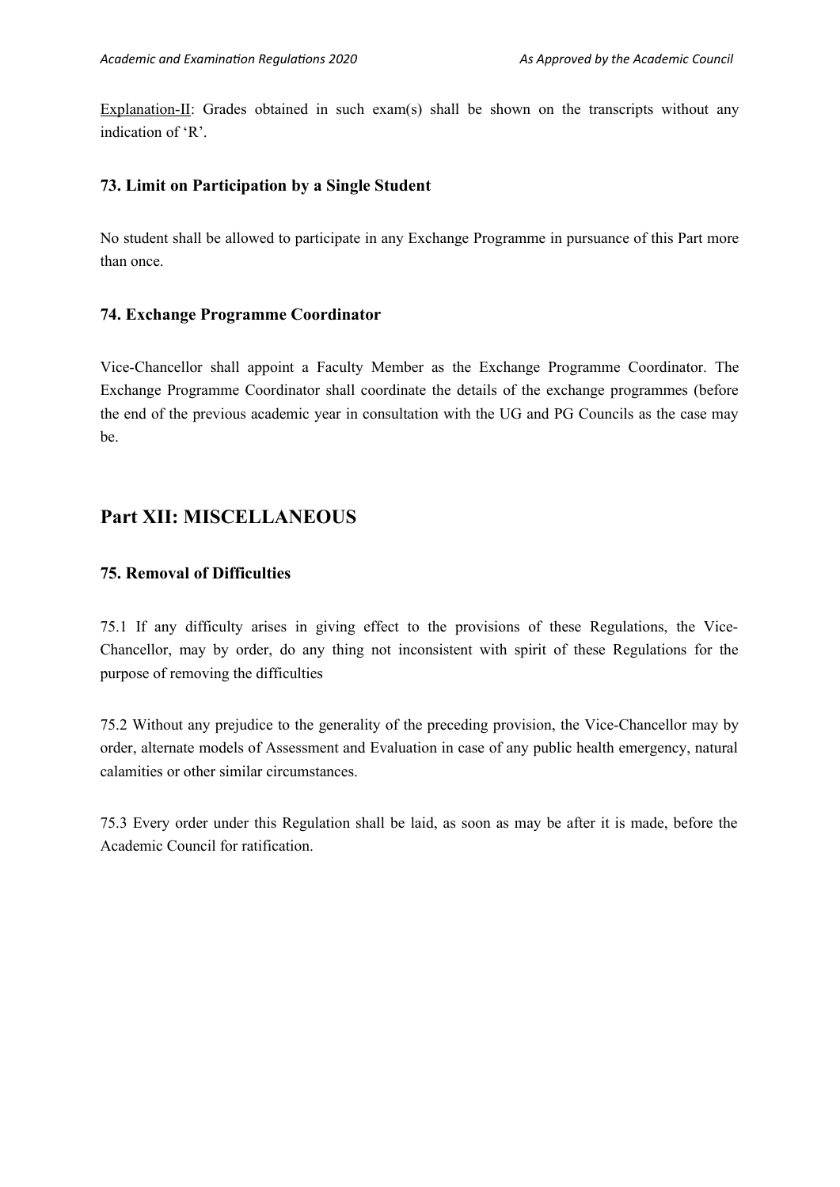Explanation-II: Grades obtained in such exam(s) shall be shown on the transcripts without any indication of 'R'.

### 73. Limit on Participation by a Single Student

No student shall be allowed to participate in any Exchange Programme in pursuance of this Part more than once.

### 74. Exchange Programme Coordinator

Vice-Chancellor shall appoint a Faculty Member as the Exchange Programme Coordinator. The Exchange Programme Coordinator shall coordinate the details of the exchange programmes (before the end of the previous academic year in consultation with the UG and PG Councils as the case may be.

## Part XII: MISCELLANEOUS

### 75. Removal of Difficulties

75.1 If any difficulty arises in giving effect to the provisions of these Regulations, the Vice-Chancellor, may by order, do any thing not inconsistent with spirit of these Regulations for the purpose of removing the difficulties

75.2 Without any prejudice to the generality of the preceding provision, the Vice-Chancellor may by order, alternate models of Assessment and Evaluation in case of any public health emergency, natural calamities or other similar circumstances.

75.3 Every order under this Regulation shall be laid, as soon as may be after it is made, before the Academic Council for ratification.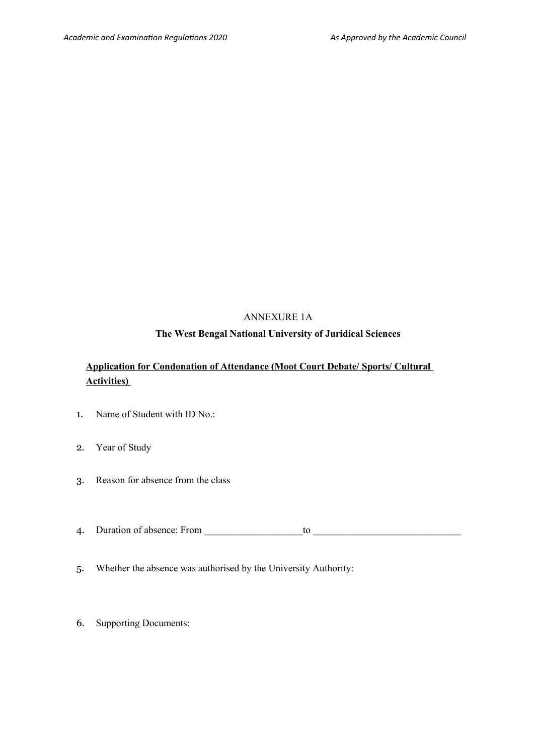ANNEXURE 1A

**The West Bengal National University of Juridical Sciences**

**<u>Application for Condonation of Attendance (Moot Court Debate/ Sports/ Cultural Activities)</u>**

1. Name of Student with ID No.:

2. Year of Study

3. Reason for absence from the class

4. Duration of absence: From ___________________to _____________________________

5. Whether the absence was authorised by the University Authority:

6. Supporting Documents: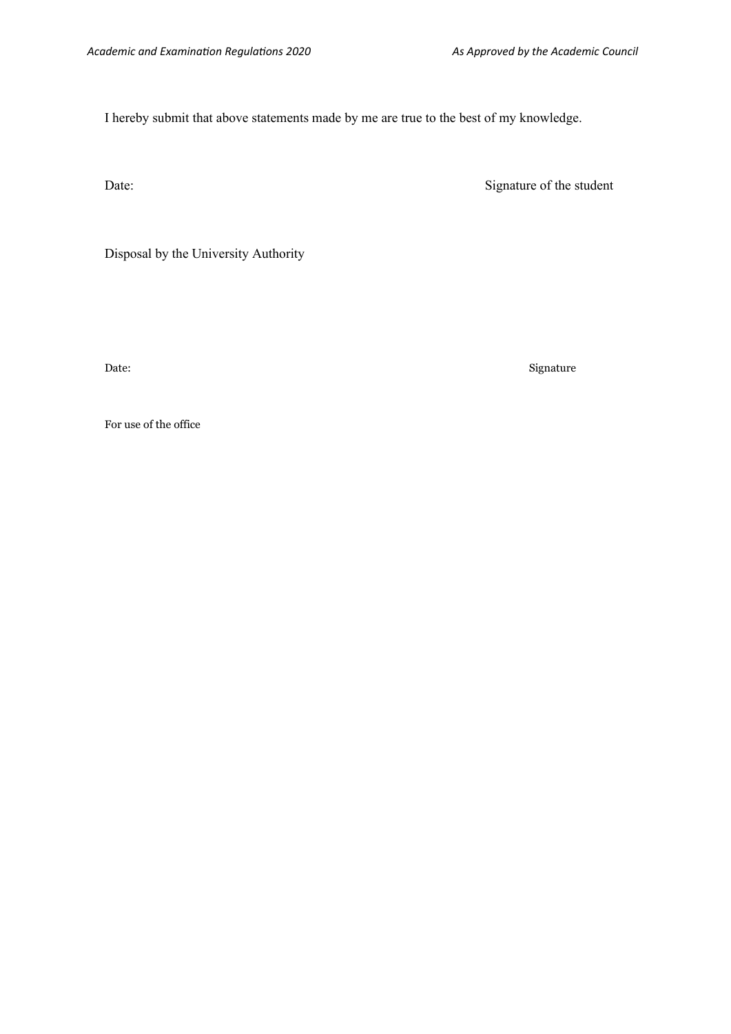I hereby submit that above statements made by me are true to the best of my knowledge.

Date: Signature of the student

Disposal by the University Authority

Date: Signature

For use of the office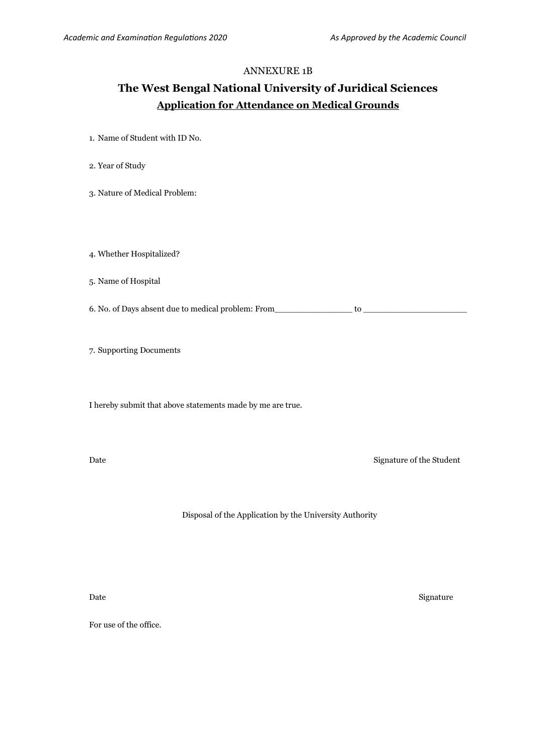ANNEXURE 1B

# The West Bengal National University of Juridical Sciences

## <u>Application for Attendance on Medical Grounds</u>

1. Name of Student with ID No.

2. Year of Study

3. Nature of Medical Problem:

4. Whether Hospitalized?

5. Name of Hospital

6. No. of Days absent due to medical problem: From________________ to ____________________

7. Supporting Documents

I hereby submit that above statements made by me are true.

Date                                                                                    Signature of the Student

Disposal of the Application by the University Authority

Date                                                                                    Signature

For use of the office.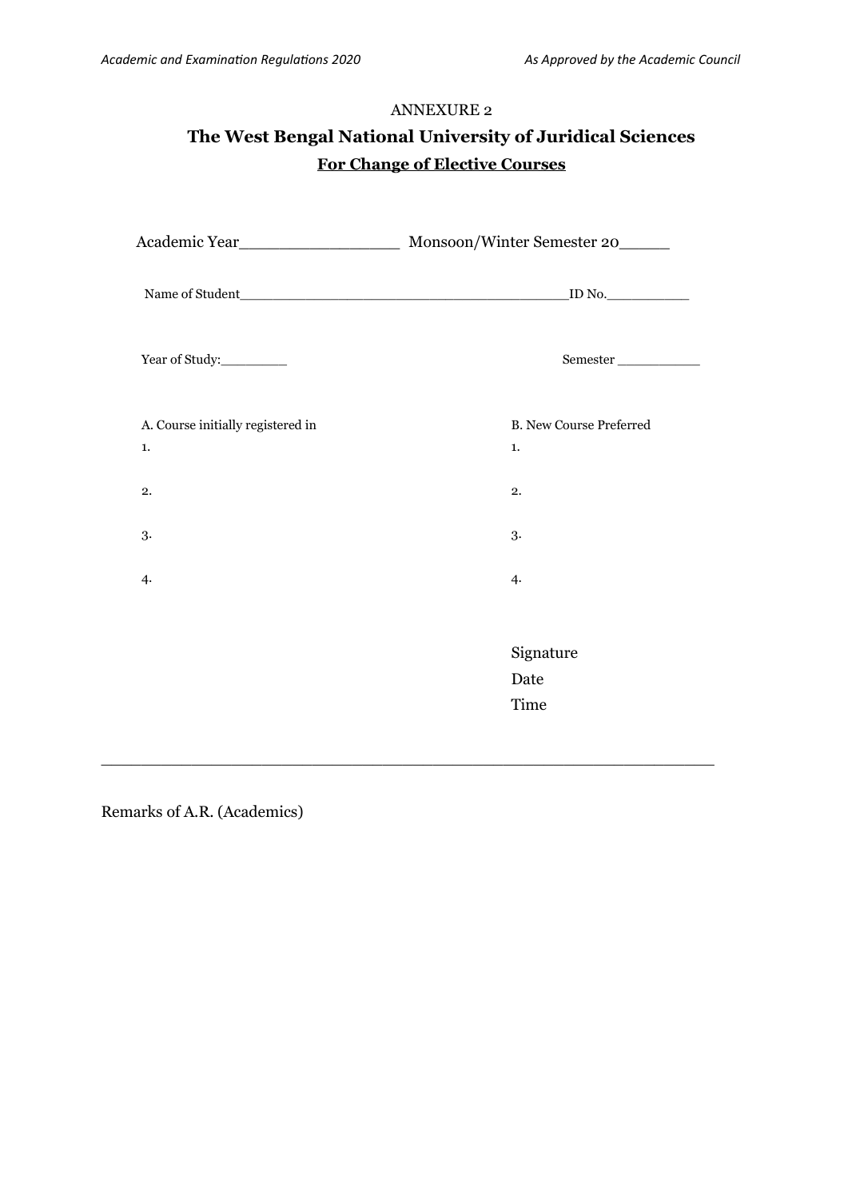ANNEXURE 2

# The West Bengal National University of Juridical Sciences

## For Change of Elective Courses

Academic Year_________________ Monsoon/Winter Semester 20_____

Name of Student___________________________________________ID No.___________

Year of Study:_________ Semester ___________

| A. Course initially registered in | B. New Course Preferred |
|---|---|
| 1. | 1. |
| 2. | 2. |
| 3. | 3. |
| 4. | 4. |

Signature

Date

Time

_________________________________________________________________

Remarks of A.R. (Academics)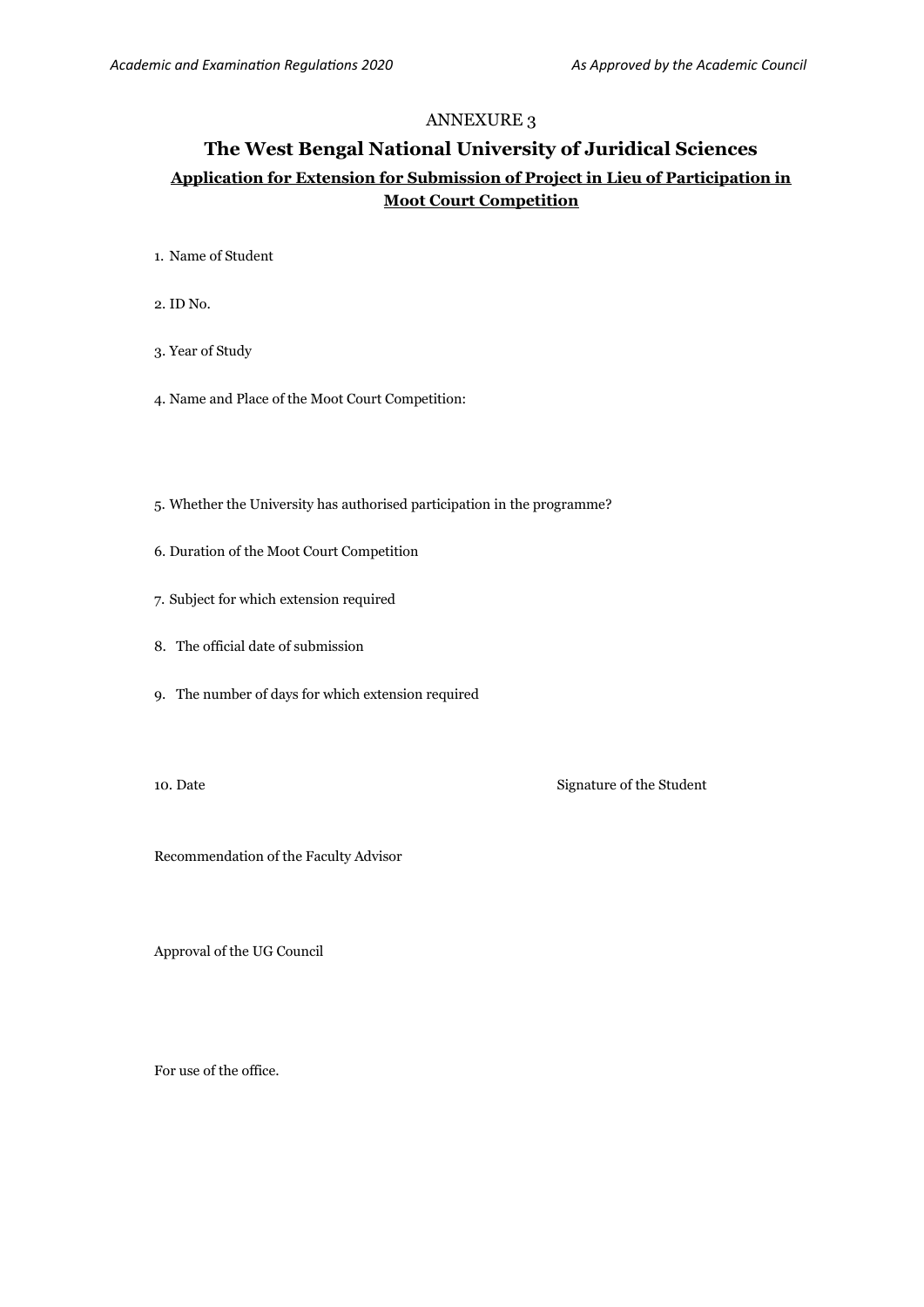ANNEXURE 3

# The West Bengal National University of Juridical Sciences

## Application for Extension for Submission of Project in Lieu of Participation in Moot Court Competition

1. Name of Student

2. ID No.

3. Year of Study

4. Name and Place of the Moot Court Competition:

5. Whether the University has authorised participation in the programme?

6. Duration of the Moot Court Competition

7. Subject for which extension required

8. The official date of submission

9. The number of days for which extension required

10. Date

Signature of the Student

Recommendation of the Faculty Advisor

Approval of the UG Council

For use of the office.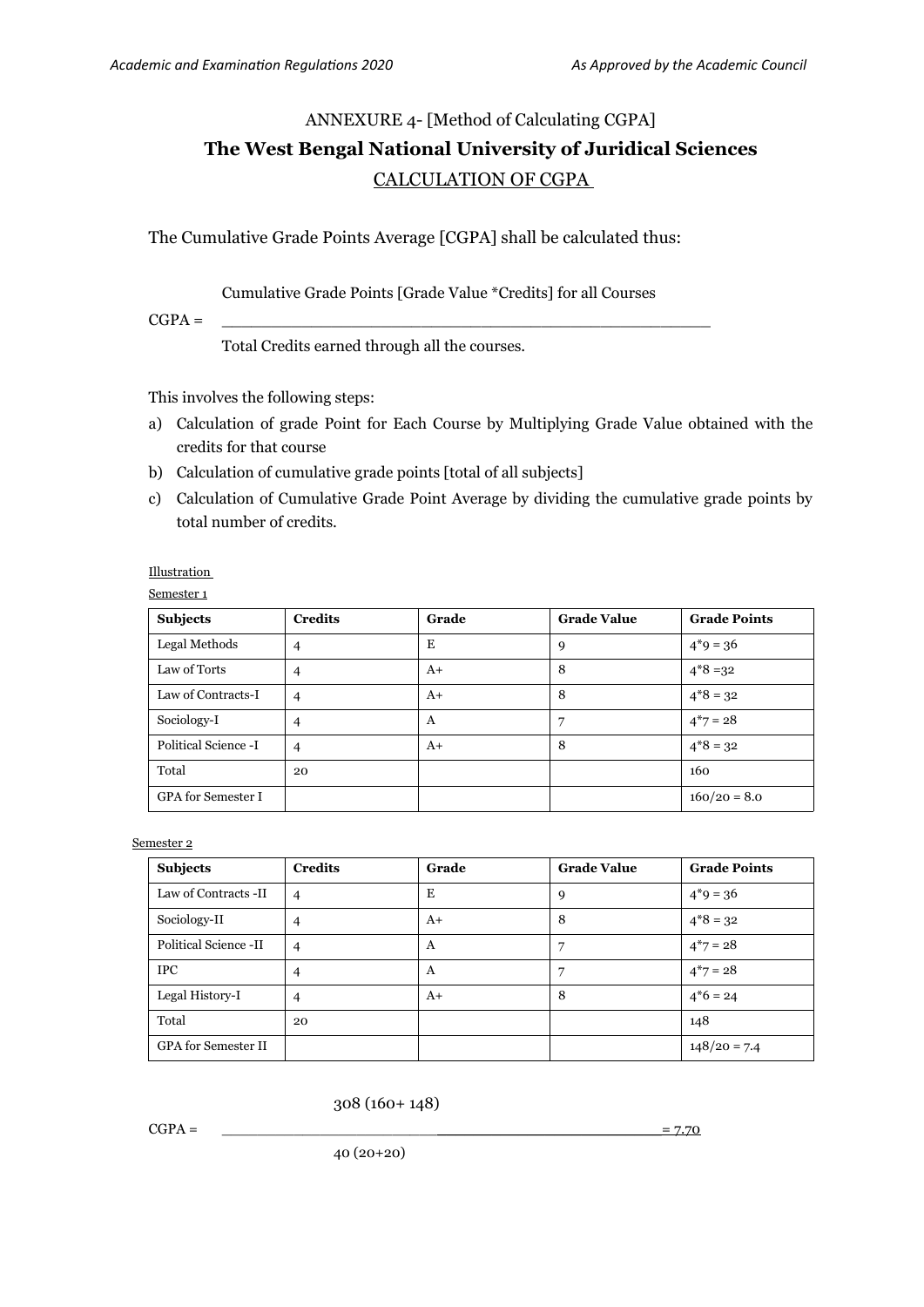ANNEXURE 4- [Method of Calculating CGPA]

# The West Bengal National University of Juridical Sciences

## CALCULATION OF CGPA

The Cumulative Grade Points Average [CGPA] shall be calculated thus:

$$\text{CGPA} = \frac{\text{Cumulative Grade Points [Grade Value *Credits] for all Courses}}{\text{Total Credits earned through all the courses.}}$$

This involves the following steps:

a) Calculation of grade Point for Each Course by Multiplying Grade Value obtained with the credits for that course

b) Calculation of cumulative grade points [total of all subjects]

c) Calculation of Cumulative Grade Point Average by dividing the cumulative grade points by total number of credits.

Illustration

Semester 1

| Subjects | Credits | Grade | Grade Value | Grade Points |
|---|---|---|---|---|
| Legal Methods | 4 | E | 9 | 4*9 = 36 |
| Law of Torts | 4 | A+ | 8 | 4*8 =32 |
| Law of Contracts-I | 4 | A+ | 8 | 4*8 = 32 |
| Sociology-I | 4 | A | 7 | 4*7 = 28 |
| Political Science -I | 4 | A+ | 8 | 4*8 = 32 |
| Total | 20 | | | 160 |
| GPA for Semester I | | | | 160/20 = 8.0 |

Semester 2

| Subjects | Credits | Grade | Grade Value | Grade Points |
|---|---|---|---|---|
| Law of Contracts -II | 4 | E | 9 | 4*9 = 36 |
| Sociology-II | 4 | A+ | 8 | 4*8 = 32 |
| Political Science -II | 4 | A | 7 | 4*7 = 28 |
| IPC | 4 | A | 7 | 4*7 = 28 |
| Legal History-I | 4 | A+ | 8 | 4*6 = 24 |
| Total | 20 | | | 148 |
| GPA for Semester II | | | | 148/20 = 7.4 |

$$\text{CGPA} = \frac{308\ (160+148)}{40\ (20+20)} = 7.70$$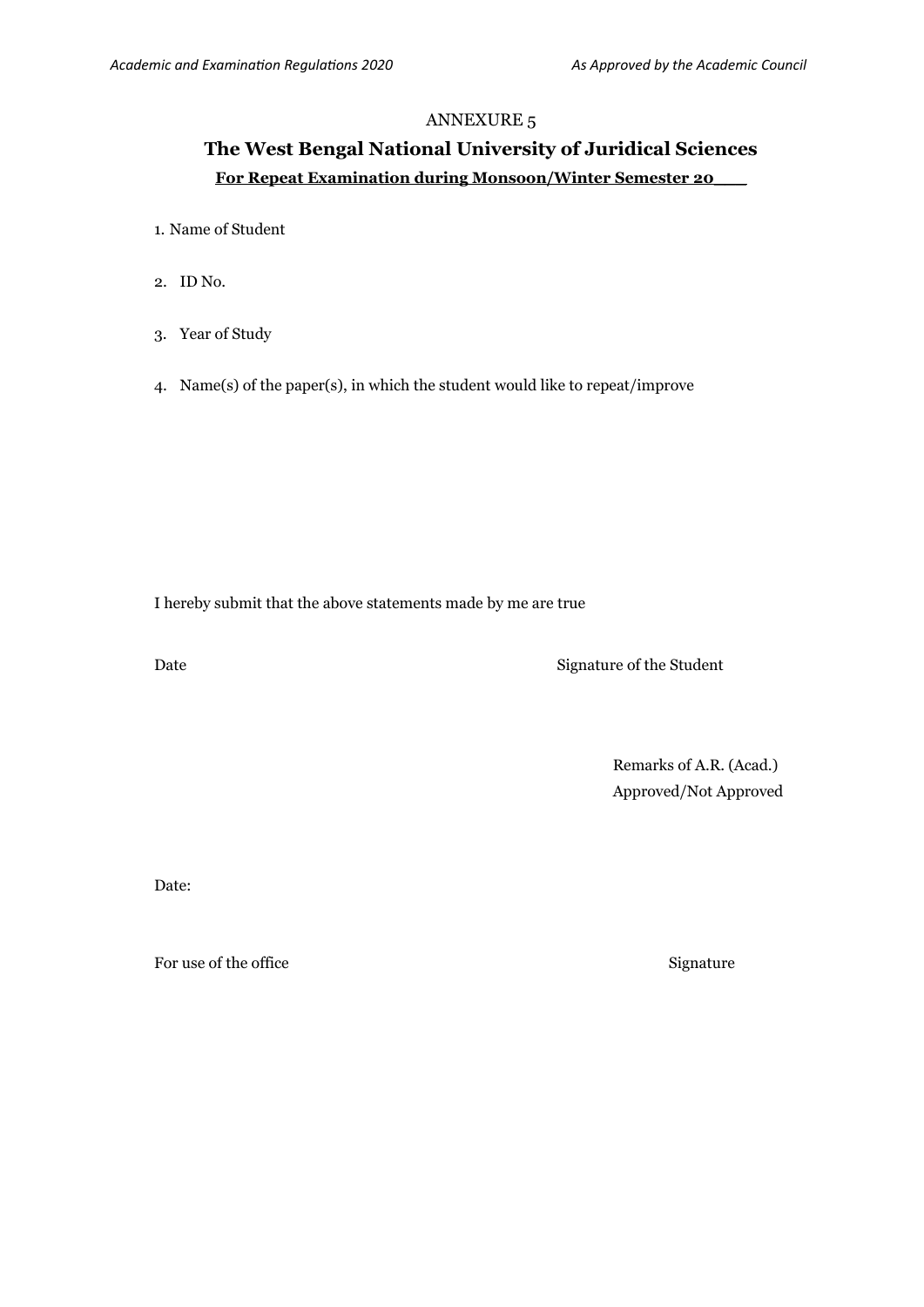ANNEXURE 5

## The West Bengal National University of Juridical Sciences

**For Repeat Examination during Monsoon/Winter Semester 20___**

1. Name of Student
2. ID No.
3. Year of Study
4. Name(s) of the paper(s), in which the student would like to repeat/improve

I hereby submit that the above statements made by me are true

Date Signature of the Student

Remarks of A.R. (Acad.)
Approved/Not Approved

Date:

For use of the office Signature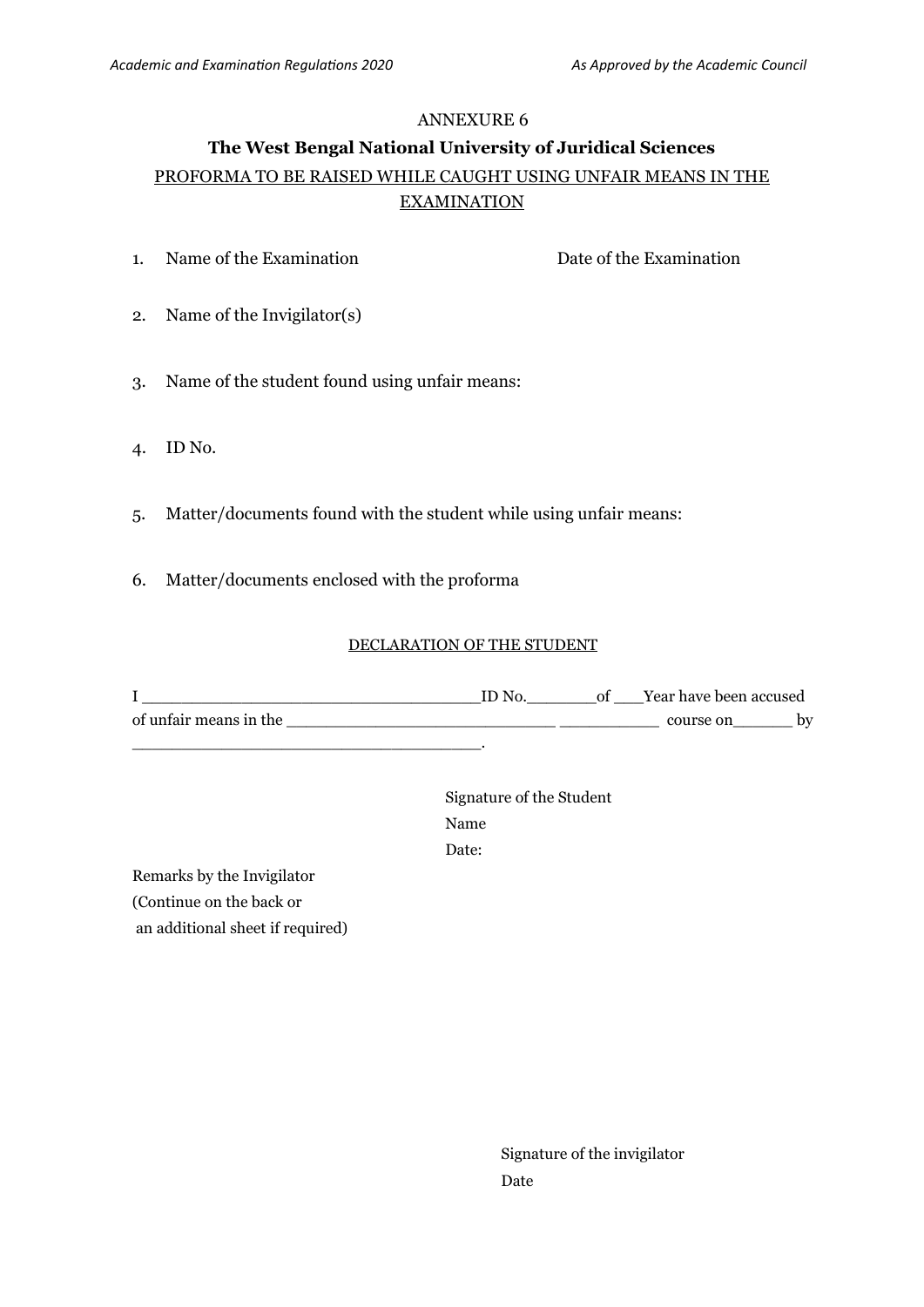ANNEXURE 6

**The West Bengal National University of Juridical Sciences**

PROFORMA TO BE RAISED WHILE CAUGHT USING UNFAIR MEANS IN THE EXAMINATION

1. Name of the Examination Date of the Examination

2. Name of the Invigilator(s)

3. Name of the student found using unfair means:

4. ID No.

5. Matter/documents found with the student while using unfair means:

6. Matter/documents enclosed with the proforma

DECLARATION OF THE STUDENT

I ___________________________________ID No.________of ___Year have been accused of unfair means in the ____________________________ ___________ course on______ by ____________________________________.

Signature of the Student

Name

Date:

Remarks by the Invigilator
(Continue on the back or
an additional sheet if required)

Signature of the invigilator

Date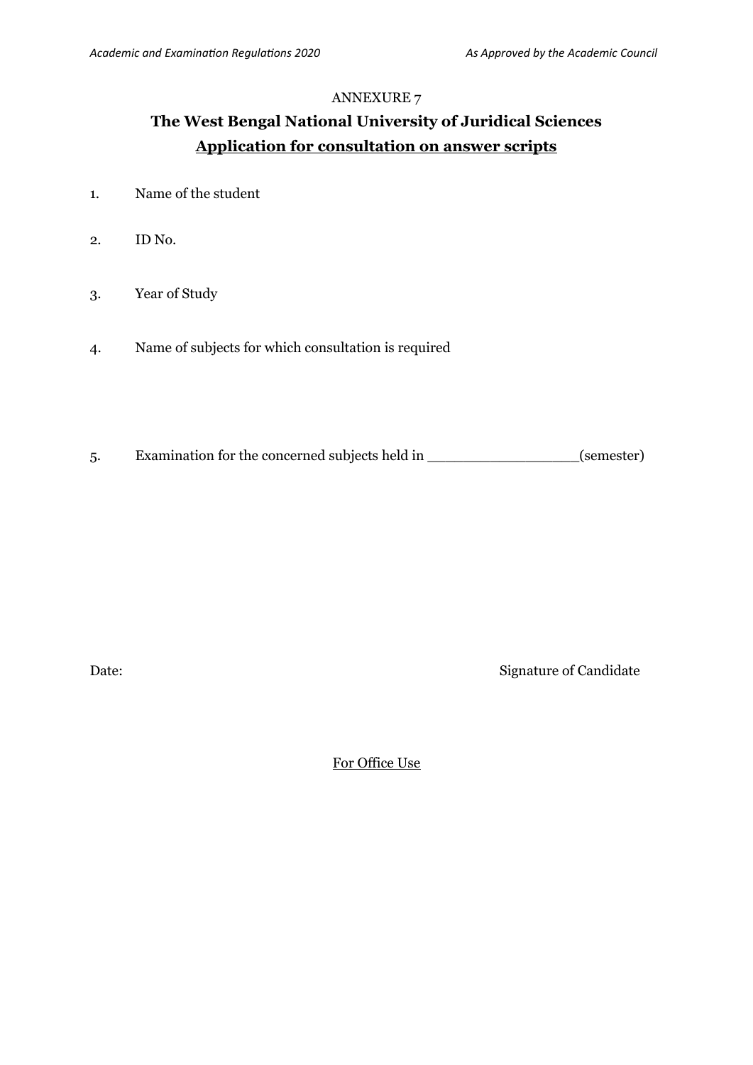ANNEXURE 7

## The West Bengal National University of Juridical Sciences

## Application for consultation on answer scripts

1. Name of the student

2. ID No.

3. Year of Study

4. Name of subjects for which consultation is required

5. Examination for the concerned subjects held in ________________(semester)

Date: Signature of Candidate

For Office Use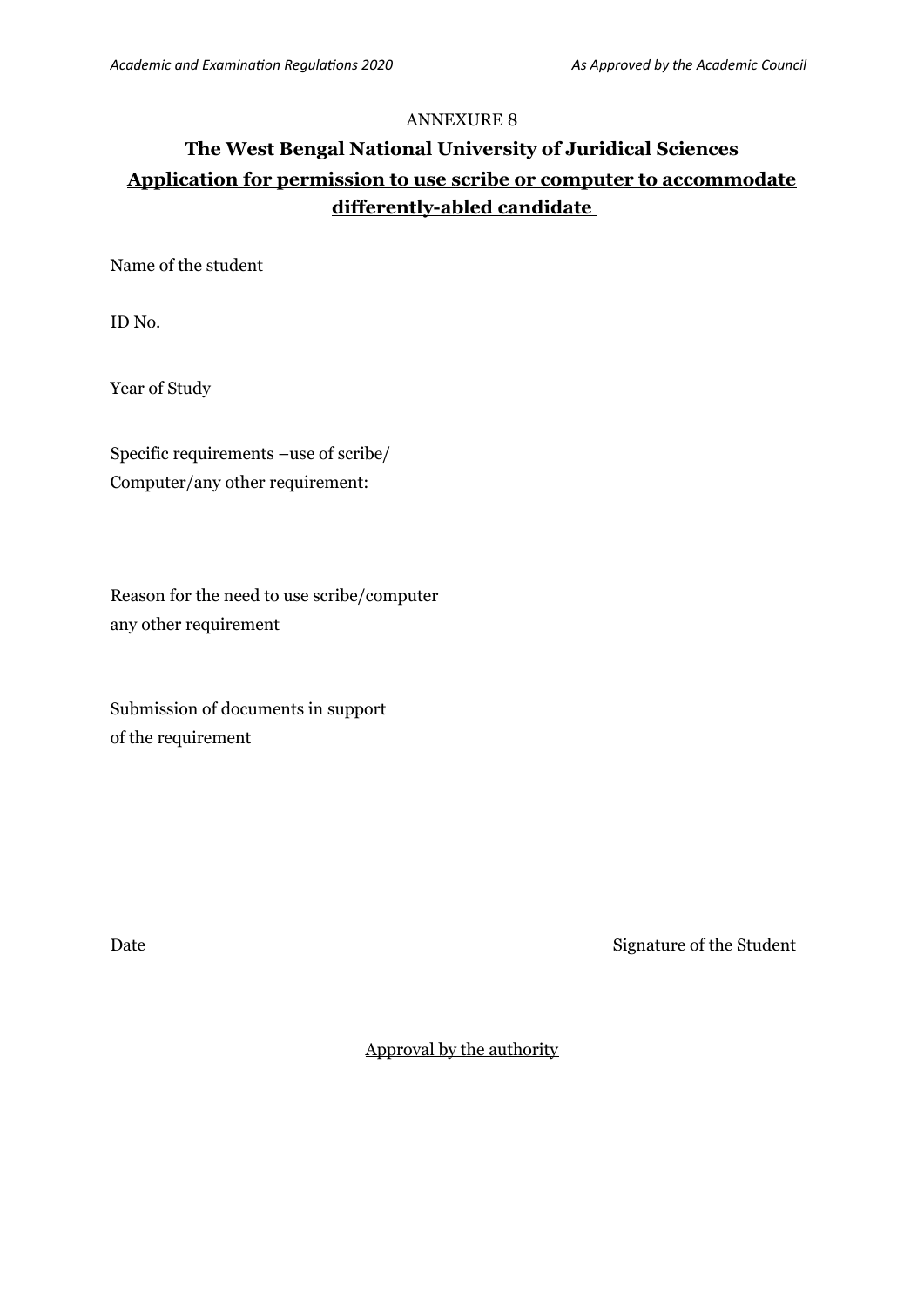ANNEXURE 8

## The West Bengal National University of Juridical Sciences

## Application for permission to use scribe or computer to accommodate differently-abled candidate

Name of the student

ID No.

Year of Study

Specific requirements –use of scribe/
Computer/any other requirement:

Reason for the need to use scribe/computer
any other requirement

Submission of documents in support
of the requirement

Date

Signature of the Student

Approval by the authority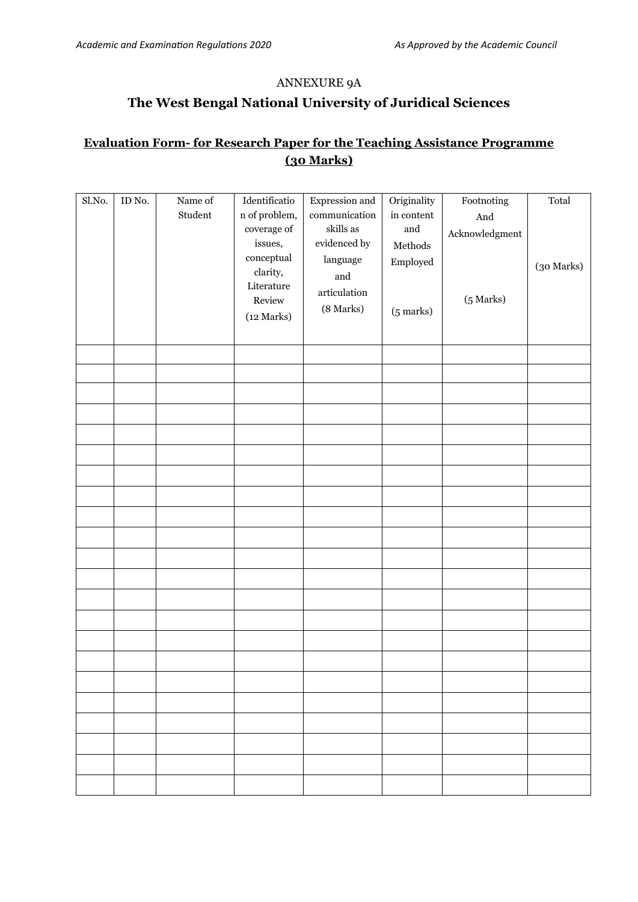ANNEXURE 9A

## The West Bengal National University of Juridical Sciences

### **Evaluation Form- for Research Paper for the Teaching Assistance Programme (30 Marks)**

| Sl.No. | ID No. | Name of Student | Identification of problem, coverage of issues, conceptual clarity, Literature Review (12 Marks) | Expression and communication skills as evidenced by language and articulation (8 Marks) | Originality in content and Methods Employed (5 marks) | Footnoting And Acknowledgment (5 Marks) | Total (30 Marks) |
|---|---|---|---|---|---|---|---|
| | | | | | | | |
| | | | | | | | |
| | | | | | | | |
| | | | | | | | |
| | | | | | | | |
| | | | | | | | |
| | | | | | | | |
| | | | | | | | |
| | | | | | | | |
| | | | | | | | |
| | | | | | | | |
| | | | | | | | |
| | | | | | | | |
| | | | | | | | |
| | | | | | | | |
| | | | | | | | |
| | | | | | | | |
| | | | | | | | |
| | | | | | | | |
| | | | | | | | |
| | | | | | | | |
| | | | | | | | |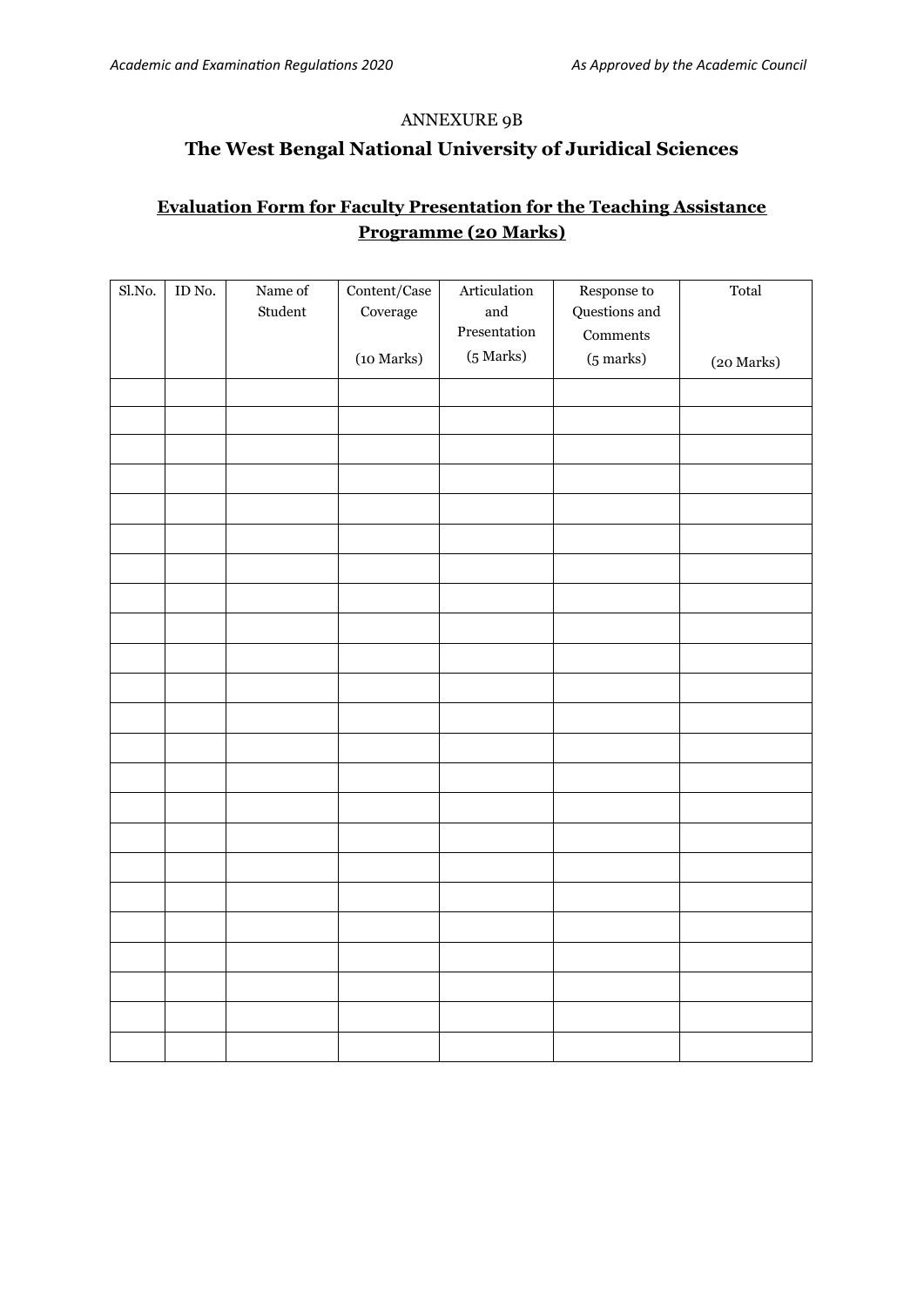ANNEXURE 9B

# The West Bengal National University of Juridical Sciences

## Evaluation Form for Faculty Presentation for the Teaching Assistance Programme (20 Marks)

| Sl.No. | ID No. | Name of Student | Content/Case Coverage (10 Marks) | Articulation and Presentation (5 Marks) | Response to Questions and Comments (5 marks) | Total (20 Marks) |
|---|---|---|---|---|---|---|
| | | | | | | |
| | | | | | | |
| | | | | | | |
| | | | | | | |
| | | | | | | |
| | | | | | | |
| | | | | | | |
| | | | | | | |
| | | | | | | |
| | | | | | | |
| | | | | | | |
| | | | | | | |
| | | | | | | |
| | | | | | | |
| | | | | | | |
| | | | | | | |
| | | | | | | |
| | | | | | | |
| | | | | | | |
| | | | | | | |
| | | | | | | |
| | | | | | | |
| | | | | | | |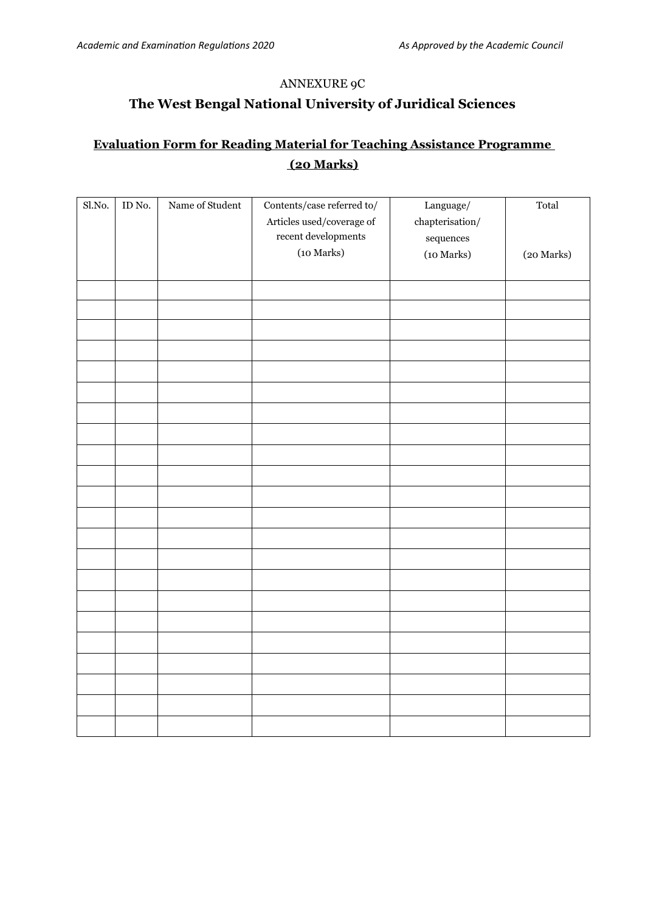ANNEXURE 9C

# The West Bengal National University of Juridical Sciences

## Evaluation Form for Reading Material for Teaching Assistance Programme (20 Marks)

| Sl.No. | ID No. | Name of Student | Contents/case referred to/ Articles used/coverage of recent developments (10 Marks) | Language/ chapterisation/ sequences (10 Marks) | Total (20 Marks) |
|---|---|---|---|---|---|
| | | | | | |
| | | | | | |
| | | | | | |
| | | | | | |
| | | | | | |
| | | | | | |
| | | | | | |
| | | | | | |
| | | | | | |
| | | | | | |
| | | | | | |
| | | | | | |
| | | | | | |
| | | | | | |
| | | | | | |
| | | | | | |
| | | | | | |
| | | | | | |
| | | | | | |
| | | | | | |
| | | | | | |
| | | | | | |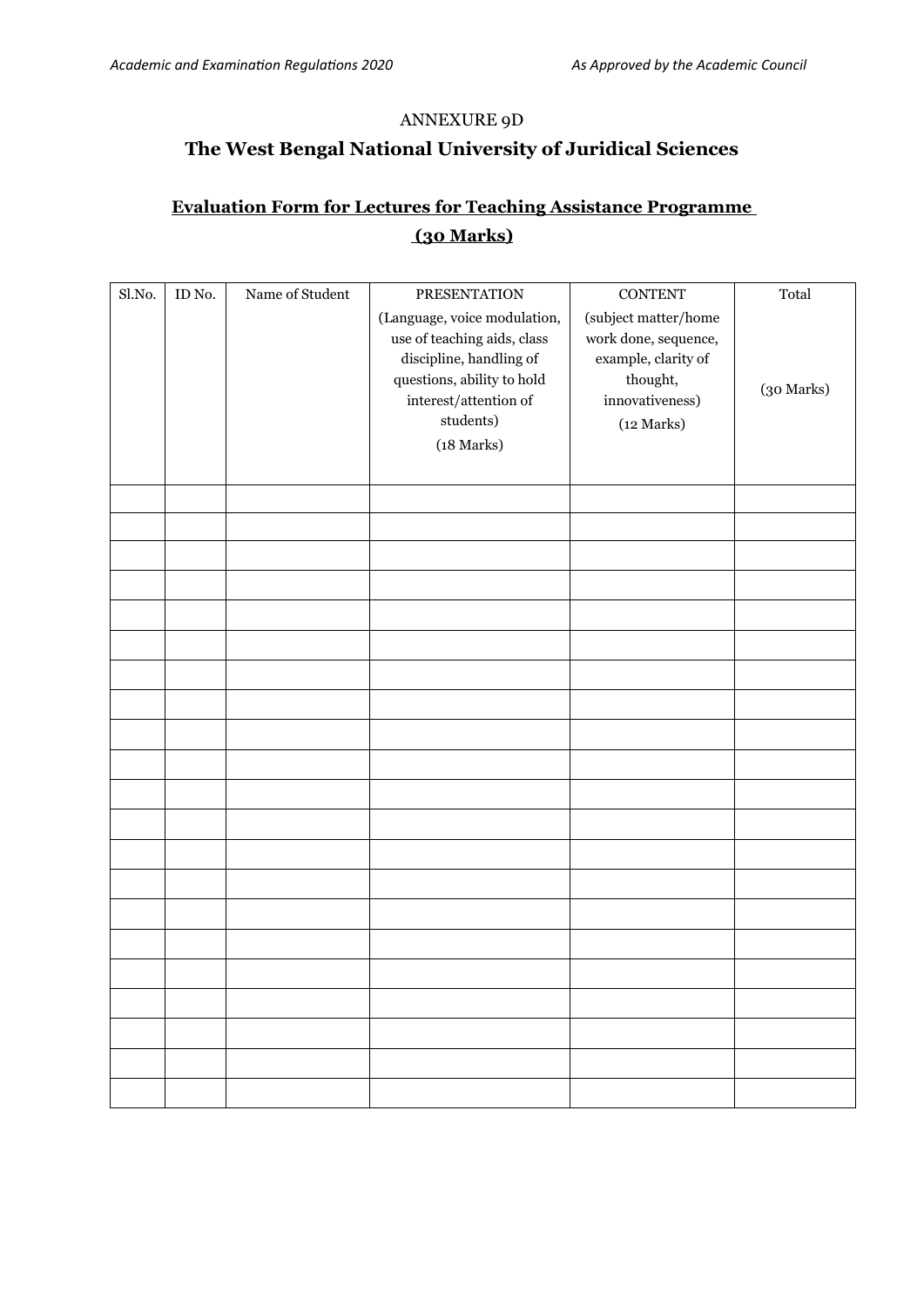ANNEXURE 9D

## The West Bengal National University of Juridical Sciences

### Evaluation Form for Lectures for Teaching Assistance Programme (30 Marks)

| Sl.No. | ID No. | Name of Student | PRESENTATION (Language, voice modulation, use of teaching aids, class discipline, handling of questions, ability to hold interest/attention of students) (18 Marks) | CONTENT (subject matter/home work done, sequence, example, clarity of thought, innovativeness) (12 Marks) | Total (30 Marks) |
|---|---|---|---|---|---|
| | | | | | |
| | | | | | |
| | | | | | |
| | | | | | |
| | | | | | |
| | | | | | |
| | | | | | |
| | | | | | |
| | | | | | |
| | | | | | |
| | | | | | |
| | | | | | |
| | | | | | |
| | | | | | |
| | | | | | |
| | | | | | |
| | | | | | |
| | | | | | |
| | | | | | |
| | | | | | |
| | | | | | |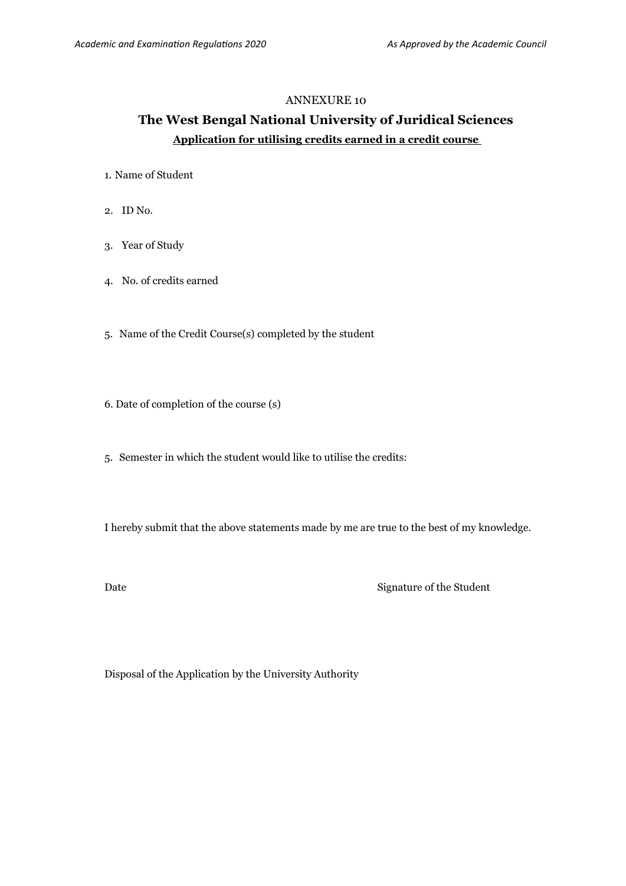ANNEXURE 10

# The West Bengal National University of Juridical Sciences

**Application for utilising credits earned in a credit course**

1. Name of Student

2. ID No.

3. Year of Study

4. No. of credits earned

5. Name of the Credit Course(s) completed by the student

6. Date of completion of the course (s)

5. Semester in which the student would like to utilise the credits:

I hereby submit that the above statements made by me are true to the best of my knowledge.

Date | Signature of the Student

Disposal of the Application by the University Authority